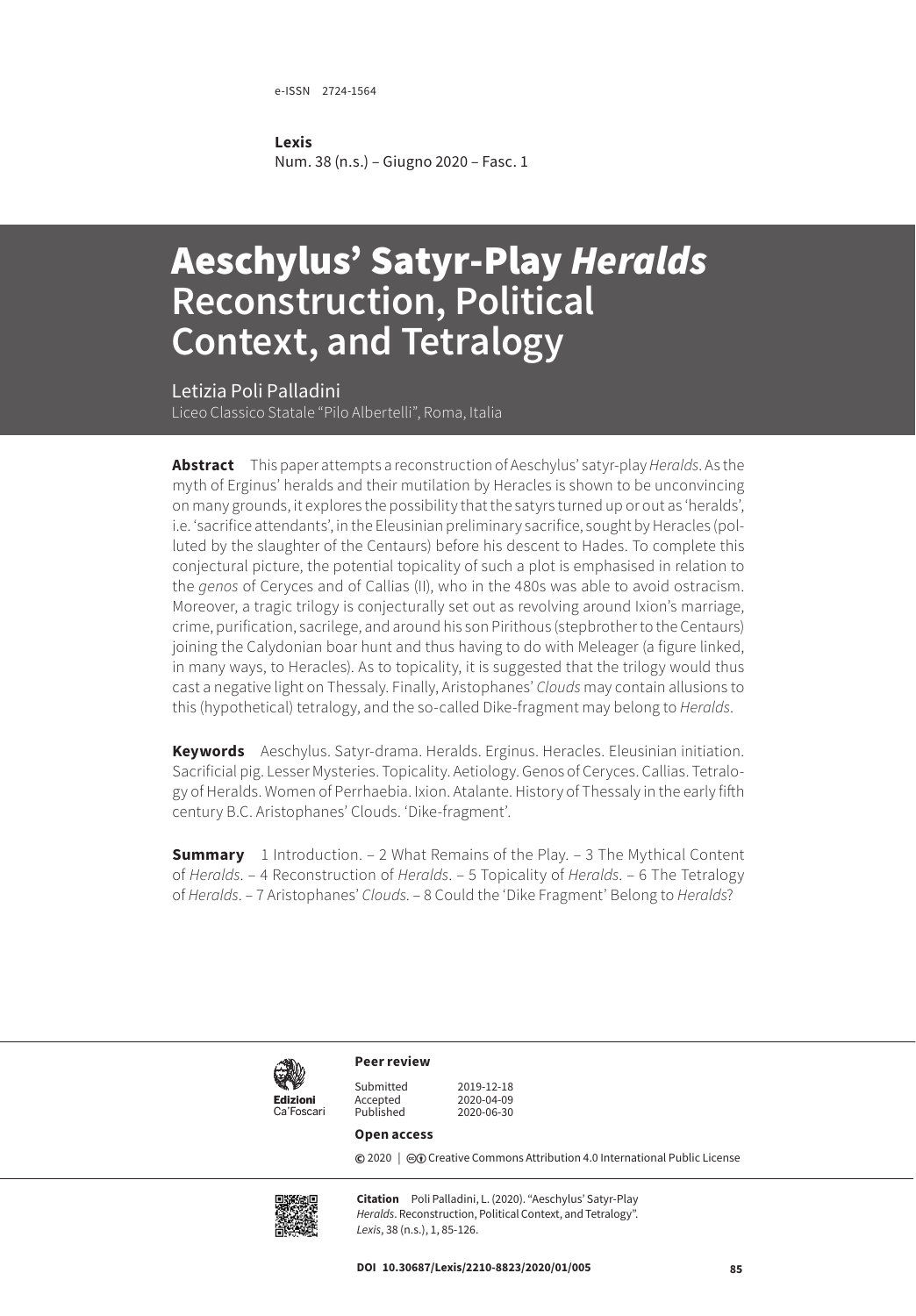e-ISSN 2724-1564

**Lexis**
Num. 38 (n.s.) – Giugno 2020 – Fasc. 1

# Aeschylus' Satyr-Play *Heralds* Reconstruction, Political Context, and Tetralogy

Letizia Poli Palladini
Liceo Classico Statale "Pilo Albertelli", Roma, Italia

**Abstract** This paper attempts a reconstruction of Aeschylus' satyr-play *Heralds*. As the myth of Erginus' heralds and their mutilation by Heracles is shown to be unconvincing on many grounds, it explores the possibility that the satyrs turned up or out as 'heralds', i.e. 'sacrifice attendants', in the Eleusinian preliminary sacrifice, sought by Heracles (polluted by the slaughter of the Centaurs) before his descent to Hades. To complete this conjectural picture, the potential topicality of such a plot is emphasised in relation to the *genos* of Ceryces and of Callias (II), who in the 480s was able to avoid ostracism. Moreover, a tragic trilogy is conjecturally set out as revolving around Ixion's marriage, crime, purification, sacrilege, and around his son Pirithous (stepbrother to the Centaurs) joining the Calydonian boar hunt and thus having to do with Meleager (a figure linked, in many ways, to Heracles). As to topicality, it is suggested that the trilogy would thus cast a negative light on Thessaly. Finally, Aristophanes' *Clouds* may contain allusions to this (hypothetical) tetralogy, and the so-called Dike-fragment may belong to *Heralds*.

**Keywords** Aeschylus. Satyr-drama. Heralds. Erginus. Heracles. Eleusinian initiation. Sacrificial pig. Lesser Mysteries. Topicality. Aetiology. Genos of Ceryces. Callias. Tetralogy of Heralds. Women of Perrhaebia. Ixion. Atalante. History of Thessaly in the early fifth century B.C. Aristophanes' Clouds. 'Dike-fragment'.

**Summary** 1 Introduction. – 2 What Remains of the Play. – 3 The Mythical Content of *Heralds*. – 4 Reconstruction of *Heralds*. – 5 Topicality of *Heralds*. – 6 The Tetralogy of *Heralds*. – 7 Aristophanes' *Clouds*. – 8 Could the 'Dike Fragment' Belong to *Heralds*?

Edizioni Ca'Foscari

**Peer review**

| | |
|---|---|
| Submitted | 2019-12-18 |
| Accepted | 2020-04-09 |
| Published | 2020-06-30 |

**Open access**

© 2020 | Creative Commons Attribution 4.0 International Public License

**Citation** Poli Palladini, L. (2020). "Aeschylus' Satyr-Play *Heralds*. Reconstruction, Political Context, and Tetralogy". *Lexis*, 38 (n.s.), 1, 85-126.

DOI 10.30687/Lexis/2210-8823/2020/01/005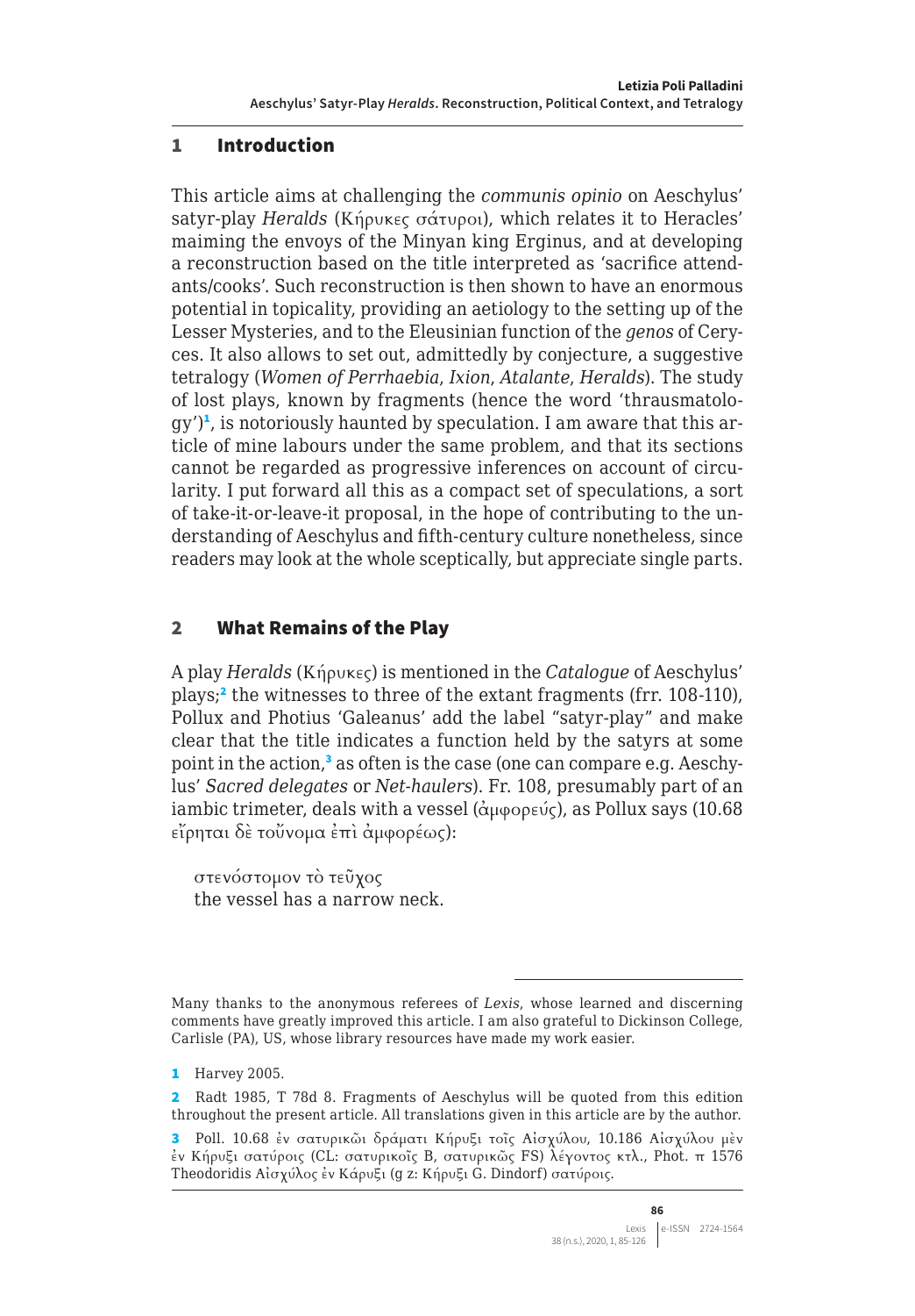## 1 Introduction

This article aims at challenging the *communis opinio* on Aeschylus' satyr-play *Heralds* (Κήρυκες σάτυροι), which relates it to Heracles' maiming the envoys of the Minyan king Erginus, and at developing a reconstruction based on the title interpreted as 'sacrifice attendants/cooks'. Such reconstruction is then shown to have an enormous potential in topicality, providing an aetiology to the setting up of the Lesser Mysteries, and to the Eleusinian function of the *genos* of Ceryces. It also allows to set out, admittedly by conjecture, a suggestive tetralogy (*Women of Perrhaebia*, *Ixion*, *Atalante*, *Heralds*). The study of lost plays, known by fragments (hence the word 'thrausmatology')[1], is notoriously haunted by speculation. I am aware that this article of mine labours under the same problem, and that its sections cannot be regarded as progressive inferences on account of circularity. I put forward all this as a compact set of speculations, a sort of take-it-or-leave-it proposal, in the hope of contributing to the understanding of Aeschylus and fifth-century culture nonetheless, since readers may look at the whole sceptically, but appreciate single parts.

## 2 What Remains of the Play

A play *Heralds* (Κήρυκες) is mentioned in the *Catalogue* of Aeschylus' plays;[2] the witnesses to three of the extant fragments (frr. 108-110), Pollux and Photius 'Galeanus' add the label "satyr-play" and make clear that the title indicates a function held by the satyrs at some point in the action,[3] as often is the case (one can compare e.g. Aeschylus' *Sacred delegates* or *Net-haulers*). Fr. 108, presumably part of an iambic trimeter, deals with a vessel (ἀμφορεύς), as Pollux says (10.68 εἴρηται δὲ τοὔνομα ἐπὶ ἀμφορέως):

στενόστομον τὸ τεῦχος
the vessel has a narrow neck.

---

Many thanks to the anonymous referees of *Lexis*, whose learned and discerning comments have greatly improved this article. I am also grateful to Dickinson College, Carlisle (PA), US, whose library resources have made my work easier.

1 Harvey 2005.

2 Radt 1985, T 78d 8. Fragments of Aeschylus will be quoted from this edition throughout the present article. All translations given in this article are by the author.

3 Poll. 10.68 ἐν σατυρικῷ δράματι Κήρυξι τοῖς Αἰσχύλου, 10.186 Αἰσχύλου μὲν ἐν Κήρυξι σατύροις (CL: σατυρικοῖς B, σατυρικῶς FS) λέγοντος κτλ., Phot. π 1576 Theodoridis Αἰσχύλος ἐν Κάρυξι (g z: Κήρυξι G. Dindorf) σατύροις.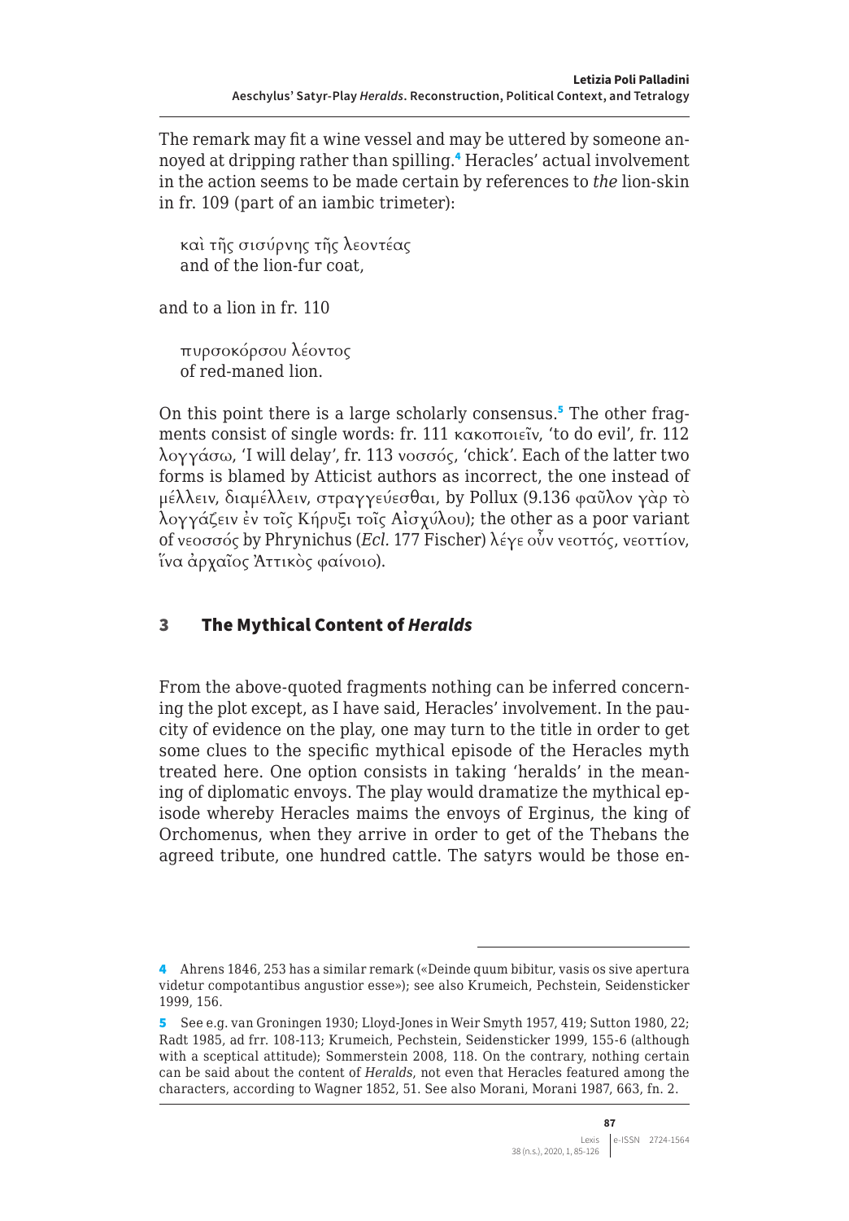The remark may fit a wine vessel and may be uttered by someone annoyed at dripping rather than spilling.[4] Heracles' actual involvement in the action seems to be made certain by references to *the* lion-skin in fr. 109 (part of an iambic trimeter):

> καὶ τῆς σισύρνης τῆς λεοντέας
> and of the lion-fur coat,

and to a lion in fr. 110

> πυρσοκόρσου λέοντος
> of red-maned lion.

On this point there is a large scholarly consensus.[5] The other fragments consist of single words: fr. 111 κακοποιεῖν, 'to do evil', fr. 112 λογγάσω, 'I will delay', fr. 113 νοσσός, 'chick'. Each of the latter two forms is blamed by Atticist authors as incorrect, the one instead of μέλλειν, διαμέλλειν, στραγγεύεσθαι, by Pollux (9.136 φαῦλον γὰρ τὸ λογγάζειν ἐν τοῖς Κήρυξι τοῖς Αἰσχύλου); the other as a poor variant of νεοσσός by Phrynichus (*Ecl.* 177 Fischer) λέγε οὖν νεοττός, νεοττίον, ἵνα ἀρχαῖος Ἀττικὸς φαίνοιο).

## 3 The Mythical Content of *Heralds*

From the above-quoted fragments nothing can be inferred concerning the plot except, as I have said, Heracles' involvement. In the paucity of evidence on the play, one may turn to the title in order to get some clues to the specific mythical episode of the Heracles myth treated here. One option consists in taking 'heralds' in the meaning of diplomatic envoys. The play would dramatize the mythical episode whereby Heracles maims the envoys of Erginus, the king of Orchomenus, when they arrive in order to get of the Thebans the agreed tribute, one hundred cattle. The satyrs would be those en-

---

[4] Ahrens 1846, 253 has a similar remark («Deinde quum bibitur, vasis os sive apertura videtur compotantibus angustior esse»); see also Krumeich, Pechstein, Seidensticker 1999, 156.

[5] See e.g. van Groningen 1930; Lloyd-Jones in Weir Smyth 1957, 419; Sutton 1980, 22; Radt 1985, ad frr. 108-113; Krumeich, Pechstein, Seidensticker 1999, 155-6 (although with a sceptical attitude); Sommerstein 2008, 118. On the contrary, nothing certain can be said about the content of *Heralds*, not even that Heracles featured among the characters, according to Wagner 1852, 51. See also Morani, Morani 1987, 663, fn. 2.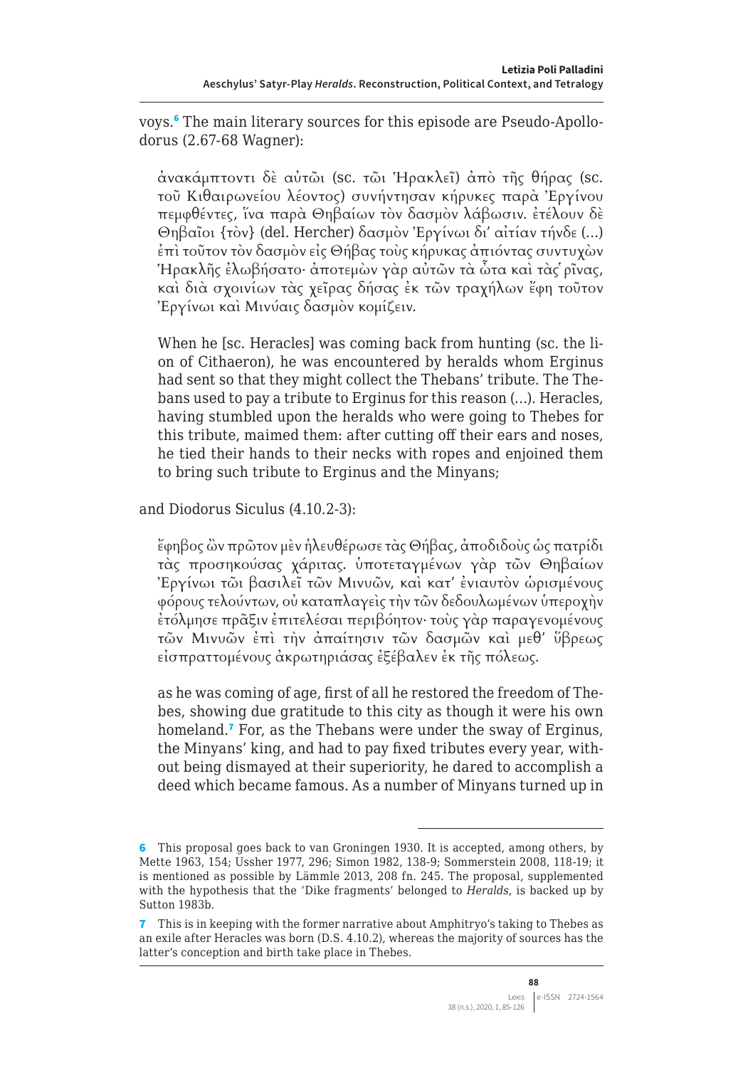voys.[6] The main literary sources for this episode are Pseudo-Apollodorus (2.67-68 Wagner):

> ἀνακάμπτοντι δὲ αὐτῶι (sc. τῶι Ἡρακλεῖ) ἀπὸ τῆς θήρας (sc. τοῦ Κιθαιρωνείου λέοντος) συνήντησαν κήρυκες παρὰ Ἐργίνου πεμφθέντες, ἵνα παρὰ Θηβαίων τὸν δασμὸν λάβωσιν. ἐτέλουν δὲ Θηβαῖοι {τὸν} (del. Hercher) δασμὸν Ἐργίνωι δι' αἰτίαν τήνδε (...) ἐπὶ τοῦτον τὸν δασμὸν εἰς Θήβας τοὺς κήρυκας ἀπιόντας συντυχὼν Ἡρακλῆς ἐλωβήσατο· ἀποτεμὼν γὰρ αὐτῶν τὰ ὦτα καὶ τὰς ῥῖνας, καὶ διὰ σχοινίων τὰς χεῖρας δήσας ἐκ τῶν τραχήλων ἔφη τοῦτον Ἐργίνωι καὶ Μινύαις δασμὸν κομίζειν.
>
> When he [sc. Heracles] was coming back from hunting (sc. the lion of Cithaeron), he was encountered by heralds whom Erginus had sent so that they might collect the Thebans' tribute. The Thebans used to pay a tribute to Erginus for this reason (...). Heracles, having stumbled upon the heralds who were going to Thebes for this tribute, maimed them: after cutting off their ears and noses, he tied their hands to their necks with ropes and enjoined them to bring such tribute to Erginus and the Minyans;

and Diodorus Siculus (4.10.2-3):

> ἔφηβος ὢν πρῶτον μὲν ἠλευθέρωσε τὰς Θήβας, ἀποδιδοὺς ὡς πατρίδι τὰς προσηκούσας χάριτας. ὑποτεταγμένων γὰρ τῶν Θηβαίων Ἐργίνωι τῶι βασιλεῖ τῶν Μινυῶν, καὶ κατ' ἐνιαυτὸν ὡρισμένους φόρους τελούντων, οὐ καταπλαγεὶς τὴν τῶν δεδουλωμένων ὑπεροχὴν ἐτόλμησε πρᾶξιν ἐπιτελέσαι περιβόητον· τοὺς γὰρ παραγενομένους τῶν Μινυῶν ἐπὶ τὴν ἀπαίτησιν τῶν δασμῶν καὶ μεθ' ὕβρεως εἰσπραττομένους ἀκρωτηριάσας ἐξέβαλεν ἐκ τῆς πόλεως.
>
> as he was coming of age, first of all he restored the freedom of Thebes, showing due gratitude to this city as though it were his own homeland.[7] For, as the Thebans were under the sway of Erginus, the Minyans' king, and had to pay fixed tributes every year, without being dismayed at their superiority, he dared to accomplish a deed which became famous. As a number of Minyans turned up in

---

[6] This proposal goes back to van Groningen 1930. It is accepted, among others, by Mette 1963, 154; Ussher 1977, 296; Simon 1982, 138-9; Sommerstein 2008, 118-19; it is mentioned as possible by Lämmle 2013, 208 fn. 245. The proposal, supplemented with the hypothesis that the 'Dike fragments' belonged to *Heralds*, is backed up by Sutton 1983b.

[7] This is in keeping with the former narrative about Amphitryo's taking to Thebes as an exile after Heracles was born (D.S. 4.10.2), whereas the majority of sources has the latter's conception and birth take place in Thebes.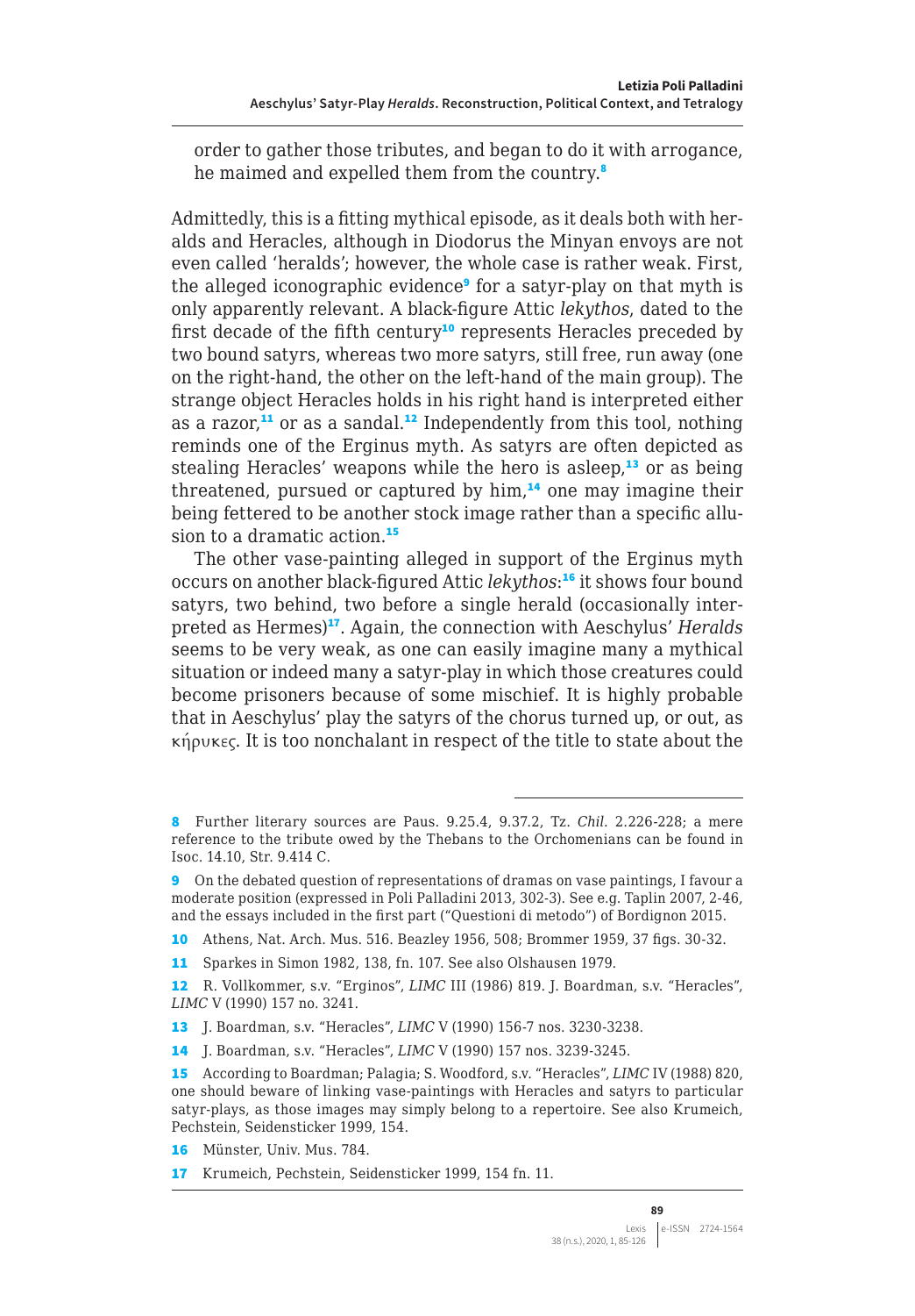order to gather those tributes, and began to do it with arrogance, he maimed and expelled them from the country.[8]

Admittedly, this is a fitting mythical episode, as it deals both with heralds and Heracles, although in Diodorus the Minyan envoys are not even called 'heralds'; however, the whole case is rather weak. First, the alleged iconographic evidence[9] for a satyr-play on that myth is only apparently relevant. A black-figure Attic *lekythos*, dated to the first decade of the fifth century[10] represents Heracles preceded by two bound satyrs, whereas two more satyrs, still free, run away (one on the right-hand, the other on the left-hand of the main group). The strange object Heracles holds in his right hand is interpreted either as a razor,[11] or as a sandal.[12] Independently from this tool, nothing reminds one of the Erginus myth. As satyrs are often depicted as stealing Heracles' weapons while the hero is asleep,[13] or as being threatened, pursued or captured by him,[14] one may imagine their being fettered to be another stock image rather than a specific allusion to a dramatic action.[15]

The other vase-painting alleged in support of the Erginus myth occurs on another black-figured Attic *lekythos*:[16] it shows four bound satyrs, two behind, two before a single herald (occasionally interpreted as Hermes)[17]. Again, the connection with Aeschylus' *Heralds* seems to be very weak, as one can easily imagine many a mythical situation or indeed many a satyr-play in which those creatures could become prisoners because of some mischief. It is highly probable that in Aeschylus' play the satyrs of the chorus turned up, or out, as κήρυκες. It is too nonchalant in respect of the title to state about the

---

[8] Further literary sources are Paus. 9.25.4, 9.37.2, Tz. *Chil*. 2.226-228; a mere reference to the tribute owed by the Thebans to the Orchomenians can be found in Isoc. 14.10, Str. 9.414 C.

[9] On the debated question of representations of dramas on vase paintings, I favour a moderate position (expressed in Poli Palladini 2013, 302-3). See e.g. Taplin 2007, 2-46, and the essays included in the first part ("Questioni di metodo") of Bordignon 2015.

[10] Athens, Nat. Arch. Mus. 516. Beazley 1956, 508; Brommer 1959, 37 figs. 30-32.

[11] Sparkes in Simon 1982, 138, fn. 107. See also Olshausen 1979.

[12] R. Vollkommer, s.v. "Erginos", *LIMC* III (1986) 819. J. Boardman, s.v. "Heracles", *LIMC* V (1990) 157 no. 3241.

[13] J. Boardman, s.v. "Heracles", *LIMC* V (1990) 156-7 nos. 3230-3238.

[14] J. Boardman, s.v. "Heracles", *LIMC* V (1990) 157 nos. 3239-3245.

[15] According to Boardman; Palagia; S. Woodford, s.v. "Heracles", *LIMC* IV (1988) 820, one should beware of linking vase-paintings with Heracles and satyrs to particular satyr-plays, as those images may simply belong to a repertoire. See also Krumeich, Pechstein, Seidensticker 1999, 154.

[16] Münster, Univ. Mus. 784.

[17] Krumeich, Pechstein, Seidensticker 1999, 154 fn. 11.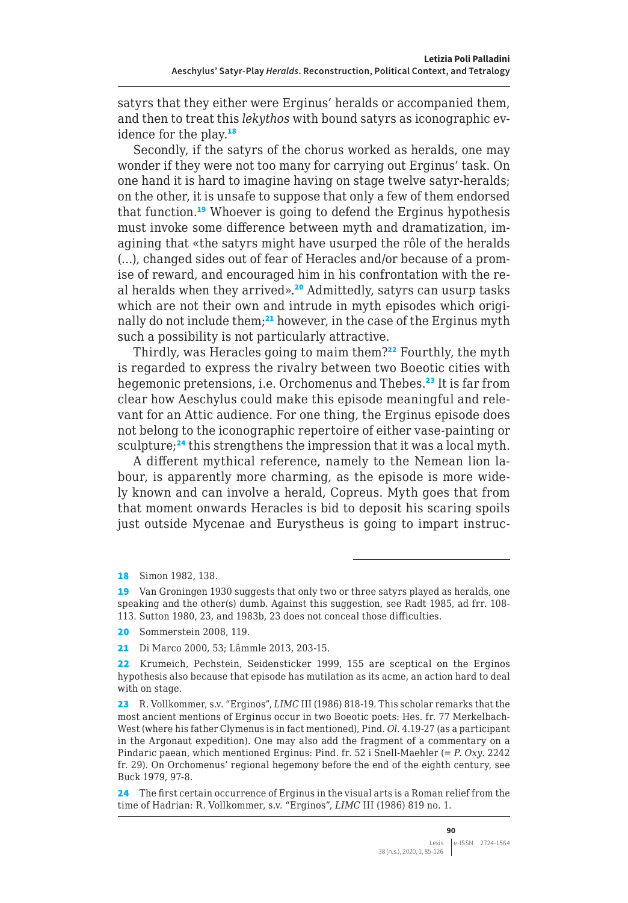satyrs that they either were Erginus' heralds or accompanied them, and then to treat this *lekythos* with bound satyrs as iconographic evidence for the play.[18]

Secondly, if the satyrs of the chorus worked as heralds, one may wonder if they were not too many for carrying out Erginus' task. On one hand it is hard to imagine having on stage twelve satyr-heralds; on the other, it is unsafe to suppose that only a few of them endorsed that function.[19] Whoever is going to defend the Erginus hypothesis must invoke some difference between myth and dramatization, imagining that «the satyrs might have usurped the rôle of the heralds (…), changed sides out of fear of Heracles and/or because of a promise of reward, and encouraged him in his confrontation with the real heralds when they arrived».[20] Admittedly, satyrs can usurp tasks which are not their own and intrude in myth episodes which originally do not include them;[21] however, in the case of the Erginus myth such a possibility is not particularly attractive.

Thirdly, was Heracles going to maim them?[22] Fourthly, the myth is regarded to express the rivalry between two Boeotic cities with hegemonic pretensions, i.e. Orchomenus and Thebes.[23] It is far from clear how Aeschylus could make this episode meaningful and relevant for an Attic audience. For one thing, the Erginus episode does not belong to the iconographic repertoire of either vase-painting or sculpture;[24] this strengthens the impression that it was a local myth.

A different mythical reference, namely to the Nemean lion labour, is apparently more charming, as the episode is more widely known and can involve a herald, Copreus. Myth goes that from that moment onwards Heracles is bid to deposit his scaring spoils just outside Mycenae and Eurystheus is going to impart instruc-

---

18 Simon 1982, 138.

19 Van Groningen 1930 suggests that only two or three satyrs played as heralds, one speaking and the other(s) dumb. Against this suggestion, see Radt 1985, ad frr. 108-113. Sutton 1980, 23, and 1983b, 23 does not conceal those difficulties.

20 Sommerstein 2008, 119.

21 Di Marco 2000, 53; Lämmle 2013, 203-15.

22 Krumeich, Pechstein, Seidensticker 1999, 155 are sceptical on the Erginos hypothesis also because that episode has mutilation as its acme, an action hard to deal with on stage.

23 R. Vollkommer, s.v. "Erginos", *LIMC* III (1986) 818-19. This scholar remarks that the most ancient mentions of Erginus occur in two Boeotic poets: Hes. fr. 77 Merkelbach-West (where his father Clymenus is in fact mentioned), Pind. *Ol.* 4.19-27 (as a participant in the Argonaut expedition). One may also add the fragment of a commentary on a Pindaric paean, which mentioned Erginus: Pind. fr. 52 i Snell-Maehler (= *P. Oxy.* 2242 fr. 29). On Orchomenus' regional hegemony before the end of the eighth century, see Buck 1979, 97-8.

24 The first certain occurrence of Erginus in the visual arts is a Roman relief from the time of Hadrian: R. Vollkommer, s.v. "Erginos", *LIMC* III (1986) 819 no. 1.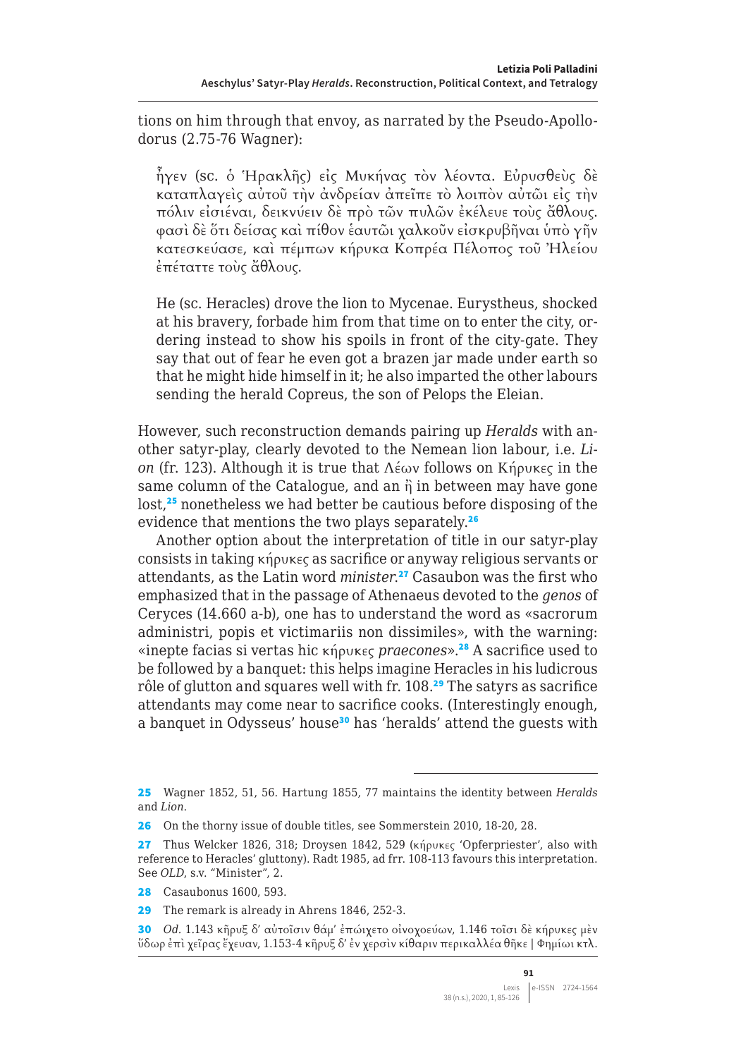tions on him through that envoy, as narrated by the Pseudo-Apollodorus (2.75-76 Wagner):

> ἦγεν (sc. ὁ Ἡρακλῆς) εἰς Μυκήνας τὸν λέοντα. Εὐρυσθεὺς δὲ καταπλαγεὶς αὐτοῦ τὴν ἀνδρείαν ἀπεῖπε τὸ λοιπὸν αὐτῶι εἰς τὴν πόλιν εἰσιέναι, δεικνύειν δὲ πρὸ τῶν πυλῶν ἐκέλευε τοὺς ἄθλους. φασὶ δὲ ὅτι δείσας καὶ πίθον ἑαυτῶι χαλκοῦν εἰσκρυβῆναι ὑπὸ γῆν κατεσκεύασε, καὶ πέμπων κήρυκα Κοπρέα Πέλοπος τοῦ Ἠλείου ἐπέταττε τοὺς ἄθλους.
>
> He (sc. Heracles) drove the lion to Mycenae. Eurystheus, shocked at his bravery, forbade him from that time on to enter the city, ordering instead to show his spoils in front of the city-gate. They say that out of fear he even got a brazen jar made under earth so that he might hide himself in it; he also imparted the other labours sending the herald Copreus, the son of Pelops the Eleian.

However, such reconstruction demands pairing up *Heralds* with another satyr-play, clearly devoted to the Nemean lion labour, i.e. *Lion* (fr. 123). Although it is true that Λέων follows on Κήρυκες in the same column of the Catalogue, and an ἢ in between may have gone lost,[25] nonetheless we had better be cautious before disposing of the evidence that mentions the two plays separately.[26]

Another option about the interpretation of title in our satyr-play consists in taking κήρυκες as sacrifice or anyway religious servants or attendants, as the Latin word *minister*.[27] Casaubon was the first who emphasized that in the passage of Athenaeus devoted to the *genos* of Ceryces (14.660 a-b), one has to understand the word as «sacrorum administri, popis et victimariis non dissimiles», with the warning: «inepte facias si vertas hic κήρυκες *praecones*».[28] A sacrifice used to be followed by a banquet: this helps imagine Heracles in his ludicrous rôle of glutton and squares well with fr. 108.[29] The satyrs as sacrifice attendants may come near to sacrifice cooks. (Interestingly enough, a banquet in Odysseus' house[30] has 'heralds' attend the guests with

---

25 Wagner 1852, 51, 56. Hartung 1855, 77 maintains the identity between *Heralds* and *Lion*.

26 On the thorny issue of double titles, see Sommerstein 2010, 18-20, 28.

27 Thus Welcker 1826, 318; Droysen 1842, 529 (κήρυκες 'Opferpriester', also with reference to Heracles' gluttony). Radt 1985, ad frr. 108-113 favours this interpretation. See *OLD*, s.v. "Minister", 2.

28 Casaubonus 1600, 593.

29 The remark is already in Ahrens 1846, 252-3.

30 *Od.* 1.143 κῆρυξ δ' αὐτοῖσιν θάμ' ἐπῴχετο οἰνοχοεύων, 1.146 τοῖσι δὲ κήρυκες μὲν ὕδωρ ἐπὶ χεῖρας ἔχευαν, 1.153-4 κῆρυξ δ' ἐν χερσὶν κίθαριν περικαλλέα θῆκε | Φημίωι κτλ.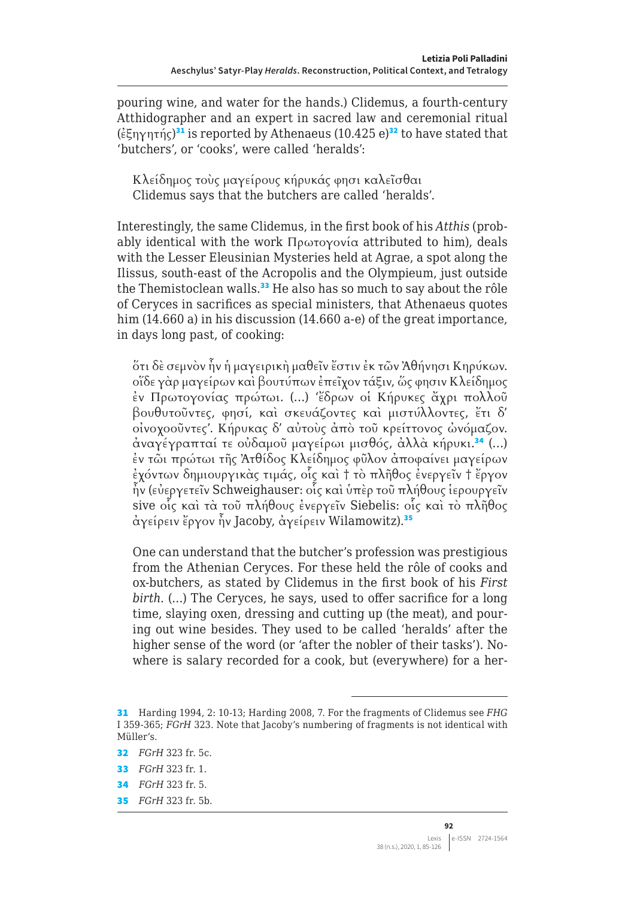pouring wine, and water for the hands.) Clidemus, a fourth-century Atthidographer and an expert in sacred law and ceremonial ritual (ἐξηγητής)[31] is reported by Athenaeus (10.425 e)[32] to have stated that 'butchers', or 'cooks', were called 'heralds':

> Κλείδημος τοὺς μαγείρους κήρυκάς φησι καλεῖσθαι
> Clidemus says that the butchers are called 'heralds'.

Interestingly, the same Clidemus, in the first book of his *Atthis* (probably identical with the work Πρωτογονία attributed to him), deals with the Lesser Eleusinian Mysteries held at Agrae, a spot along the Ilissus, south-east of the Acropolis and the Olympieum, just outside the Themistoclean walls.[33] He also has so much to say about the rôle of Ceryces in sacrifices as special ministers, that Athenaeus quotes him (14.660 a) in his discussion (14.660 a-e) of the great importance, in days long past, of cooking:

> ὅτι δὲ σεμνὸν ἦν ἡ μαγειρικὴ μαθεῖν ἔστιν ἐκ τῶν Ἀθήνησι Κηρύκων. οἵδε γὰρ μαγείρων καὶ βουτύπων ἐπεῖχον τάξιν, ὥς φησιν Κλείδημος ἐν Πρωτογονίας πρώτωι. (…) 'ἔδρων οἱ Κήρυκες ἄχρι πολλοῦ βουθυτοῦντες, φησί, καὶ σκευάζοντες καὶ μιστύλλοντες, ἔτι δ' οἰνοχοοῦντες'. Κήρυκας δ' αὐτοὺς ἀπὸ τοῦ κρείττονος ὠνόμαζον. ἀναγέγραπταί τε οὐδαμοῦ μαγείρωι μισθός, ἀλλὰ κήρυκι.[34] (…) ἐν τῶι πρώτωι τῆς Ἀτθίδος Κλείδημος φῦλον ἀποφαίνει μαγείρων ἐχόντων δημιουργικὰς τιμάς, οἷς καὶ † τὸ πλῆθος ἐνεργεῖν † ἔργον ἦν (εὐεργετεῖν Schweighauser: οἷς καὶ ὑπὲρ τοῦ πλήθους ἱερουργεῖν sive οἷς καὶ τὰ τοῦ πλήθους ἐνεργεῖν Siebelis: οἷς καὶ τὸ πλῆθος ἀγείρειν ἔργον ἦν Jacoby, ἀγείρειν Wilamowitz).[35]
>
> One can understand that the butcher's profession was prestigious from the Athenian Ceryces. For these held the rôle of cooks and ox-butchers, as stated by Clidemus in the first book of his *First birth*. (…) The Ceryces, he says, used to offer sacrifice for a long time, slaying oxen, dressing and cutting up (the meat), and pouring out wine besides. They used to be called 'heralds' after the higher sense of the word (or 'after the nobler of their tasks'). Nowhere is salary recorded for a cook, but (everywhere) for a her-

---

[31] Harding 1994, 2: 10-13; Harding 2008, 7. For the fragments of Clidemus see *FHG* I 359-365; *FGrH* 323. Note that Jacoby's numbering of fragments is not identical with Müller's.

[32] *FGrH* 323 fr. 5c.

[33] *FGrH* 323 fr. 1.

[34] *FGrH* 323 fr. 5.

[35] *FGrH* 323 fr. 5b.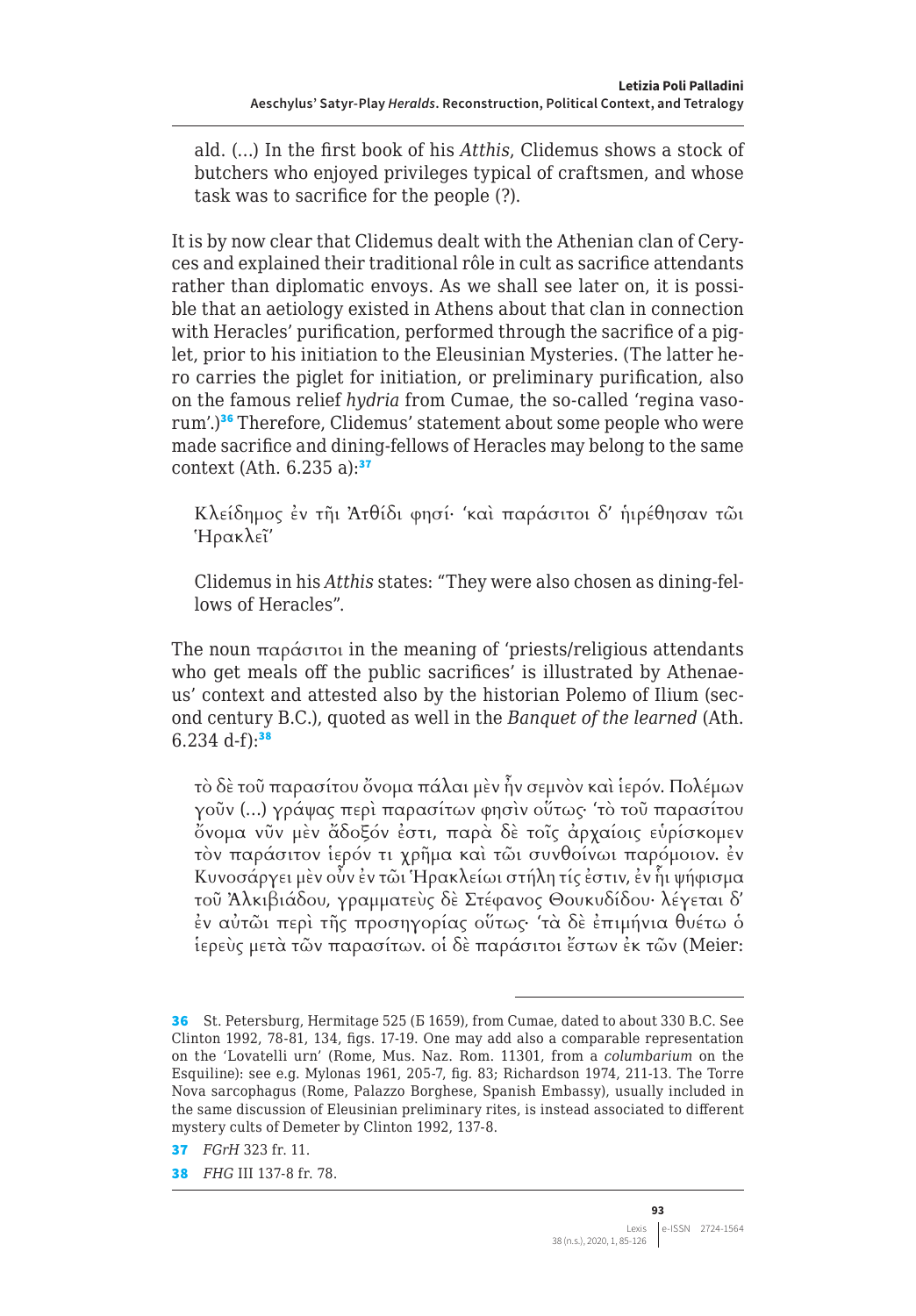ald. (…) In the first book of his *Atthis*, Clidemus shows a stock of butchers who enjoyed privileges typical of craftsmen, and whose task was to sacrifice for the people (?).

It is by now clear that Clidemus dealt with the Athenian clan of Ceryces and explained their traditional rôle in cult as sacrifice attendants rather than diplomatic envoys. As we shall see later on, it is possible that an aetiology existed in Athens about that clan in connection with Heracles' purification, performed through the sacrifice of a piglet, prior to his initiation to the Eleusinian Mysteries. (The latter hero carries the piglet for initiation, or preliminary purification, also on the famous relief *hydria* from Cumae, the so-called 'regina vasorum'.)[36] Therefore, Clidemus' statement about some people who were made sacrifice and dining-fellows of Heracles may belong to the same context (Ath. 6.235 a):[37]

> Κλείδημος ἐν τῆι Ἀτθίδι φησί· 'καὶ παράσιτοι δ' ἡιρέθησαν τῶι Ἡρακλεῖ'
>
> Clidemus in his *Atthis* states: "They were also chosen as dining-fellows of Heracles".

The noun παράσιτοι in the meaning of 'priests/religious attendants who get meals off the public sacrifices' is illustrated by Athenaeus' context and attested also by the historian Polemo of Ilium (second century B.C.), quoted as well in the *Banquet of the learned* (Ath. 6.234 d-f):[38]

> τὸ δὲ τοῦ παρασίτου ὄνομα πάλαι μὲν ἦν σεμνὸν καὶ ἱερόν. Πολέμων γοῦν (…) γράψας περὶ παρασίτων φησὶν οὕτως· 'τὸ τοῦ παρασίτου ὄνομα νῦν μὲν ἄδοξόν ἐστι, παρὰ δὲ τοῖς ἀρχαίοις εὑρίσκομεν τὸν παράσιτον ἱερόν τι χρῆμα καὶ τῶι συνθοίνωι παρόμοιον. ἐν Κυνοσάργει μὲν οὖν ἐν τῶι Ἡρακλείωι στήλη τίς ἐστιν, ἐν ἧι ψήφισμα τοῦ Ἀλκιβιάδου, γραμματεὺς δὲ Στέφανος Θουκυδίδου· λέγεται δ' ἐν αὐτῶι περὶ τῆς προσηγορίας οὕτως· 'τὰ δὲ ἐπιμήνια θυέτω ὁ ἱερεὺς μετὰ τῶν παρασίτων. οἱ δὲ παράσιτοι ἔστων ἐκ τῶν (Meier:

---

[36] St. Petersburg, Hermitage 525 (Б 1659), from Cumae, dated to about 330 B.C. See Clinton 1992, 78-81, 134, figs. 17-19. One may add also a comparable representation on the 'Lovatelli urn' (Rome, Mus. Naz. Rom. 11301, from a *columbarium* on the Esquiline): see e.g. Mylonas 1961, 205-7, fig. 83; Richardson 1974, 211-13. The Torre Nova sarcophagus (Rome, Palazzo Borghese, Spanish Embassy), usually included in the same discussion of Eleusinian preliminary rites, is instead associated to different mystery cults of Demeter by Clinton 1992, 137-8.

[37] *FGrH* 323 fr. 11.

[38] *FHG* III 137-8 fr. 78.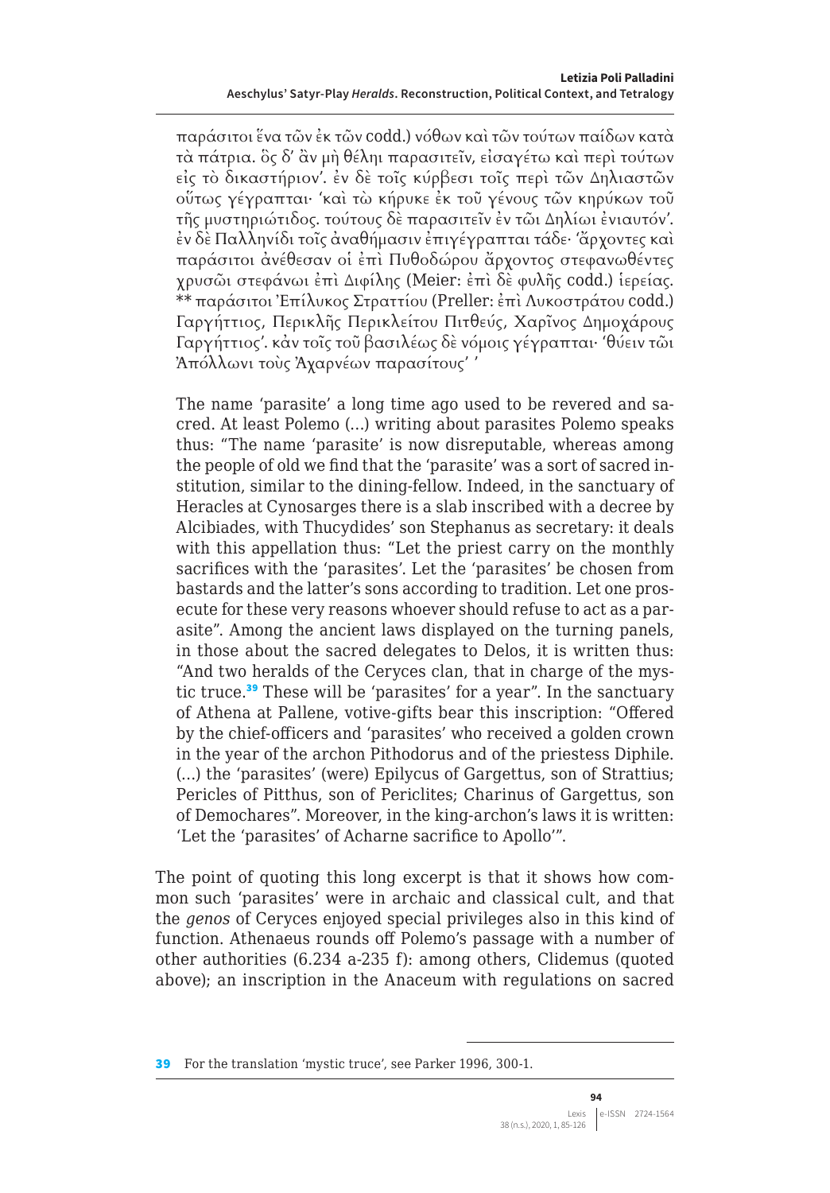παράσιτοι ἕνα τῶν ἐκ τῶν codd.) νόθων καὶ τῶν τούτων παίδων κατὰ τὰ πάτρια. ὃς δ' ἂν μὴ θέλῃ παρασιτεῖν, εἰσαγέτω καὶ περὶ τούτων εἰς τὸ δικαστήριον'. ἐν δὲ τοῖς κύρβεσι τοῖς περὶ τῶν Δηλιαστῶν οὕτως γέγραπται· 'καὶ τὼ κήρυκε ἐκ τοῦ γένους τῶν κηρύκων τοῦ τῆς μυστηριώτιδος. τούτους δὲ παρασιτεῖν ἐν τῶι Δηλίωι ἐνιαυτόν'. ἐν δὲ Παλληνίδι τοῖς ἀναθήμασιν ἐπιγέγραπται τάδε· 'ἄρχοντες καὶ παράσιτοι ἀνέθεσαν οἱ ἐπὶ Πυθοδώρου ἄρχοντος στεφανωθέντες χρυσῶι στεφάνωι ἐπὶ Διφίλης (Meier: ἐπὶ δὲ φυλῆς codd.) ἱερείας. ** παράσιτοι Ἐπίλυκος Στραττίου (Preller: ἐπὶ Λυκοστράτου codd.) Γαργήττιος, Περικλῆς Περικλείτου Πιτθεύς, Χαρῖνος Δημοχάρους Γαργήττιος'. κἀν τοῖς τοῦ βασιλέως δὲ νόμοις γέγραπται· 'θύειν τῶι Ἀπόλλωνι τοὺς Ἀχαρνέων παρασίτους' '

The name 'parasite' a long time ago used to be revered and sacred. At least Polemo (…) writing about parasites Polemo speaks thus: "The name 'parasite' is now disreputable, whereas among the people of old we find that the 'parasite' was a sort of sacred institution, similar to the dining-fellow. Indeed, in the sanctuary of Heracles at Cynosarges there is a slab inscribed with a decree by Alcibiades, with Thucydides' son Stephanus as secretary: it deals with this appellation thus: "Let the priest carry on the monthly sacrifices with the 'parasites'. Let the 'parasites' be chosen from bastards and the latter's sons according to tradition. Let one prosecute for these very reasons whoever should refuse to act as a parasite". Among the ancient laws displayed on the turning panels, in those about the sacred delegates to Delos, it is written thus: "And two heralds of the Ceryces clan, that in charge of the mystic truce.[39] These will be 'parasites' for a year". In the sanctuary of Athena at Pallene, votive-gifts bear this inscription: "Offered by the chief-officers and 'parasites' who received a golden crown in the year of the archon Pithodorus and of the priestess Diphile. (…) the 'parasites' (were) Epilycus of Gargettus, son of Strattius; Pericles of Pitthus, son of Periclites; Charinus of Gargettus, son of Demochares". Moreover, in the king-archon's laws it is written: 'Let the 'parasites' of Acharne sacrifice to Apollo'".

The point of quoting this long excerpt is that it shows how common such 'parasites' were in archaic and classical cult, and that the *genos* of Ceryces enjoyed special privileges also in this kind of function. Athenaeus rounds off Polemo's passage with a number of other authorities (6.234 a-235 f): among others, Clidemus (quoted above); an inscription in the Anaceum with regulations on sacred

39 For the translation 'mystic truce', see Parker 1996, 300-1.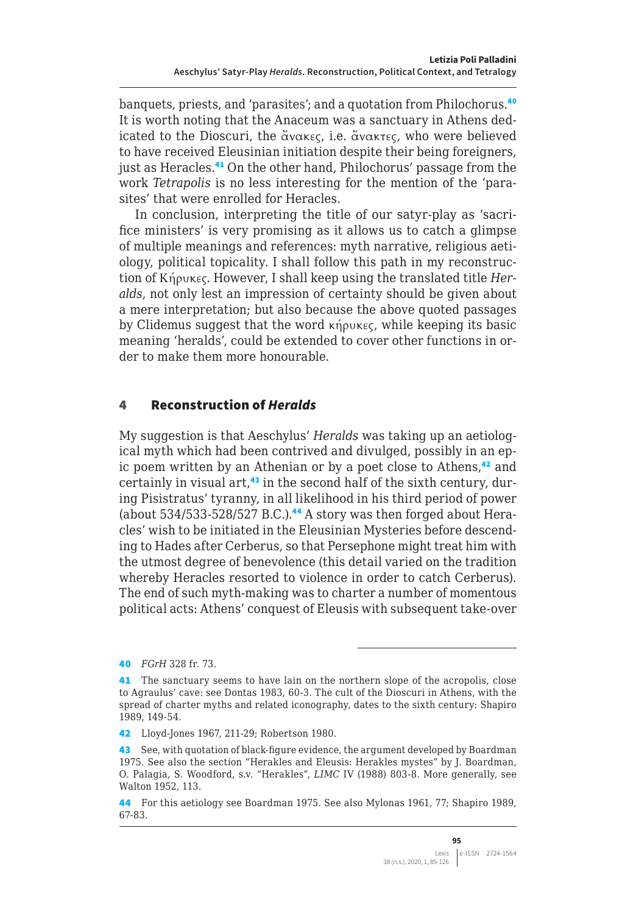banquets, priests, and 'parasites'; and a quotation from Philochorus.[40] It is worth noting that the Anaceum was a sanctuary in Athens dedicated to the Dioscuri, the ἄνακες, i.e. ἄνακτες, who were believed to have received Eleusinian initiation despite their being foreigners, just as Heracles.[41] On the other hand, Philochorus' passage from the work *Tetrapolis* is no less interesting for the mention of the 'parasites' that were enrolled for Heracles.

In conclusion, interpreting the title of our satyr-play as 'sacrifice ministers' is very promising as it allows us to catch a glimpse of multiple meanings and references: myth narrative, religious aetiology, political topicality. I shall follow this path in my reconstruction of Κήρυκες. However, I shall keep using the translated title *Heralds*, not only lest an impression of certainty should be given about a mere interpretation; but also because the above quoted passages by Clidemus suggest that the word κήρυκες, while keeping its basic meaning 'heralds', could be extended to cover other functions in order to make them more honourable.

## 4 Reconstruction of *Heralds*

My suggestion is that Aeschylus' *Heralds* was taking up an aetiological myth which had been contrived and divulged, possibly in an epic poem written by an Athenian or by a poet close to Athens,[42] and certainly in visual art,[43] in the second half of the sixth century, during Pisistratus' tyranny, in all likelihood in his third period of power (about 534/533-528/527 B.C.).[44] A story was then forged about Heracles' wish to be initiated in the Eleusinian Mysteries before descending to Hades after Cerberus, so that Persephone might treat him with the utmost degree of benevolence (this detail varied on the tradition whereby Heracles resorted to violence in order to catch Cerberus). The end of such myth-making was to charter a number of momentous political acts: Athens' conquest of Eleusis with subsequent take-over

---

40 *FGrH* 328 fr. 73.

41 The sanctuary seems to have lain on the northern slope of the acropolis, close to Agraulus' cave: see Dontas 1983, 60-3. The cult of the Dioscuri in Athens, with the spread of charter myths and related iconography, dates to the sixth century: Shapiro 1989, 149-54.

42 Lloyd-Jones 1967, 211-29; Robertson 1980.

43 See, with quotation of black-figure evidence, the argument developed by Boardman 1975. See also the section "Herakles and Eleusis: Herakles mystes" by J. Boardman, O. Palagia, S. Woodford, s.v. "Herakles", *LIMC* IV (1988) 803-8. More generally, see Walton 1952, 113.

44 For this aetiology see Boardman 1975. See also Mylonas 1961, 77; Shapiro 1989, 67-83.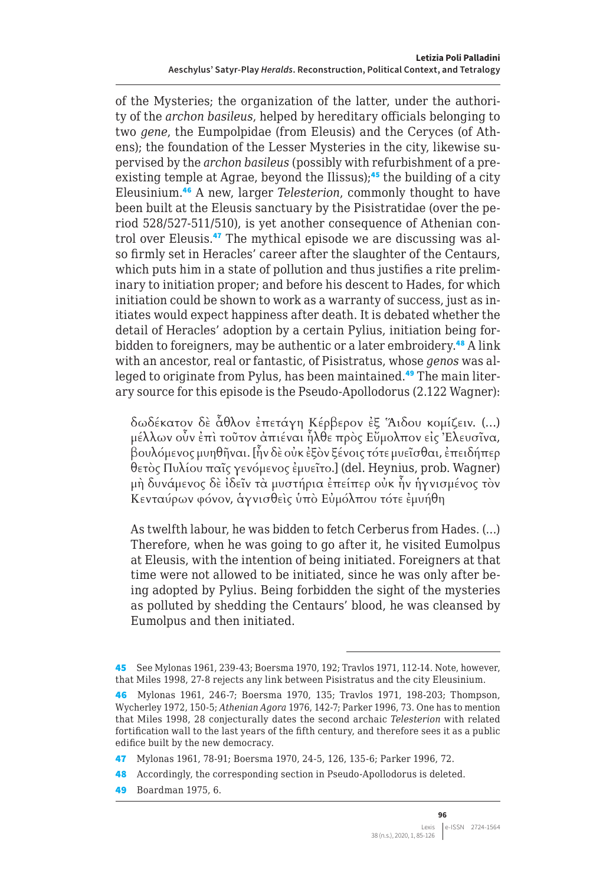of the Mysteries; the organization of the latter, under the authority of the *archon basileus*, helped by hereditary officials belonging to two *gene*, the Eumpolpidae (from Eleusis) and the Ceryces (of Athens); the foundation of the Lesser Mysteries in the city, likewise supervised by the *archon basileus* (possibly with refurbishment of a pre-existing temple at Agrae, beyond the Ilissus);[45] the building of a city Eleusinium.[46] A new, larger *Telesterion*, commonly thought to have been built at the Eleusis sanctuary by the Pisistratidae (over the period 528/527-511/510), is yet another consequence of Athenian control over Eleusis.[47] The mythical episode we are discussing was also firmly set in Heracles' career after the slaughter of the Centaurs, which puts him in a state of pollution and thus justifies a rite preliminary to initiation proper; and before his descent to Hades, for which initiation could be shown to work as a warranty of success, just as initiates would expect happiness after death. It is debated whether the detail of Heracles' adoption by a certain Pylius, initiation being forbidden to foreigners, may be authentic or a later embroidery.[48] A link with an ancestor, real or fantastic, of Pisistratus, whose *genos* was alleged to originate from Pylus, has been maintained.[49] The main literary source for this episode is the Pseudo-Apollodorus (2.122 Wagner):

> δωδέκατον δὲ ἆθλον ἐπετάγη Κέρβερον ἐξ Ἅιδου κομίζειν. (…) μέλλων οὖν ἐπὶ τοῦτον ἀπιέναι ἦλθε πρὸς Εὔμολπον εἰς Ἐλευσῖνα, βουλόμενος μυηθῆναι. [ἦν δὲ οὐκ ἐξὸν ξένοις τότε μυεῖσθαι, ἐπειδήπερ θετὸς Πυλίου παῖς γενόμενος ἐμυεῖτο.] (del. Heynius, prob. Wagner) μὴ δυνάμενος δὲ ἰδεῖν τὰ μυστήρια ἐπείπερ οὐκ ἦν ἡγνισμένος τὸν Κενταύρων φόνον, ἁγνισθεὶς ὑπὸ Εὐμόλπου τότε ἐμυήθη
>
> As twelfth labour, he was bidden to fetch Cerberus from Hades. (…) Therefore, when he was going to go after it, he visited Eumolpus at Eleusis, with the intention of being initiated. Foreigners at that time were not allowed to be initiated, since he was only after being adopted by Pylius. Being forbidden the sight of the mysteries as polluted by shedding the Centaurs' blood, he was cleansed by Eumolpus and then initiated.

---

[45] See Mylonas 1961, 239-43; Boersma 1970, 192; Travlos 1971, 112-14. Note, however, that Miles 1998, 27-8 rejects any link between Pisistratus and the city Eleusinium.

[46] Mylonas 1961, 246-7; Boersma 1970, 135; Travlos 1971, 198-203; Thompson, Wycherley 1972, 150-5; *Athenian Agora* 1976, 142-7; Parker 1996, 73. One has to mention that Miles 1998, 28 conjecturally dates the second archaic *Telesterion* with related fortification wall to the last years of the fifth century, and therefore sees it as a public edifice built by the new democracy.

[47] Mylonas 1961, 78-91; Boersma 1970, 24-5, 126, 135-6; Parker 1996, 72.

[48] Accordingly, the corresponding section in Pseudo-Apollodorus is deleted.

[49] Boardman 1975, 6.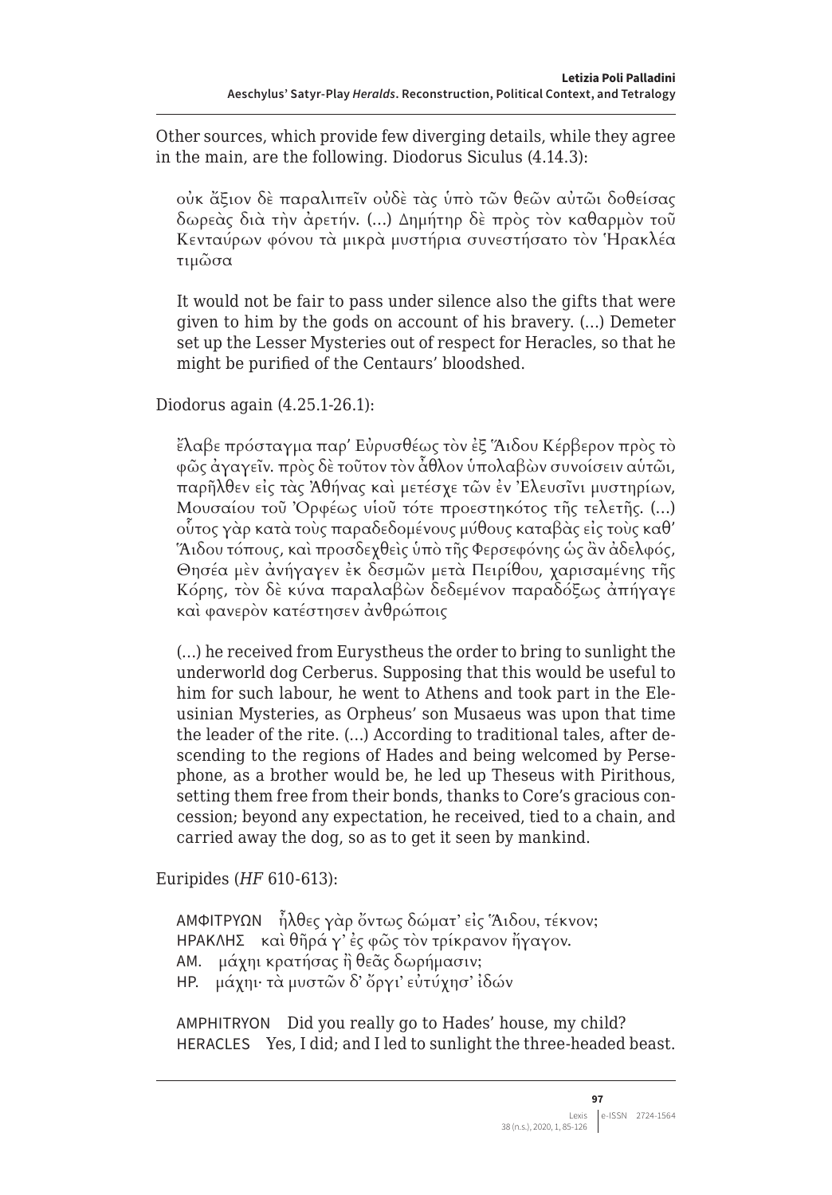Other sources, which provide few diverging details, while they agree in the main, are the following. Diodorus Siculus (4.14.3):

> οὐκ ἄξιον δὲ παραλιπεῖν οὐδὲ τὰς ὑπὸ τῶν θεῶν αὐτῶι δοθείσας δωρεὰς διὰ τὴν ἀρετήν. (…) Δημήτηρ δὲ πρὸς τὸν καθαρμὸν τοῦ Κενταύρων φόνου τὰ μικρὰ μυστήρια συνεστήσατο τὸν Ἡρακλέα τιμῶσα
>
> It would not be fair to pass under silence also the gifts that were given to him by the gods on account of his bravery. (…) Demeter set up the Lesser Mysteries out of respect for Heracles, so that he might be purified of the Centaurs' bloodshed.

Diodorus again (4.25.1-26.1):

> ἔλαβε πρόσταγμα παρ' Εὐρυσθέως τὸν ἐξ Ἅιδου Κέρβερον πρὸς τὸ φῶς ἀγαγεῖν. πρὸς δὲ τοῦτον τὸν ἆθλον ὑπολαβὼν συνοίσειν αὑτῶι, παρῆλθεν εἰς τὰς Ἀθήνας καὶ μετέσχε τῶν ἐν Ἐλευσῖνι μυστηρίων, Μουσαίου τοῦ Ὀρφέως υἱοῦ τότε προεστηκότος τῆς τελετῆς. (…) οὗτος γὰρ κατὰ τοὺς παραδεδομένους μύθους καταβὰς εἰς τοὺς καθ' Ἅιδου τόπους, καὶ προσδεχθεὶς ὑπὸ τῆς Φερσεφόνης ὡς ἂν ἀδελφός, Θησέα μὲν ἀνήγαγεν ἐκ δεσμῶν μετὰ Πειρίθου, χαρισαμένης τῆς Κόρης, τὸν δὲ κύνα παραλαβὼν δεδεμένον παραδόξως ἀπήγαγε καὶ φανερὸν κατέστησεν ἀνθρώποις
>
> (…) he received from Eurystheus the order to bring to sunlight the underworld dog Cerberus. Supposing that this would be useful to him for such labour, he went to Athens and took part in the Eleusinian Mysteries, as Orpheus' son Musaeus was upon that time the leader of the rite. (…) According to traditional tales, after descending to the regions of Hades and being welcomed by Persephone, as a brother would be, he led up Theseus with Pirithous, setting them free from their bonds, thanks to Core's gracious concession; beyond any expectation, he received, tied to a chain, and carried away the dog, so as to get it seen by mankind.

Euripides (*HF* 610-613):

> ΑΜΦΙΤΡΥΩΝ ἦλθες γὰρ ὄντως δώματ' εἰς Ἅιδου, τέκνον;
> ΗΡΑΚΛΗΣ καὶ θῆρά γ' ἐς φῶς τὸν τρίκρανον ἤγαγον.
> ΑΜ. μάχηι κρατήσας ἢ θεᾶς δωρήμασιν;
> ΗΡ. μάχηι· τὰ μυστῶν δ' ὄργι' εὐτύχησ' ἰδών
>
> AMPHITRYON Did you really go to Hades' house, my child?
> HERACLES Yes, I did; and I led to sunlight the three-headed beast.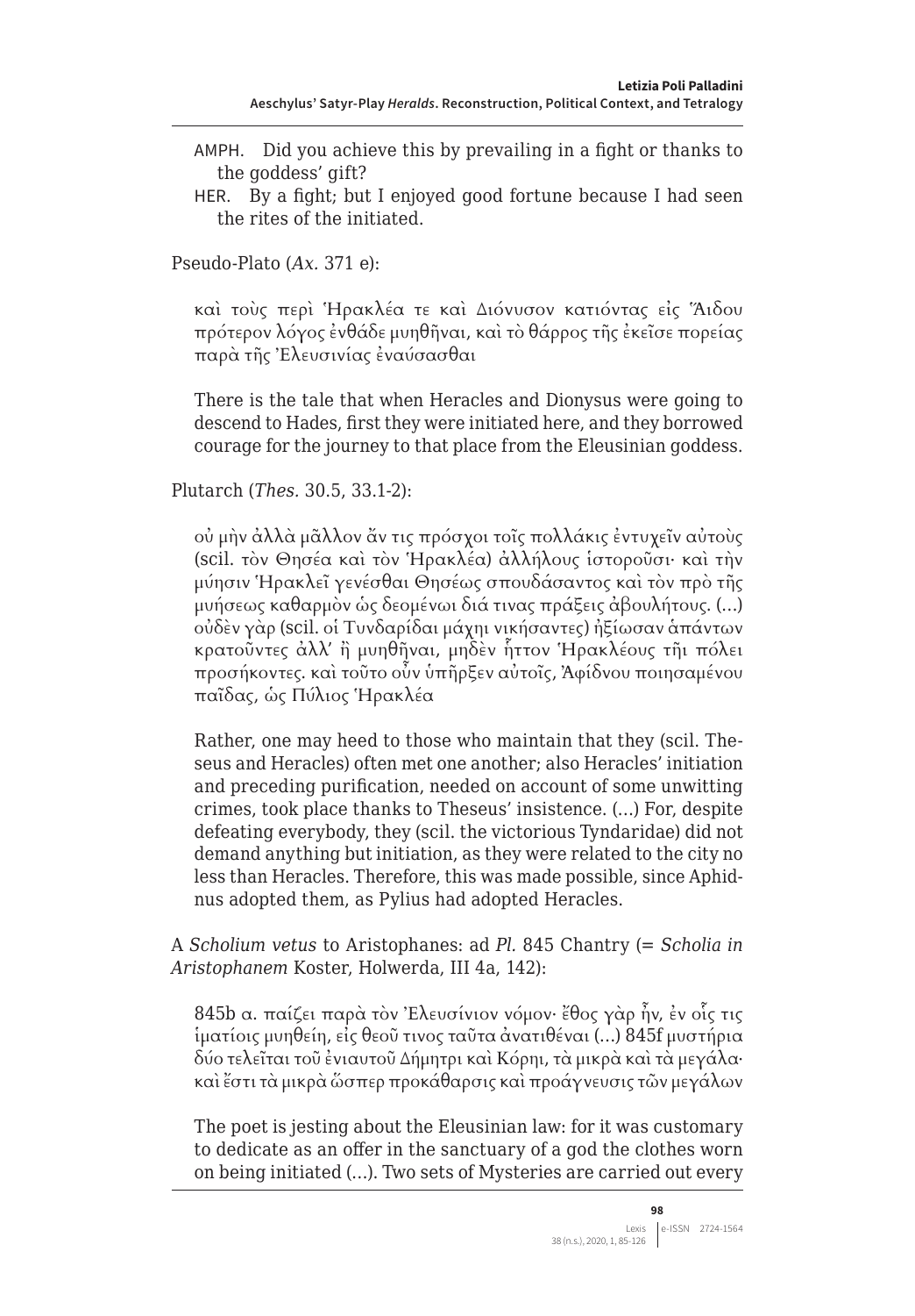AMPH. Did you achieve this by prevailing in a fight or thanks to the goddess' gift?

HER. By a fight; but I enjoyed good fortune because I had seen the rites of the initiated.

Pseudo-Plato (*Ax.* 371 e):

> καὶ τοὺς περὶ Ἡρακλέα τε καὶ Διόνυσον κατιόντας εἰς Ἅιδου πρότερον λόγος ἐνθάδε μυηθῆναι, καὶ τὸ θάρρος τῆς ἐκεῖσε πορείας παρὰ τῆς Ἐλευσινίας ἐναύσασθαι
>
> There is the tale that when Heracles and Dionysus were going to descend to Hades, first they were initiated here, and they borrowed courage for the journey to that place from the Eleusinian goddess.

Plutarch (*Thes.* 30.5, 33.1-2):

> οὐ μὴν ἀλλὰ μᾶλλον ἄν τις πρόσχοι τοῖς πολλάκις ἐντυχεῖν αὐτοὺς (scil. τὸν Θησέα καὶ τὸν Ἡρακλέα) ἀλλήλους ἱστοροῦσι· καὶ τὴν μύησιν Ἡρακλεῖ γενέσθαι Θησέως σπουδάσαντος καὶ τὸν πρὸ τῆς μυήσεως καθαρμὸν ὡς δεομένωι διά τινας πράξεις ἀβουλήτους. (…) οὐδὲν γὰρ (scil. οἱ Τυνδαρίδαι μάχηι νικήσαντες) ἠξίωσαν ἁπάντων κρατοῦντες ἀλλ' ἢ μυηθῆναι, μηδὲν ἧττον Ἡρακλέους τῆι πόλει προσήκοντες. καὶ τοῦτο οὖν ὑπῆρξεν αὐτοῖς, Ἀφίδνου ποιησαμένου παῖδας, ὡς Πύλιος Ἡρακλέα
>
> Rather, one may heed to those who maintain that they (scil. Theseus and Heracles) often met one another; also Heracles' initiation and preceding purification, needed on account of some unwitting crimes, took place thanks to Theseus' insistence. (…) For, despite defeating everybody, they (scil. the victorious Tyndaridae) did not demand anything but initiation, as they were related to the city no less than Heracles. Therefore, this was made possible, since Aphidnus adopted them, as Pylius had adopted Heracles.

A *Scholium vetus* to Aristophanes: ad *Pl.* 845 Chantry (= *Scholia in Aristophanem* Koster, Holwerda, III 4a, 142):

> 845b α. παίζει παρὰ τὸν Ἐλευσίνιον νόμον· ἔθος γὰρ ἦν, ἐν οἷς τις ἱματίοις μυηθείη, εἰς θεοῦ τινος ταῦτα ἀνατιθέναι (…) 845f μυστήρια δύο τελεῖται τοῦ ἐνιαυτοῦ Δήμητρι καὶ Κόρηι, τὰ μικρὰ καὶ τὰ μεγάλα· καὶ ἔστι τὰ μικρὰ ὥσπερ προκάθαρσις καὶ προάγνευσις τῶν μεγάλων
>
> The poet is jesting about the Eleusinian law: for it was customary to dedicate as an offer in the sanctuary of a god the clothes worn on being initiated (…). Two sets of Mysteries are carried out every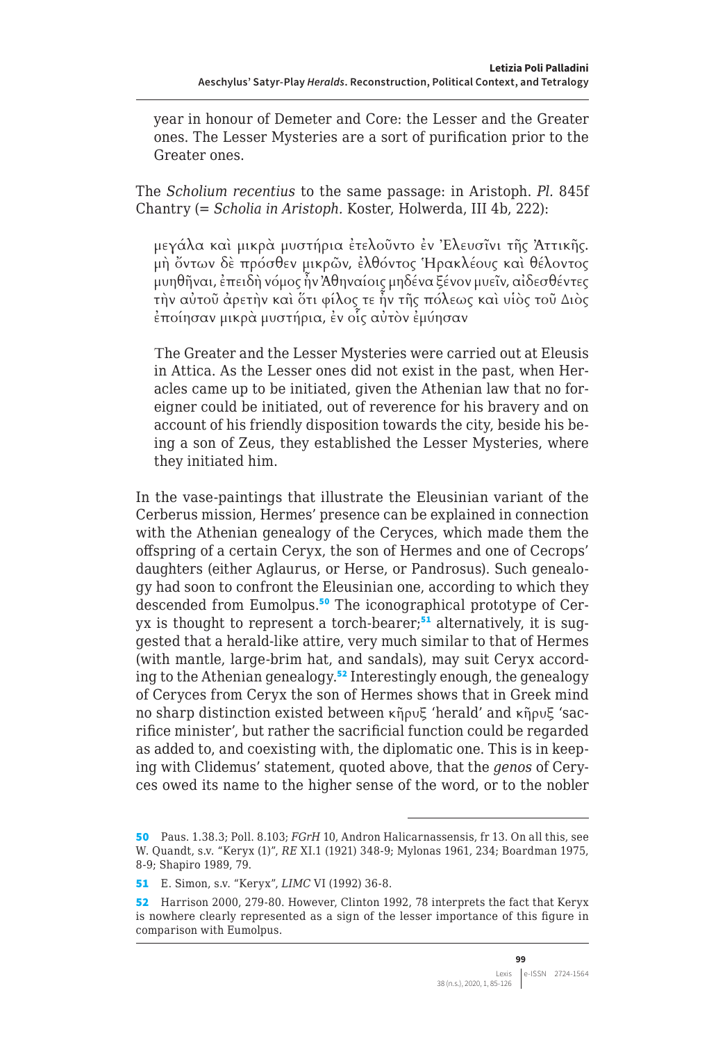year in honour of Demeter and Core: the Lesser and the Greater ones. The Lesser Mysteries are a sort of purification prior to the Greater ones.

The *Scholium recentius* to the same passage: in Aristoph. *Pl.* 845f Chantry (= *Scholia in Aristoph.* Koster, Holwerda, III 4b, 222):

> μεγάλα καὶ μικρὰ μυστήρια ἐτελοῦντο ἐν Ἐλευσῖνι τῆς Ἀττικῆς. μὴ ὄντων δὲ πρόσθεν μικρῶν, ἐλθόντος Ἡρακλέους καὶ θέλοντος μυηθῆναι, ἐπειδὴ νόμος ἦν Ἀθηναίοις μηδένα ξένον μυεῖν, αἰδεσθέντες τὴν αὐτοῦ ἀρετὴν καὶ ὅτι φίλος τε ἦν τῆς πόλεως καὶ υἱὸς τοῦ Διὸς ἐποίησαν μικρὰ μυστήρια, ἐν οἷς αὐτὸν ἐμύησαν
>
> The Greater and the Lesser Mysteries were carried out at Eleusis in Attica. As the Lesser ones did not exist in the past, when Heracles came up to be initiated, given the Athenian law that no foreigner could be initiated, out of reverence for his bravery and on account of his friendly disposition towards the city, beside his being a son of Zeus, they established the Lesser Mysteries, where they initiated him.

In the vase-paintings that illustrate the Eleusinian variant of the Cerberus mission, Hermes' presence can be explained in connection with the Athenian genealogy of the Ceryces, which made them the offspring of a certain Ceryx, the son of Hermes and one of Cecrops' daughters (either Aglaurus, or Herse, or Pandrosus). Such genealogy had soon to confront the Eleusinian one, according to which they descended from Eumolpus.[50] The iconographical prototype of Ceryx is thought to represent a torch-bearer;[51] alternatively, it is suggested that a herald-like attire, very much similar to that of Hermes (with mantle, large-brim hat, and sandals), may suit Ceryx according to the Athenian genealogy.[52] Interestingly enough, the genealogy of Ceryces from Ceryx the son of Hermes shows that in Greek mind no sharp distinction existed between κῆρυξ 'herald' and κῆρυξ 'sacrifice minister', but rather the sacrificial function could be regarded as added to, and coexisting with, the diplomatic one. This is in keeping with Clidemus' statement, quoted above, that the *genos* of Ceryces owed its name to the higher sense of the word, or to the nobler

---

50 Paus. 1.38.3; Poll. 8.103; *FGrH* 10, Andron Halicarnassensis, fr 13. On all this, see W. Quandt, s.v. "Keryx (1)", *RE* XI.1 (1921) 348-9; Mylonas 1961, 234; Boardman 1975, 8-9; Shapiro 1989, 79.

51 E. Simon, s.v. "Keryx", *LIMC* VI (1992) 36-8.

52 Harrison 2000, 279-80. However, Clinton 1992, 78 interprets the fact that Keryx is nowhere clearly represented as a sign of the lesser importance of this figure in comparison with Eumolpus.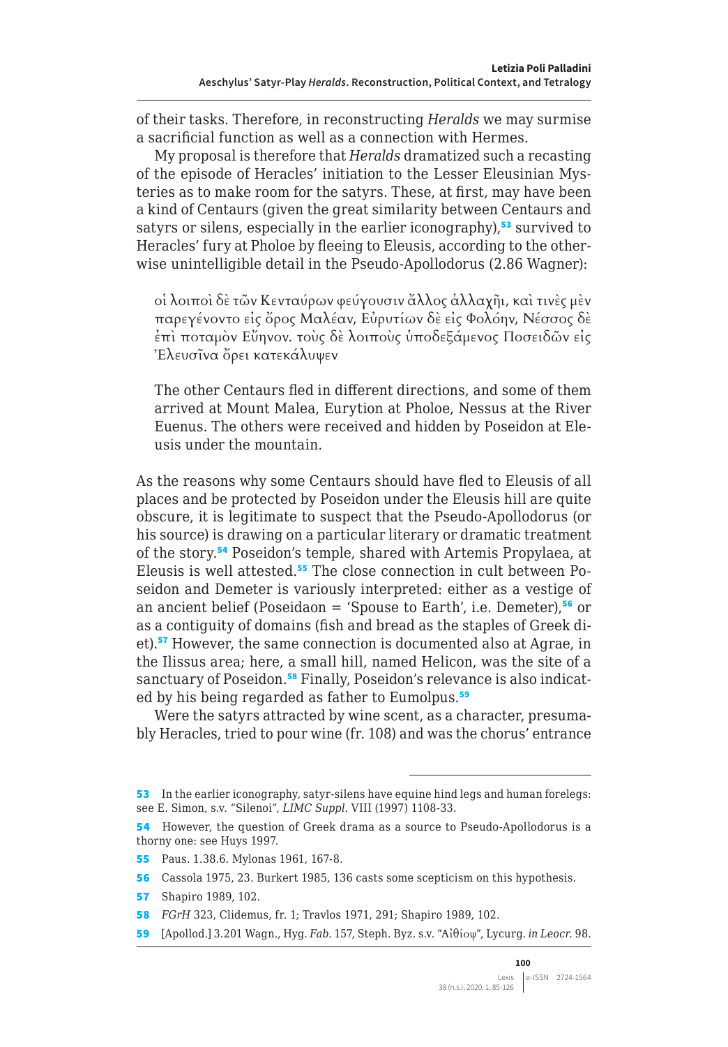of their tasks. Therefore, in reconstructing *Heralds* we may surmise a sacrificial function as well as a connection with Hermes.

My proposal is therefore that *Heralds* dramatized such a recasting of the episode of Heracles' initiation to the Lesser Eleusinian Mysteries as to make room for the satyrs. These, at first, may have been a kind of Centaurs (given the great similarity between Centaurs and satyrs or silens, especially in the earlier iconography),[53] survived to Heracles' fury at Pholoe by fleeing to Eleusis, according to the otherwise unintelligible detail in the Pseudo-Apollodorus (2.86 Wagner):

> οἱ λοιποὶ δὲ τῶν Κενταύρων φεύγουσιν ἄλλος ἀλλαχῇ, καὶ τινὲς μὲν παρεγένοντο εἰς ὄρος Μαλέαν, Εὐρυτίων δὲ εἰς Φολόην, Νέσσος δὲ ἐπὶ ποταμὸν Εὔηνον. τοὺς δὲ λοιποὺς ὑποδεξάμενος Ποσειδῶν εἰς Ἐλευσῖνα ὄρει κατεκάλυψεν
>
> The other Centaurs fled in different directions, and some of them arrived at Mount Malea, Eurytion at Pholoe, Nessus at the River Euenus. The others were received and hidden by Poseidon at Eleusis under the mountain.

As the reasons why some Centaurs should have fled to Eleusis of all places and be protected by Poseidon under the Eleusis hill are quite obscure, it is legitimate to suspect that the Pseudo-Apollodorus (or his source) is drawing on a particular literary or dramatic treatment of the story.[54] Poseidon's temple, shared with Artemis Propylaea, at Eleusis is well attested.[55] The close connection in cult between Poseidon and Demeter is variously interpreted: either as a vestige of an ancient belief (Poseidaon = 'Spouse to Earth', i.e. Demeter),[56] or as a contiguity of domains (fish and bread as the staples of Greek diet).[57] However, the same connection is documented also at Agrae, in the Ilissus area; here, a small hill, named Helicon, was the site of a sanctuary of Poseidon.[58] Finally, Poseidon's relevance is also indicated by his being regarded as father to Eumolpus.[59]

Were the satyrs attracted by wine scent, as a character, presumably Heracles, tried to pour wine (fr. 108) and was the chorus' entrance

---

53 In the earlier iconography, satyr-silens have equine hind legs and human forelegs: see E. Simon, s.v. "Silenoi", *LIMC Suppl.* VIII (1997) 1108-33.

54 However, the question of Greek drama as a source to Pseudo-Apollodorus is a thorny one: see Huys 1997.

55 Paus. 1.38.6. Mylonas 1961, 167-8.

56 Cassola 1975, 23. Burkert 1985, 136 casts some scepticism on this hypothesis.

57 Shapiro 1989, 102.

58 *FGrH* 323, Clidemus, fr. 1; Travlos 1971, 291; Shapiro 1989, 102.

59 [Apollod.] 3.201 Wagn., Hyg. *Fab.* 157, Steph. Byz. s.v. "Αἰθίοψ", Lycurg. *in Leocr.* 98.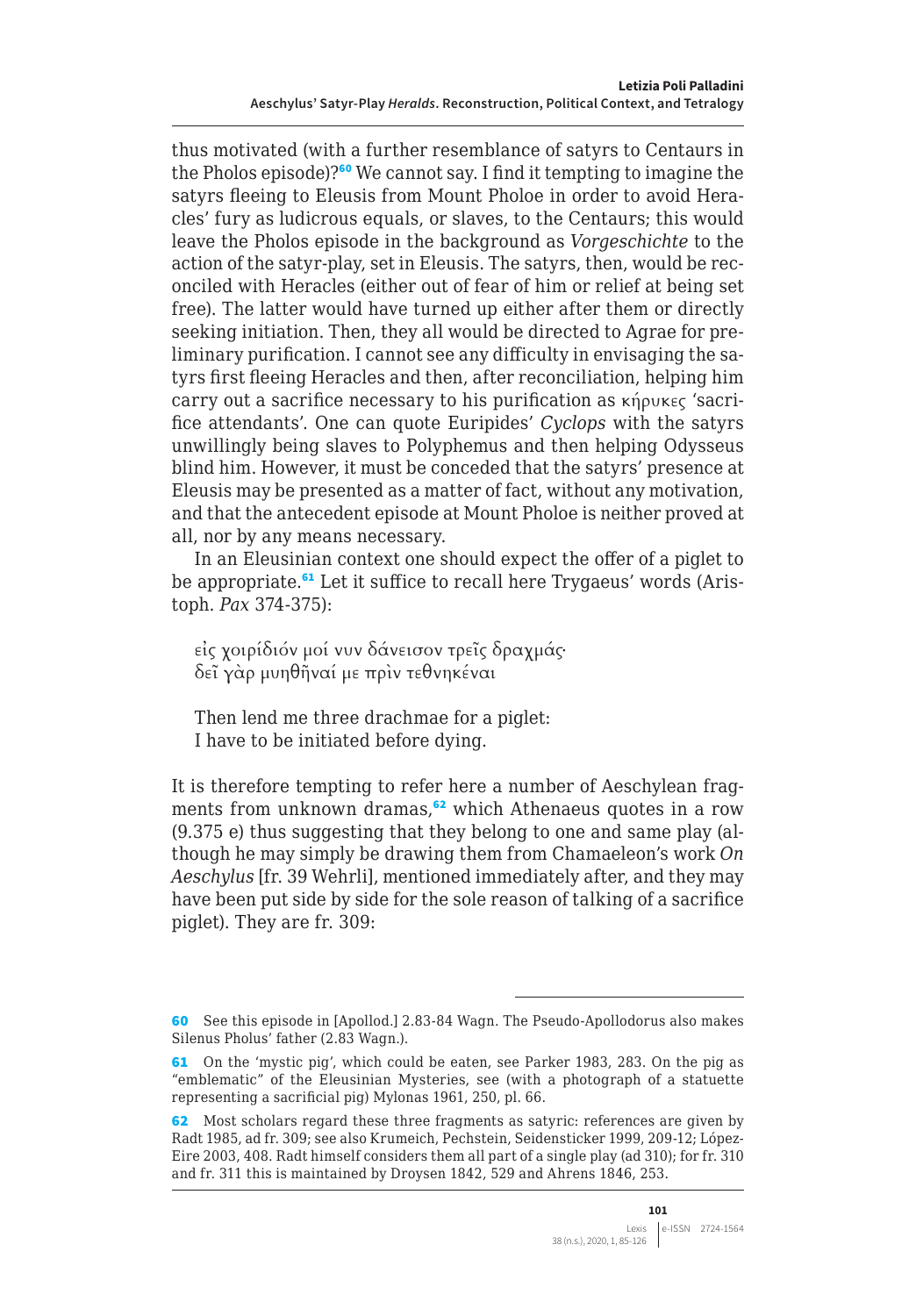thus motivated (with a further resemblance of satyrs to Centaurs in the Pholos episode)?[60] We cannot say. I find it tempting to imagine the satyrs fleeing to Eleusis from Mount Pholoe in order to avoid Heracles' fury as ludicrous equals, or slaves, to the Centaurs; this would leave the Pholos episode in the background as *Vorgeschichte* to the action of the satyr-play, set in Eleusis. The satyrs, then, would be reconciled with Heracles (either out of fear of him or relief at being set free). The latter would have turned up either after them or directly seeking initiation. Then, they all would be directed to Agrae for preliminary purification. I cannot see any difficulty in envisaging the satyrs first fleeing Heracles and then, after reconciliation, helping him carry out a sacrifice necessary to his purification as κήρυκες 'sacrifice attendants'. One can quote Euripides' *Cyclops* with the satyrs unwillingly being slaves to Polyphemus and then helping Odysseus blind him. However, it must be conceded that the satyrs' presence at Eleusis may be presented as a matter of fact, without any motivation, and that the antecedent episode at Mount Pholoe is neither proved at all, nor by any means necessary.

In an Eleusinian context one should expect the offer of a piglet to be appropriate.[61] Let it suffice to recall here Trygaeus' words (Aristoph. *Pax* 374-375):

> εἰς χοιρίδιόν μοί νυν δάνεισον τρεῖς δραχμάς·
> δεῖ γὰρ μυηθῆναί με πρὶν τεθνηκέναι
>
> Then lend me three drachmae for a piglet:
> I have to be initiated before dying.

It is therefore tempting to refer here a number of Aeschylean fragments from unknown dramas,[62] which Athenaeus quotes in a row (9.375 e) thus suggesting that they belong to one and same play (although he may simply be drawing them from Chamaeleon's work *On Aeschylus* [fr. 39 Wehrli], mentioned immediately after, and they may have been put side by side for the sole reason of talking of a sacrifice piglet). They are fr. 309:

---

60 See this episode in [Apollod.] 2.83-84 Wagn. The Pseudo-Apollodorus also makes Silenus Pholus' father (2.83 Wagn.).

61 On the 'mystic pig', which could be eaten, see Parker 1983, 283. On the pig as "emblematic" of the Eleusinian Mysteries, see (with a photograph of a statuette representing a sacrificial pig) Mylonas 1961, 250, pl. 66.

62 Most scholars regard these three fragments as satyric: references are given by Radt 1985, ad fr. 309; see also Krumeich, Pechstein, Seidensticker 1999, 209-12; López-Eire 2003, 408. Radt himself considers them all part of a single play (ad 310); for fr. 310 and fr. 311 this is maintained by Droysen 1842, 529 and Ahrens 1846, 253.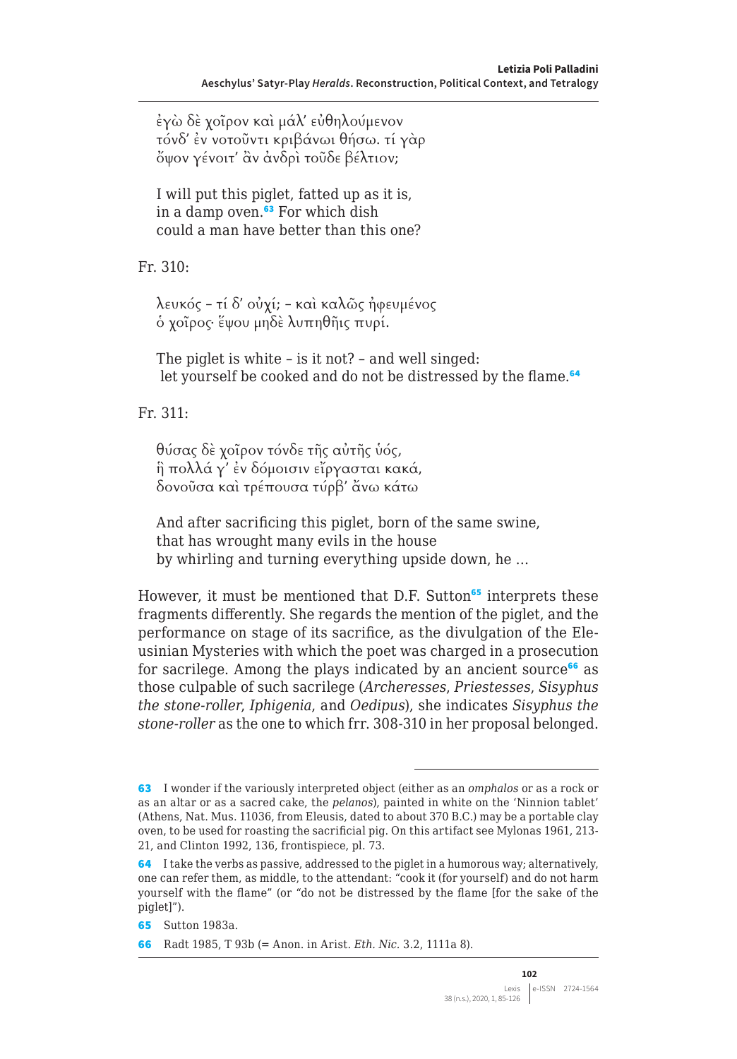ἐγὼ δὲ χοῖρον καὶ μάλ' εὐθηλούμενον
τόνδ' ἐν νοτοῦντι κριβάνωι θήσω. τί γὰρ
ὄψον γένοιτ' ἂν ἀνδρὶ τοῦδε βέλτιον;

I will put this piglet, fatted up as it is,
in a damp oven.[63] For which dish
could a man have better than this one?

Fr. 310:

λευκός – τί δ' οὐχί; – καὶ καλῶς ἠφευμένος
ὁ χοῖρος· ἕψου μηδὲ λυπηθῇς πυρί.

The piglet is white – is it not? – and well singed:
let yourself be cooked and do not be distressed by the flame.[64]

Fr. 311:

θύσας δὲ χοῖρον τόνδε τῆς αὐτῆς ὑός,
ἣ πολλά γ' ἐν δόμοισιν εἴργασται κακά,
δονοῦσα καὶ τρέπουσα τύρβ' ἄνω κάτω

And after sacrificing this piglet, born of the same swine,
that has wrought many evils in the house
by whirling and turning everything upside down, he …

However, it must be mentioned that D.F. Sutton[65] interprets these fragments differently. She regards the mention of the piglet, and the performance on stage of its sacrifice, as the divulgation of the Eleusinian Mysteries with which the poet was charged in a prosecution for sacrilege. Among the plays indicated by an ancient source[66] as those culpable of such sacrilege (*Archeresses*, *Priestesses*, *Sisyphus the stone-roller*, *Iphigenia*, and *Oedipus*), she indicates *Sisyphus the stone-roller* as the one to which frr. 308-310 in her proposal belonged.

---

63 I wonder if the variously interpreted object (either as an *omphalos* or as a rock or as an altar or as a sacred cake, the *pelanos*), painted in white on the 'Ninnion tablet' (Athens, Nat. Mus. 11036, from Eleusis, dated to about 370 B.C.) may be a portable clay oven, to be used for roasting the sacrificial pig. On this artifact see Mylonas 1961, 213-21, and Clinton 1992, 136, frontispiece, pl. 73.

64 I take the verbs as passive, addressed to the piglet in a humorous way; alternatively, one can refer them, as middle, to the attendant: "cook it (for yourself) and do not harm yourself with the flame" (or "do not be distressed by the flame [for the sake of the piglet]").

65 Sutton 1983a.

66 Radt 1985, T 93b (= Anon. in Arist. *Eth. Nic.* 3.2, 1111a 8).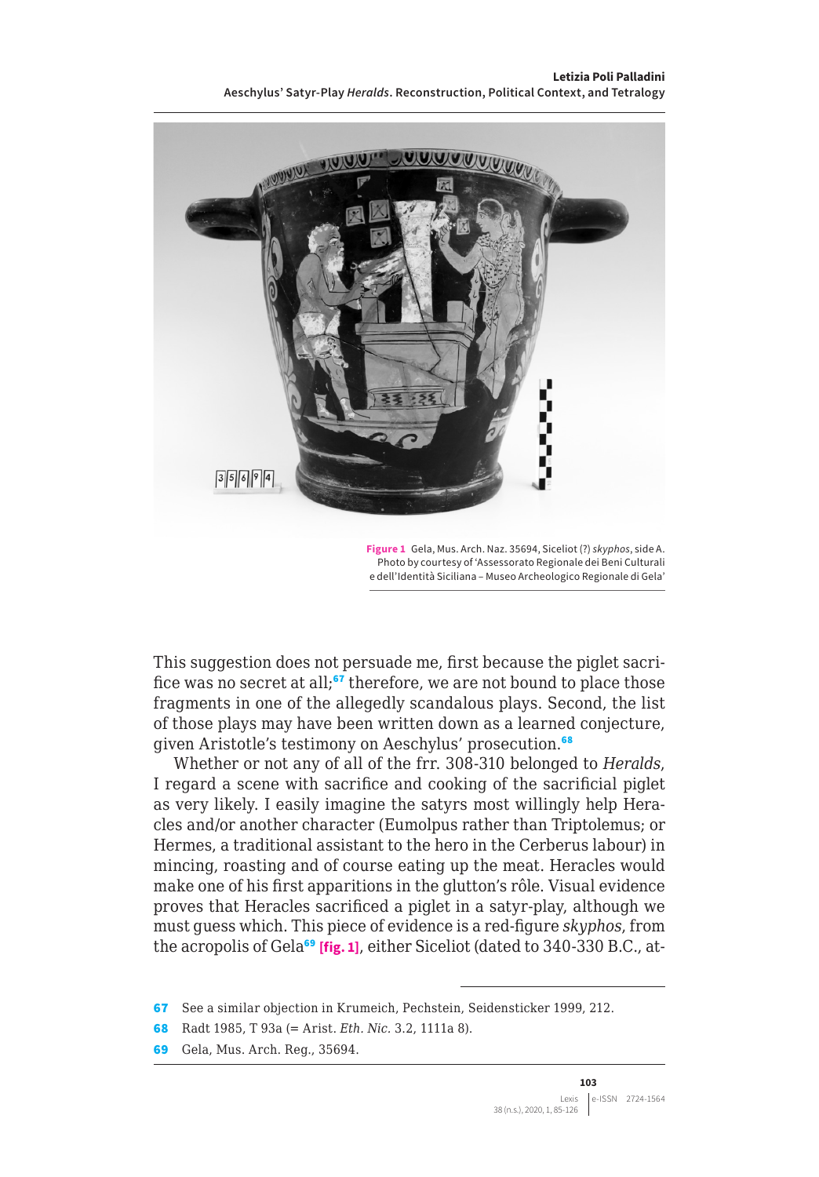**Figure 1** Gela, Mus. Arch. Naz. 35694, Siceliot (?) *skyphos*, side A. Photo by courtesy of 'Assessorato Regionale dei Beni Culturali e dell'Identità Siciliana – Museo Archeologico Regionale di Gela'

This suggestion does not persuade me, first because the piglet sacrifice was no secret at all;[67] therefore, we are not bound to place those fragments in one of the allegedly scandalous plays. Second, the list of those plays may have been written down as a learned conjecture, given Aristotle's testimony on Aeschylus' prosecution.[68]

Whether or not any of all of the frr. 308-310 belonged to *Heralds*, I regard a scene with sacrifice and cooking of the sacrificial piglet as very likely. I easily imagine the satyrs most willingly help Heracles and/or another character (Eumolpus rather than Triptolemus; or Hermes, a traditional assistant to the hero in the Cerberus labour) in mincing, roasting and of course eating up the meat. Heracles would make one of his first apparitions in the glutton's rôle. Visual evidence proves that Heracles sacrificed a piglet in a satyr-play, although we must guess which. This piece of evidence is a red-figure *skyphos*, from the acropolis of Gela[69] [fig. 1], either Siceliot (dated to 340-330 B.C., at-

---

67 See a similar objection in Krumeich, Pechstein, Seidensticker 1999, 212.

68 Radt 1985, T 93a (= Arist. *Eth. Nic.* 3.2, 1111a 8).

69 Gela, Mus. Arch. Reg., 35694.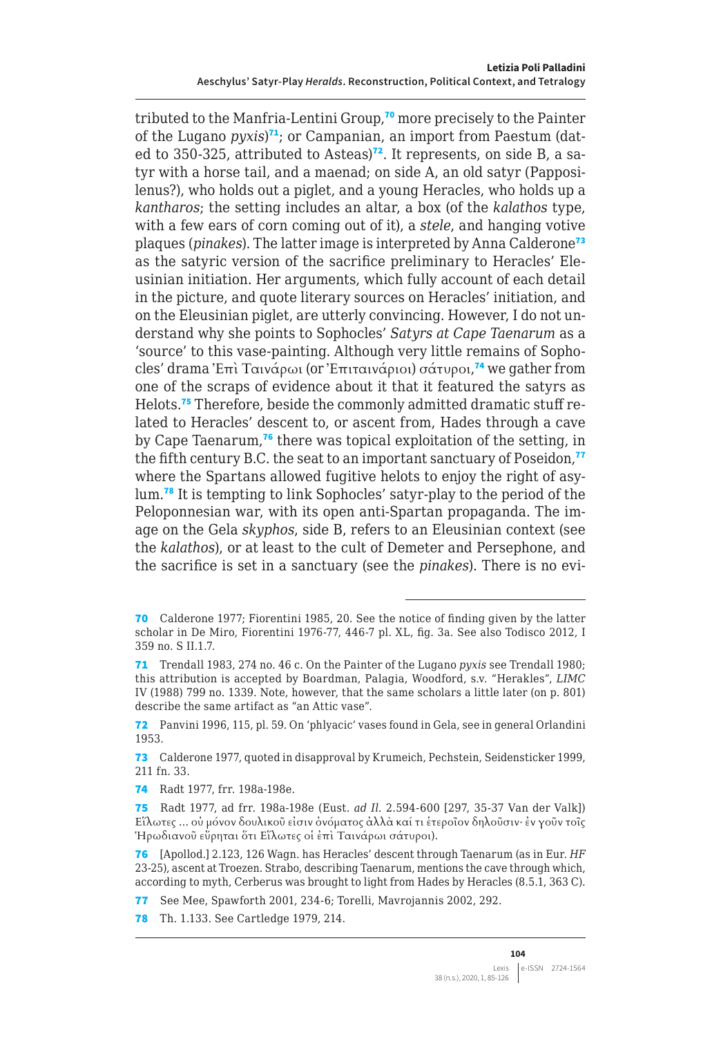tributed to the Manfria-Lentini Group,[70] more precisely to the Painter of the Lugano *pyxis*)[71]; or Campanian, an import from Paestum (dated to 350-325, attributed to Asteas)[72]. It represents, on side B, a satyr with a horse tail, and a maenad; on side A, an old satyr (Papposilenus?), who holds out a piglet, and a young Heracles, who holds up a *kantharos*; the setting includes an altar, a box (of the *kalathos* type, with a few ears of corn coming out of it), a *stele*, and hanging votive plaques (*pinakes*). The latter image is interpreted by Anna Calderone[73] as the satyric version of the sacrifice preliminary to Heracles' Eleusinian initiation. Her arguments, which fully account of each detail in the picture, and quote literary sources on Heracles' initiation, and on the Eleusinian piglet, are utterly convincing. However, I do not understand why she points to Sophocles' *Satyrs at Cape Taenarum* as a 'source' to this vase-painting. Although very little remains of Sophocles' drama Ἐπὶ Ταινάρωι (or Ἐπιταινάριοι) σάτυροι,[74] we gather from one of the scraps of evidence about it that it featured the satyrs as Helots.[75] Therefore, beside the commonly admitted dramatic stuff related to Heracles' descent to, or ascent from, Hades through a cave by Cape Taenarum,[76] there was topical exploitation of the setting, in the fifth century B.C. the seat to an important sanctuary of Poseidon,[77] where the Spartans allowed fugitive helots to enjoy the right of asylum.[78] It is tempting to link Sophocles' satyr-play to the period of the Peloponnesian war, with its open anti-Spartan propaganda. The image on the Gela *skyphos*, side B, refers to an Eleusinian context (see the *kalathos*), or at least to the cult of Demeter and Persephone, and the sacrifice is set in a sanctuary (see the *pinakes*). There is no evi-

---

70 Calderone 1977; Fiorentini 1985, 20. See the notice of finding given by the latter scholar in De Miro, Fiorentini 1976-77, 446-7 pl. XL, fig. 3a. See also Todisco 2012, I 359 no. S II.1.7.

71 Trendall 1983, 274 no. 46 c. On the Painter of the Lugano *pyxis* see Trendall 1980; this attribution is accepted by Boardman, Palagia, Woodford, s.v. "Herakles", *LIMC* IV (1988) 799 no. 1339. Note, however, that the same scholars a little later (on p. 801) describe the same artifact as "an Attic vase".

72 Panvini 1996, 115, pl. 59. On 'phlyacic' vases found in Gela, see in general Orlandini 1953.

73 Calderone 1977, quoted in disapproval by Krumeich, Pechstein, Seidensticker 1999, 211 fn. 33.

74 Radt 1977, frr. 198a-198e.

75 Radt 1977, ad frr. 198a-198e (Eust. *ad Il.* 2.594-600 [297, 35-37 Van der Valk]) Εἵλωτες ... οὐ μόνον δουλικοῦ εἰσιν ὀνόματος ἀλλὰ καί τι ἑτεροῖον δηλοῦσιν· ἐν γοῦν τοῖς Ἡρωδιανοῦ εὕρηται ὅτι Εἵλωτες οἱ ἐπὶ Ταινάρωι σάτυροι).

76 [Apollod.] 2.123, 126 Wagn. has Heracles' descent through Taenarum (as in Eur. *HF* 23-25), ascent at Troezen. Strabo, describing Taenarum, mentions the cave through which, according to myth, Cerberus was brought to light from Hades by Heracles (8.5.1, 363 C).

77 See Mee, Spawforth 2001, 234-6; Torelli, Mavrojannis 2002, 292.

78 Th. 1.133. See Cartledge 1979, 214.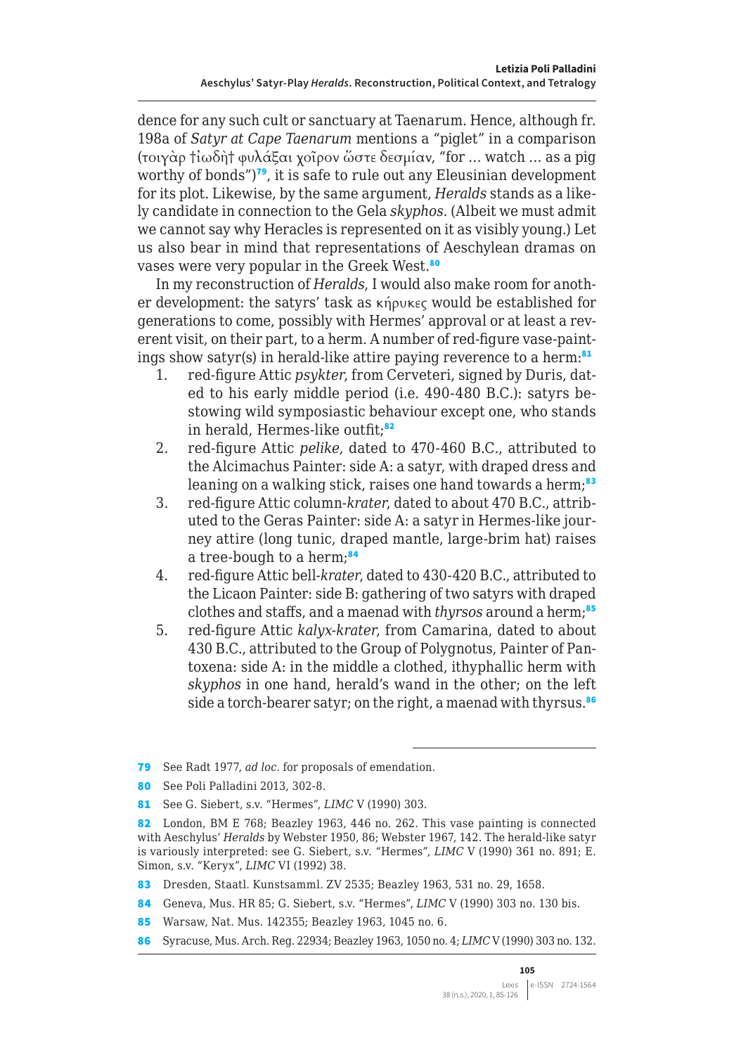dence for any such cult or sanctuary at Taenarum. Hence, although fr. 198a of *Satyr at Cape Taenarum* mentions a "piglet" in a comparison (τοιγὰρ †ἰωδὴ† φυλάξαι χοῖρον ὥστε δεσμίαν, "for ... watch ... as a pig worthy of bonds")[79], it is safe to rule out any Eleusinian development for its plot. Likewise, by the same argument, *Heralds* stands as a likely candidate in connection to the Gela *skyphos*. (Albeit we must admit we cannot say why Heracles is represented on it as visibly young.) Let us also bear in mind that representations of Aeschylean dramas on vases were very popular in the Greek West.[80]

In my reconstruction of *Heralds*, I would also make room for another development: the satyrs' task as κήρυκες would be established for generations to come, possibly with Hermes' approval or at least a reverent visit, on their part, to a herm. A number of red-figure vase-paintings show satyr(s) in herald-like attire paying reverence to a herm:[81]

1. red-figure Attic *psykter*, from Cerveteri, signed by Duris, dated to his early middle period (i.e. 490-480 B.C.): satyrs bestowing wild symposiastic behaviour except one, who stands in herald, Hermes-like outfit;[82]
2. red-figure Attic *pelike*, dated to 470-460 B.C., attributed to the Alcimachus Painter: side A: a satyr, with draped dress and leaning on a walking stick, raises one hand towards a herm;[83]
3. red-figure Attic column-*krater*, dated to about 470 B.C., attributed to the Geras Painter: side A: a satyr in Hermes-like journey attire (long tunic, draped mantle, large-brim hat) raises a tree-bough to a herm;[84]
4. red-figure Attic bell-*krater*, dated to 430-420 B.C., attributed to the Licaon Painter: side B: gathering of two satyrs with draped clothes and staffs, and a maenad with *thyrsos* around a herm;[85]
5. red-figure Attic *kalyx-krater*, from Camarina, dated to about 430 B.C., attributed to the Group of Polygnotus, Painter of Pantoxena: side A: in the middle a clothed, ithyphallic herm with *skyphos* in one hand, herald's wand in the other; on the left side a torch-bearer satyr; on the right, a maenad with thyrsus.[86]

---

79 See Radt 1977, *ad loc.* for proposals of emendation.

80 See Poli Palladini 2013, 302-8.

81 See G. Siebert, s.v. "Hermes", *LIMC* V (1990) 303.

82 London, BM E 768; Beazley 1963, 446 no. 262. This vase painting is connected with Aeschylus' *Heralds* by Webster 1950, 86; Webster 1967, 142. The herald-like satyr is variously interpreted: see G. Siebert, s.v. "Hermes", *LIMC* V (1990) 361 no. 891; E. Simon, s.v. "Keryx", *LIMC* VI (1992) 38.

83 Dresden, Staatl. Kunstsamml. ZV 2535; Beazley 1963, 531 no. 29, 1658.

84 Geneva, Mus. HR 85; G. Siebert, s.v. "Hermes", *LIMC* V (1990) 303 no. 130 bis.

85 Warsaw, Nat. Mus. 142355; Beazley 1963, 1045 no. 6.

86 Syracuse, Mus. Arch. Reg. 22934; Beazley 1963, 1050 no. 4; *LIMC* V (1990) 303 no. 132.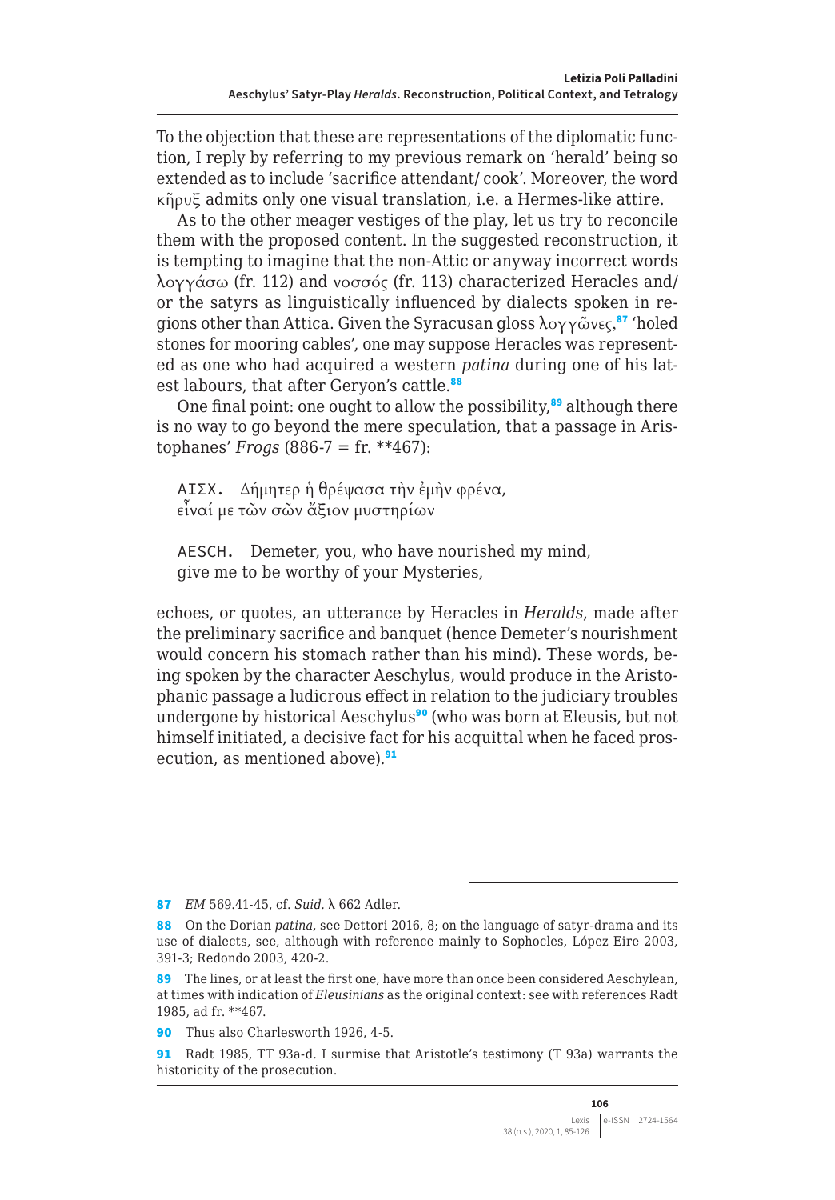To the objection that these are representations of the diplomatic function, I reply by referring to my previous remark on 'herald' being so extended as to include 'sacrifice attendant/ cook'. Moreover, the word κῆρυξ admits only one visual translation, i.e. a Hermes-like attire.

As to the other meager vestiges of the play, let us try to reconcile them with the proposed content. In the suggested reconstruction, it is tempting to imagine that the non-Attic or anyway incorrect words λογγάσω (fr. 112) and νοσσός (fr. 113) characterized Heracles and/or the satyrs as linguistically influenced by dialects spoken in regions other than Attica. Given the Syracusan gloss λογγῶνες,[87] 'holed stones for mooring cables', one may suppose Heracles was represented as one who had acquired a western *patina* during one of his latest labours, that after Geryon's cattle.[88]

One final point: one ought to allow the possibility,[89] although there is no way to go beyond the mere speculation, that a passage in Aristophanes' *Frogs* (886-7 = fr. **467):

> ΑΙΣΧ. Δήμητερ ἡ θρέψασα τὴν ἐμὴν φρένα,
> εἶναί με τῶν σῶν ἄξιον μυστηρίων
>
> AESCH. Demeter, you, who have nourished my mind,
> give me to be worthy of your Mysteries,

echoes, or quotes, an utterance by Heracles in *Heralds*, made after the preliminary sacrifice and banquet (hence Demeter's nourishment would concern his stomach rather than his mind). These words, being spoken by the character Aeschylus, would produce in the Aristophanic passage a ludicrous effect in relation to the judiciary troubles undergone by historical Aeschylus[90] (who was born at Eleusis, but not himself initiated, a decisive fact for his acquittal when he faced prosecution, as mentioned above).[91]

---

87 *EM* 569.41-45, cf. *Suid.* λ 662 Adler.

88 On the Dorian *patina*, see Dettori 2016, 8; on the language of satyr-drama and its use of dialects, see, although with reference mainly to Sophocles, López Eire 2003, 391-3; Redondo 2003, 420-2.

89 The lines, or at least the first one, have more than once been considered Aeschylean, at times with indication of *Eleusinians* as the original context: see with references Radt 1985, ad fr. **467.

90 Thus also Charlesworth 1926, 4-5.

91 Radt 1985, TT 93a-d. I surmise that Aristotle's testimony (T 93a) warrants the historicity of the prosecution.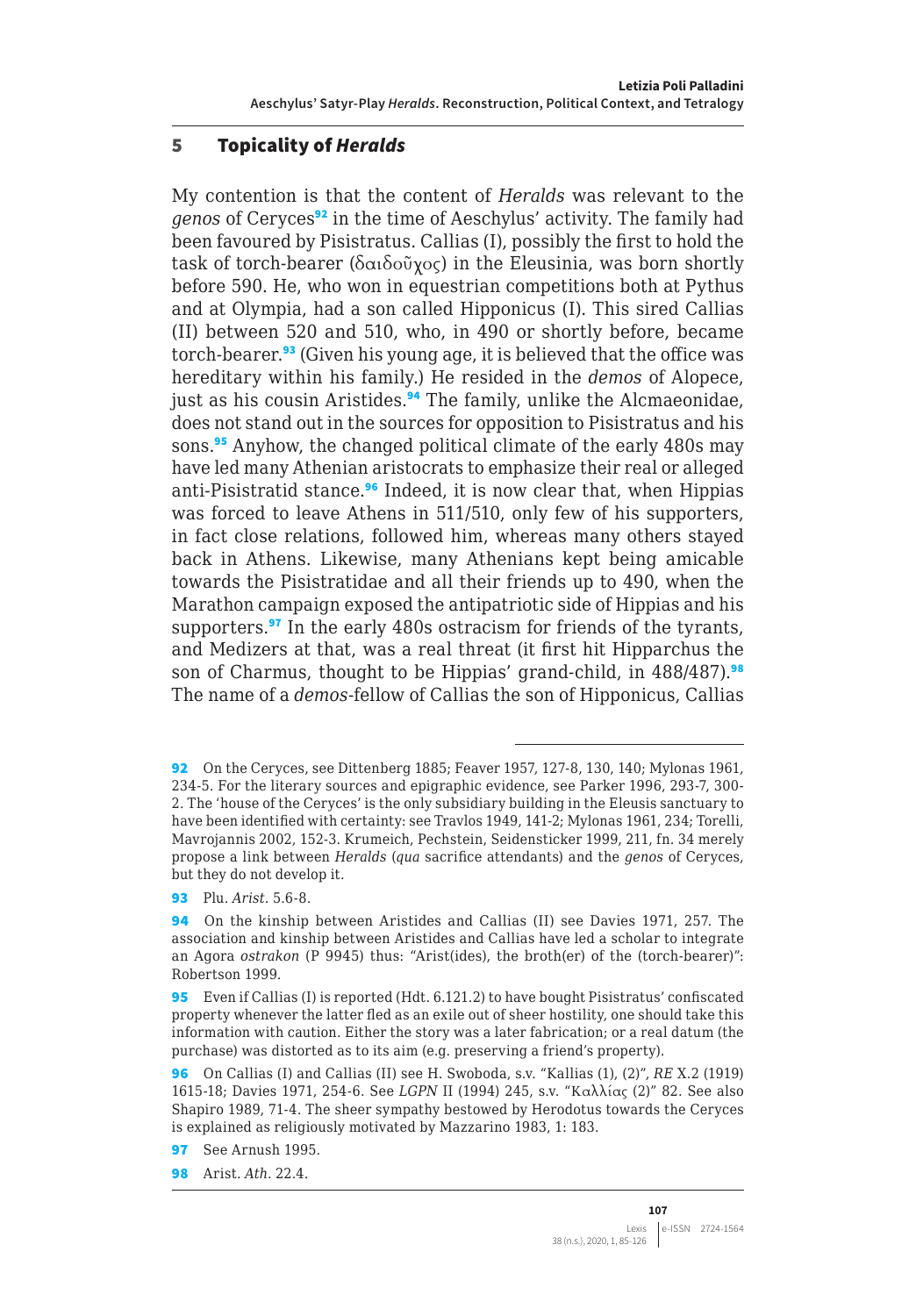## 5 Topicality of *Heralds*

My contention is that the content of *Heralds* was relevant to the *genos* of Ceryces[92] in the time of Aeschylus' activity. The family had been favoured by Pisistratus. Callias (I), possibly the first to hold the task of torch-bearer (δαιδοῦχος) in the Eleusinia, was born shortly before 590. He, who won in equestrian competitions both at Pythus and at Olympia, had a son called Hipponicus (I). This sired Callias (II) between 520 and 510, who, in 490 or shortly before, became torch-bearer.[93] (Given his young age, it is believed that the office was hereditary within his family.) He resided in the *demos* of Alopece, just as his cousin Aristides.[94] The family, unlike the Alcmaeonidae, does not stand out in the sources for opposition to Pisistratus and his sons.[95] Anyhow, the changed political climate of the early 480s may have led many Athenian aristocrats to emphasize their real or alleged anti-Pisistratid stance.[96] Indeed, it is now clear that, when Hippias was forced to leave Athens in 511/510, only few of his supporters, in fact close relations, followed him, whereas many others stayed back in Athens. Likewise, many Athenians kept being amicable towards the Pisistratidae and all their friends up to 490, when the Marathon campaign exposed the antipatriotic side of Hippias and his supporters.[97] In the early 480s ostracism for friends of the tyrants, and Medizers at that, was a real threat (it first hit Hipparchus the son of Charmus, thought to be Hippias' grand-child, in 488/487).[98] The name of a *demos*-fellow of Callias the son of Hipponicus, Callias

---

92 On the Ceryces, see Dittenberg 1885; Feaver 1957, 127-8, 130, 140; Mylonas 1961, 234-5. For the literary sources and epigraphic evidence, see Parker 1996, 293-7, 300-2. The 'house of the Ceryces' is the only subsidiary building in the Eleusis sanctuary to have been identified with certainty: see Travlos 1949, 141-2; Mylonas 1961, 234; Torelli, Mavrojannis 2002, 152-3. Krumeich, Pechstein, Seidensticker 1999, 211, fn. 34 merely propose a link between *Heralds* (*qua* sacrifice attendants) and the *genos* of Ceryces, but they do not develop it.

93 Plu. *Arist.* 5.6-8.

94 On the kinship between Aristides and Callias (II) see Davies 1971, 257. The association and kinship between Aristides and Callias have led a scholar to integrate an Agora *ostrakon* (P 9945) thus: "Arist(ides), the broth(er) of the (torch-bearer)": Robertson 1999.

95 Even if Callias (I) is reported (Hdt. 6.121.2) to have bought Pisistratus' confiscated property whenever the latter fled as an exile out of sheer hostility, one should take this information with caution. Either the story was a later fabrication; or a real datum (the purchase) was distorted as to its aim (e.g. preserving a friend's property).

96 On Callias (I) and Callias (II) see H. Swoboda, s.v. "Kallias (1), (2)", *RE* X.2 (1919) 1615-18; Davies 1971, 254-6. See *LGPN* II (1994) 245, s.v. "Καλλίας (2)" 82. See also Shapiro 1989, 71-4. The sheer sympathy bestowed by Herodotus towards the Ceryces is explained as religiously motivated by Mazzarino 1983, 1: 183.

97 See Arnush 1995.

98 Arist. *Ath.* 22.4.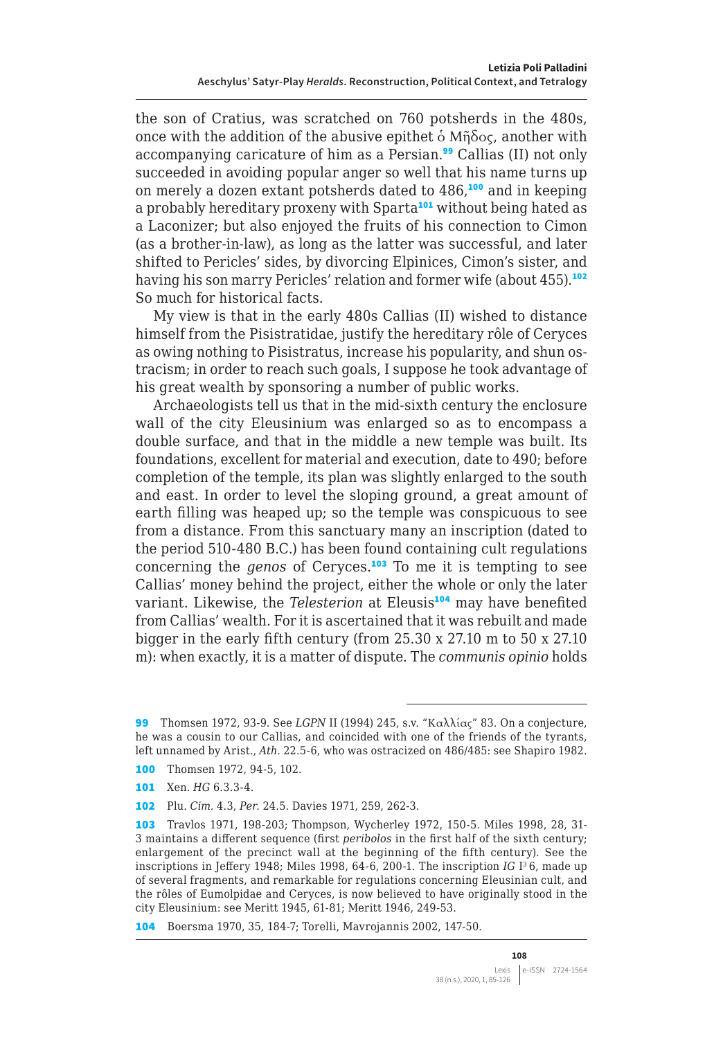the son of Cratius, was scratched on 760 potsherds in the 480s, once with the addition of the abusive epithet ὁ Μῆδος, another with accompanying caricature of him as a Persian.[99] Callias (II) not only succeeded in avoiding popular anger so well that his name turns up on merely a dozen extant potsherds dated to 486,[100] and in keeping a probably hereditary proxeny with Sparta[101] without being hated as a Laconizer; but also enjoyed the fruits of his connection to Cimon (as a brother-in-law), as long as the latter was successful, and later shifted to Pericles' sides, by divorcing Elpinices, Cimon's sister, and having his son marry Pericles' relation and former wife (about 455).[102] So much for historical facts.

My view is that in the early 480s Callias (II) wished to distance himself from the Pisistratidae, justify the hereditary rôle of Ceryces as owing nothing to Pisistratus, increase his popularity, and shun ostracism; in order to reach such goals, I suppose he took advantage of his great wealth by sponsoring a number of public works.

Archaeologists tell us that in the mid-sixth century the enclosure wall of the city Eleusinium was enlarged so as to encompass a double surface, and that in the middle a new temple was built. Its foundations, excellent for material and execution, date to 490; before completion of the temple, its plan was slightly enlarged to the south and east. In order to level the sloping ground, a great amount of earth filling was heaped up; so the temple was conspicuous to see from a distance. From this sanctuary many an inscription (dated to the period 510-480 B.C.) has been found containing cult regulations concerning the *genos* of Ceryces.[103] To me it is tempting to see Callias' money behind the project, either the whole or only the later variant. Likewise, the *Telesterion* at Eleusis[104] may have benefited from Callias' wealth. For it is ascertained that it was rebuilt and made bigger in the early fifth century (from 25.30 x 27.10 m to 50 x 27.10 m): when exactly, it is a matter of dispute. The *communis opinio* holds

---

99 Thomsen 1972, 93-9. See *LGPN* II (1994) 245, s.v. "Καλλίας" 83. On a conjecture, he was a cousin to our Callias, and coincided with one of the friends of the tyrants, left unnamed by Arist., *Ath.* 22.5-6, who was ostracized on 486/485: see Shapiro 1982.

100 Thomsen 1972, 94-5, 102.

101 Xen. *HG* 6.3.3-4.

102 Plu. *Cim.* 4.3, *Per.* 24.5. Davies 1971, 259, 262-3.

103 Travlos 1971, 198-203; Thompson, Wycherley 1972, 150-5. Miles 1998, 28, 31-3 maintains a different sequence (first *peribolos* in the first half of the sixth century; enlargement of the precinct wall at the beginning of the fifth century). See the inscriptions in Jeffery 1948; Miles 1998, 64-6, 200-1. The inscription *IG* I³ 6, made up of several fragments, and remarkable for regulations concerning Eleusinian cult, and the rôles of Eumolpidae and Ceryces, is now believed to have originally stood in the city Eleusinium: see Meritt 1945, 61-81; Meritt 1946, 249-53.

104 Boersma 1970, 35, 184-7; Torelli, Mavrojannis 2002, 147-50.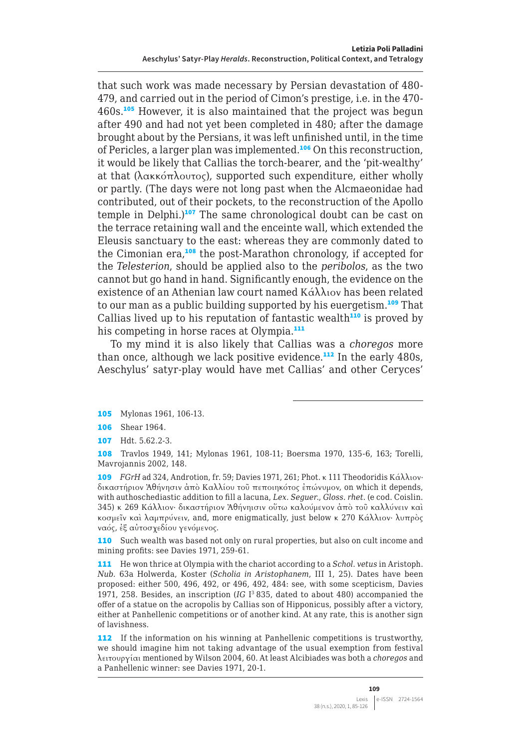that such work was made necessary by Persian devastation of 480-479, and carried out in the period of Cimon's prestige, i.e. in the 470-460s.[105] However, it is also maintained that the project was begun after 490 and had not yet been completed in 480; after the damage brought about by the Persians, it was left unfinished until, in the time of Pericles, a larger plan was implemented.[106] On this reconstruction, it would be likely that Callias the torch-bearer, and the 'pit-wealthy' at that (λακκόπλουτος), supported such expenditure, either wholly or partly. (The days were not long past when the Alcmaeonidae had contributed, out of their pockets, to the reconstruction of the Apollo temple in Delphi.)[107] The same chronological doubt can be cast on the terrace retaining wall and the enceinte wall, which extended the Eleusis sanctuary to the east: whereas they are commonly dated to the Cimonian era,[108] the post-Marathon chronology, if accepted for the *Telesterion*, should be applied also to the *peribolos*, as the two cannot but go hand in hand. Significantly enough, the evidence on the existence of an Athenian law court named Κάλλιον has been related to our man as a public building supported by his euergetism.[109] That Callias lived up to his reputation of fantastic wealth[110] is proved by his competing in horse races at Olympia.[111]

To my mind it is also likely that Callias was a *choregos* more than once, although we lack positive evidence.[112] In the early 480s, Aeschylus' satyr-play would have met Callias' and other Ceryces'

---

105 Mylonas 1961, 106-13.

106 Shear 1964.

107 Hdt. 5.62.2-3.

108 Travlos 1949, 141; Mylonas 1961, 108-11; Boersma 1970, 135-6, 163; Torelli, Mavrojannis 2002, 148.

109 *FGrH* ad 324, Androtion, fr. 59; Davies 1971, 261; Phot. κ 111 Theodoridis Κάλλιον· δικαστήριον Ἀθήνησιν ἀπὸ Καλλίου τοῦ πεποιηκότος ἐπώνυμον, on which it depends, with authoschediastic addition to fill a lacuna, *Lex. Seguer.*, *Gloss. rhet.* (e cod. Coislin. 345) κ 269 Κάλλιον· δικαστήριον Ἀθήνησιν οὕτω καλούμενον ἀπὸ τοῦ καλλύνειν καὶ κοσμεῖν καὶ λαμπρύνειν, and, more enigmatically, just below κ 270 Κάλλιον· λυπρὸς ναός, ἐξ αὐτοσχεδίου γενόμενος.

110 Such wealth was based not only on rural properties, but also on cult income and mining profits: see Davies 1971, 259-61.

111 He won thrice at Olympia with the chariot according to a *Schol. vetus* in Aristoph. *Nub.* 63a Holwerda, Koster (*Scholia in Aristophanem*, III 1, 25). Dates have been proposed: either 500, 496, 492, or 496, 492, 484: see, with some scepticism, Davies 1971, 258. Besides, an inscription (*IG* I³ 835, dated to about 480) accompanied the offer of a statue on the acropolis by Callias son of Hipponicus, possibly after a victory, either at Panhellenic competitions or of another kind. At any rate, this is another sign of lavishness.

112 If the information on his winning at Panhellenic competitions is trustworthy, we should imagine him not taking advantage of the usual exemption from festival λειτουργίαι mentioned by Wilson 2004, 60. At least Alcibiades was both a *choregos* and a Panhellenic winner: see Davies 1971, 20-1.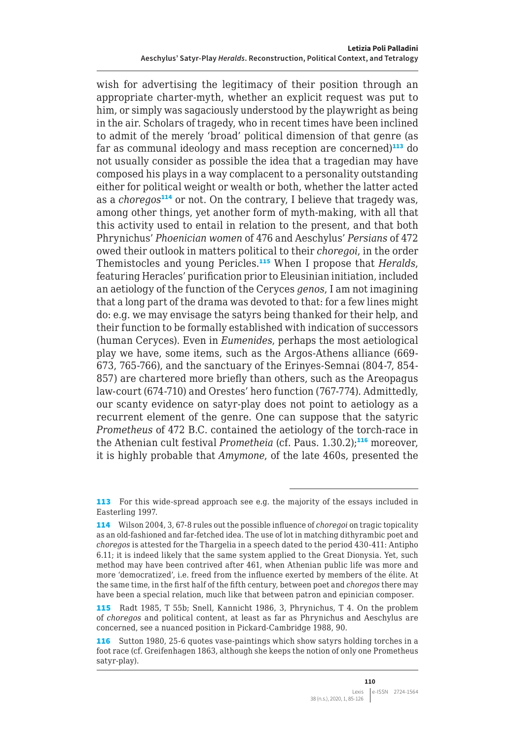wish for advertising the legitimacy of their position through an appropriate charter-myth, whether an explicit request was put to him, or simply was sagaciously understood by the playwright as being in the air. Scholars of tragedy, who in recent times have been inclined to admit of the merely 'broad' political dimension of that genre (as far as communal ideology and mass reception are concerned)[113] do not usually consider as possible the idea that a tragedian may have composed his plays in a way complacent to a personality outstanding either for political weight or wealth or both, whether the latter acted as a *choregos*[114] or not. On the contrary, I believe that tragedy was, among other things, yet another form of myth-making, with all that this activity used to entail in relation to the present, and that both Phrynichus' *Phoenician women* of 476 and Aeschylus' *Persians* of 472 owed their outlook in matters political to their *choregoi*, in the order Themistocles and young Pericles.[115] When I propose that *Heralds*, featuring Heracles' purification prior to Eleusinian initiation, included an aetiology of the function of the Ceryces *genos*, I am not imagining that a long part of the drama was devoted to that: for a few lines might do: e.g. we may envisage the satyrs being thanked for their help, and their function to be formally established with indication of successors (human Ceryces). Even in *Eumenides*, perhaps the most aetiological play we have, some items, such as the Argos-Athens alliance (669-673, 765-766), and the sanctuary of the Erinyes-Semnai (804-7, 854-857) are chartered more briefly than others, such as the Areopagus law-court (674-710) and Orestes' hero function (767-774). Admittedly, our scanty evidence on satyr-play does not point to aetiology as a recurrent element of the genre. One can suppose that the satyric *Prometheus* of 472 B.C. contained the aetiology of the torch-race in the Athenian cult festival *Prometheia* (cf. Paus. 1.30.2);[116] moreover, it is highly probable that *Amymone*, of the late 460s, presented the

---

113 For this wide-spread approach see e.g. the majority of the essays included in Easterling 1997.

114 Wilson 2004, 3, 67-8 rules out the possible influence of *choregoi* on tragic topicality as an old-fashioned and far-fetched idea. The use of lot in matching dithyrambic poet and *choregos* is attested for the Thargelia in a speech dated to the period 430-411: Antipho 6.11; it is indeed likely that the same system applied to the Great Dionysia. Yet, such method may have been contrived after 461, when Athenian public life was more and more 'democratized', i.e. freed from the influence exerted by members of the élite. At the same time, in the first half of the fifth century, between poet and *choregos* there may have been a special relation, much like that between patron and epinician composer.

115 Radt 1985, T 55b; Snell, Kannicht 1986, 3, Phrynichus, T 4. On the problem of *choregos* and political content, at least as far as Phrynichus and Aeschylus are concerned, see a nuanced position in Pickard-Cambridge 1988, 90.

116 Sutton 1980, 25-6 quotes vase-paintings which show satyrs holding torches in a foot race (cf. Greifenhagen 1863, although she keeps the notion of only one Prometheus satyr-play).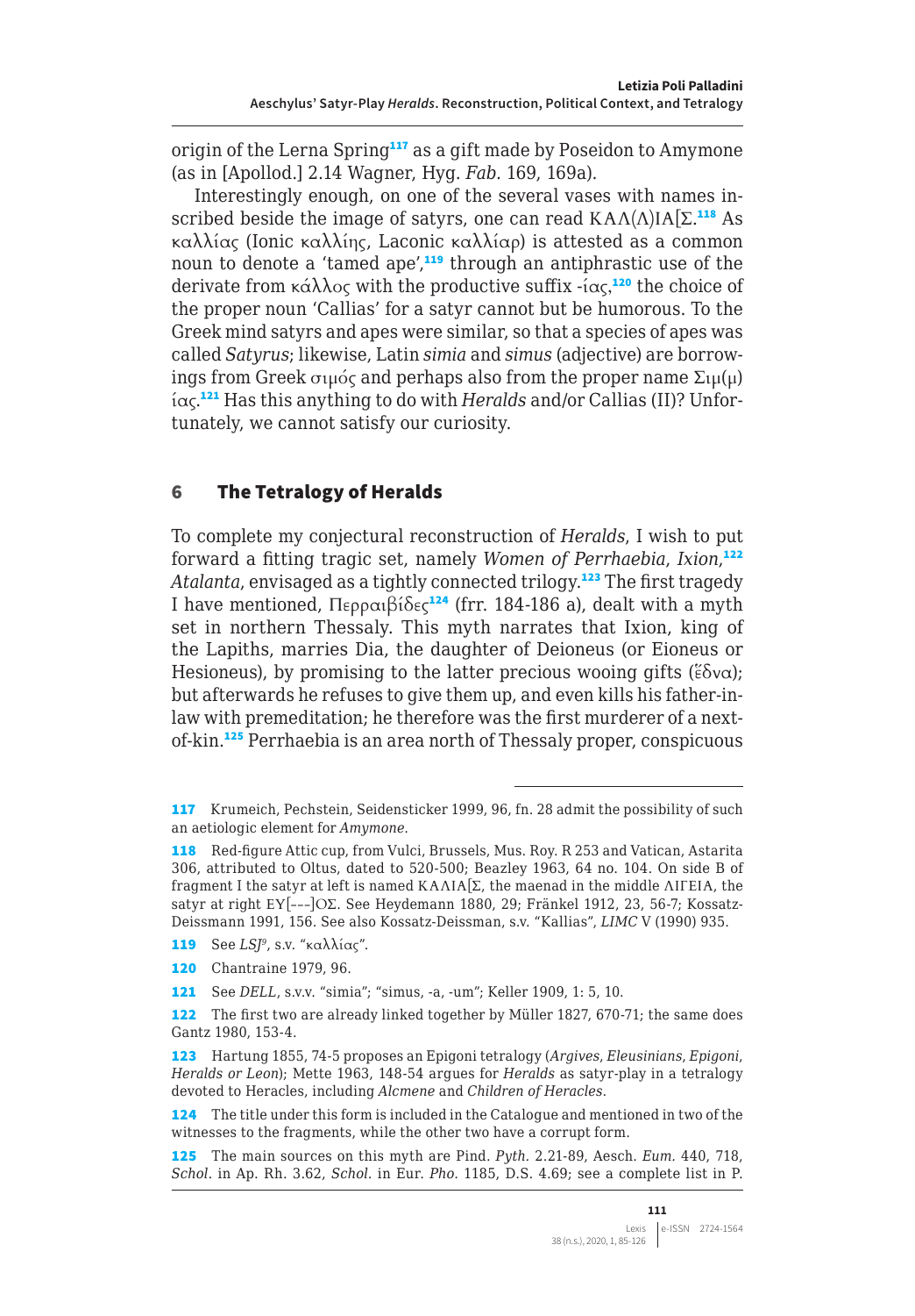origin of the Lerna Spring[117] as a gift made by Poseidon to Amymone (as in [Apollod.] 2.14 Wagner, Hyg. *Fab.* 169, 169a).

Interestingly enough, on one of the several vases with names inscribed beside the image of satyrs, one can read ΚΑΛ(Λ)ΙΑ[Σ.[118] As καλλίας (Ionic καλλίης, Laconic καλλίαρ) is attested as a common noun to denote a 'tamed ape',[119] through an antiphrastic use of the derivate from κάλλος with the productive suffix -ίας,[120] the choice of the proper noun 'Callias' for a satyr cannot but be humorous. To the Greek mind satyrs and apes were similar, so that a species of apes was called *Satyrus*; likewise, Latin *simia* and *simus* (adjective) are borrowings from Greek σιμός and perhaps also from the proper name Σιμ(μ)ίας.[121] Has this anything to do with *Heralds* and/or Callias (II)? Unfortunately, we cannot satisfy our curiosity.

## 6 The Tetralogy of Heralds

To complete my conjectural reconstruction of *Heralds*, I wish to put forward a fitting tragic set, namely *Women of Perrhaebia*, *Ixion*,[122] *Atalanta*, envisaged as a tightly connected trilogy.[123] The first tragedy I have mentioned, Περραιβίδες[124] (frr. 184-186 a), dealt with a myth set in northern Thessaly. This myth narrates that Ixion, king of the Lapiths, marries Dia, the daughter of Deioneus (or Eioneus or Hesioneus), by promising to the latter precious wooing gifts (ἕδνα); but afterwards he refuses to give them up, and even kills his father-in-law with premeditation; he therefore was the first murderer of a next-of-kin.[125] Perrhaebia is an area north of Thessaly proper, conspicuous

---

117 Krumeich, Pechstein, Seidensticker 1999, 96, fn. 28 admit the possibility of such an aetiologic element for *Amymone*.

118 Red-figure Attic cup, from Vulci, Brussels, Mus. Roy. R 253 and Vatican, Astarita 306, attributed to Oltus, dated to 520-500; Beazley 1963, 64 no. 104. On side B of fragment I the satyr at left is named ΚΑΛΙΑ[Σ, the maenad in the middle ΛΙΓΕΙΑ, the satyr at right ΕΥ[---]ΟΣ. See Heydemann 1880, 29; Fränkel 1912, 23, 56-7; Kossatz-Deissmann 1991, 156. See also Kossatz-Deissman, s.v. "Kallias", *LIMC* V (1990) 935.

119 See *LSJ*⁹, s.v. "καλλίας".

120 Chantraine 1979, 96.

121 See *DELL*, s.v.v. "simia"; "simus, -a, -um"; Keller 1909, 1: 5, 10.

122 The first two are already linked together by Müller 1827, 670-71; the same does Gantz 1980, 153-4.

123 Hartung 1855, 74-5 proposes an Epigoni tetralogy (*Argives*, *Eleusinians*, *Epigoni*, *Heralds or Leon*); Mette 1963, 148-54 argues for *Heralds* as satyr-play in a tetralogy devoted to Heracles, including *Alcmene* and *Children of Heracles*.

124 The title under this form is included in the Catalogue and mentioned in two of the witnesses to the fragments, while the other two have a corrupt form.

125 The main sources on this myth are Pind. *Pyth.* 2.21-89, Aesch. *Eum.* 440, 718, *Schol.* in Ap. Rh. 3.62, *Schol.* in Eur. *Pho.* 1185, D.S. 4.69; see a complete list in P.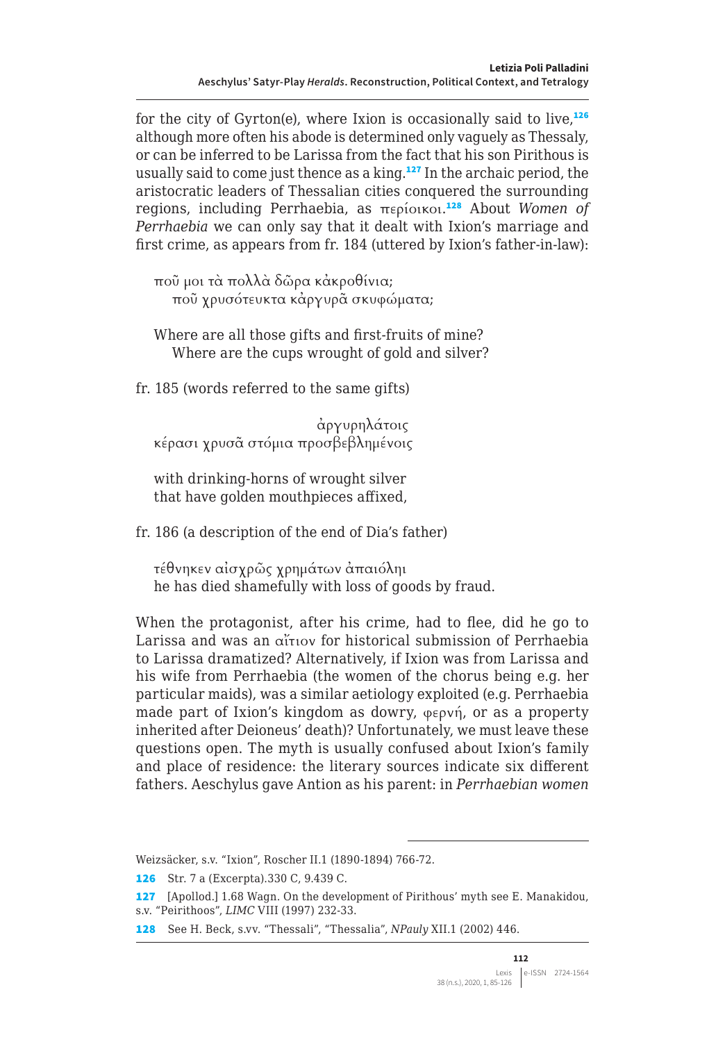for the city of Gyrton(e), where Ixion is occasionally said to live,[126] although more often his abode is determined only vaguely as Thessaly, or can be inferred to be Larissa from the fact that his son Pirithous is usually said to come just thence as a king.[127] In the archaic period, the aristocratic leaders of Thessalian cities conquered the surrounding regions, including Perrhaebia, as περίοικοι.[128] About *Women of Perrhaebia* we can only say that it dealt with Ixion's marriage and first crime, as appears from fr. 184 (uttered by Ixion's father-in-law):

> ποῦ μοι τὰ πολλὰ δῶρα κἀκροθίνια;
> ποῦ χρυσότευκτα κἀργυρᾶ σκυφώματα;
>
> Where are all those gifts and first-fruits of mine?
> Where are the cups wrought of gold and silver?

fr. 185 (words referred to the same gifts)

> ἀργυρηλάτοις
> κέρασι χρυσᾶ στόμια προσβεβλημένοις
>
> with drinking-horns of wrought silver
> that have golden mouthpieces affixed,

fr. 186 (a description of the end of Dia's father)

> τέθνηκεν αἰσχρῶς χρημάτων ἀπαιόληι
> he has died shamefully with loss of goods by fraud.

When the protagonist, after his crime, had to flee, did he go to Larissa and was an αἴτιον for historical submission of Perrhaebia to Larissa dramatized? Alternatively, if Ixion was from Larissa and his wife from Perrhaebia (the women of the chorus being e.g. her particular maids), was a similar aetiology exploited (e.g. Perrhaebia made part of Ixion's kingdom as dowry, φερνή, or as a property inherited after Deioneus' death)? Unfortunately, we must leave these questions open. The myth is usually confused about Ixion's family and place of residence: the literary sources indicate six different fathers. Aeschylus gave Antion as his parent: in *Perrhaebian women*

---

Weizsäcker, s.v. "Ixion", Roscher II.1 (1890-1894) 766-72.

126 Str. 7 a (Excerpta).330 C, 9.439 C.

127 [Apollod.] 1.68 Wagn. On the development of Pirithous' myth see E. Manakidou, s.v. "Peirithoos", *LIMC* VIII (1997) 232-33.

128 See H. Beck, s.vv. "Thessali", "Thessalia", *NPauly* XII.1 (2002) 446.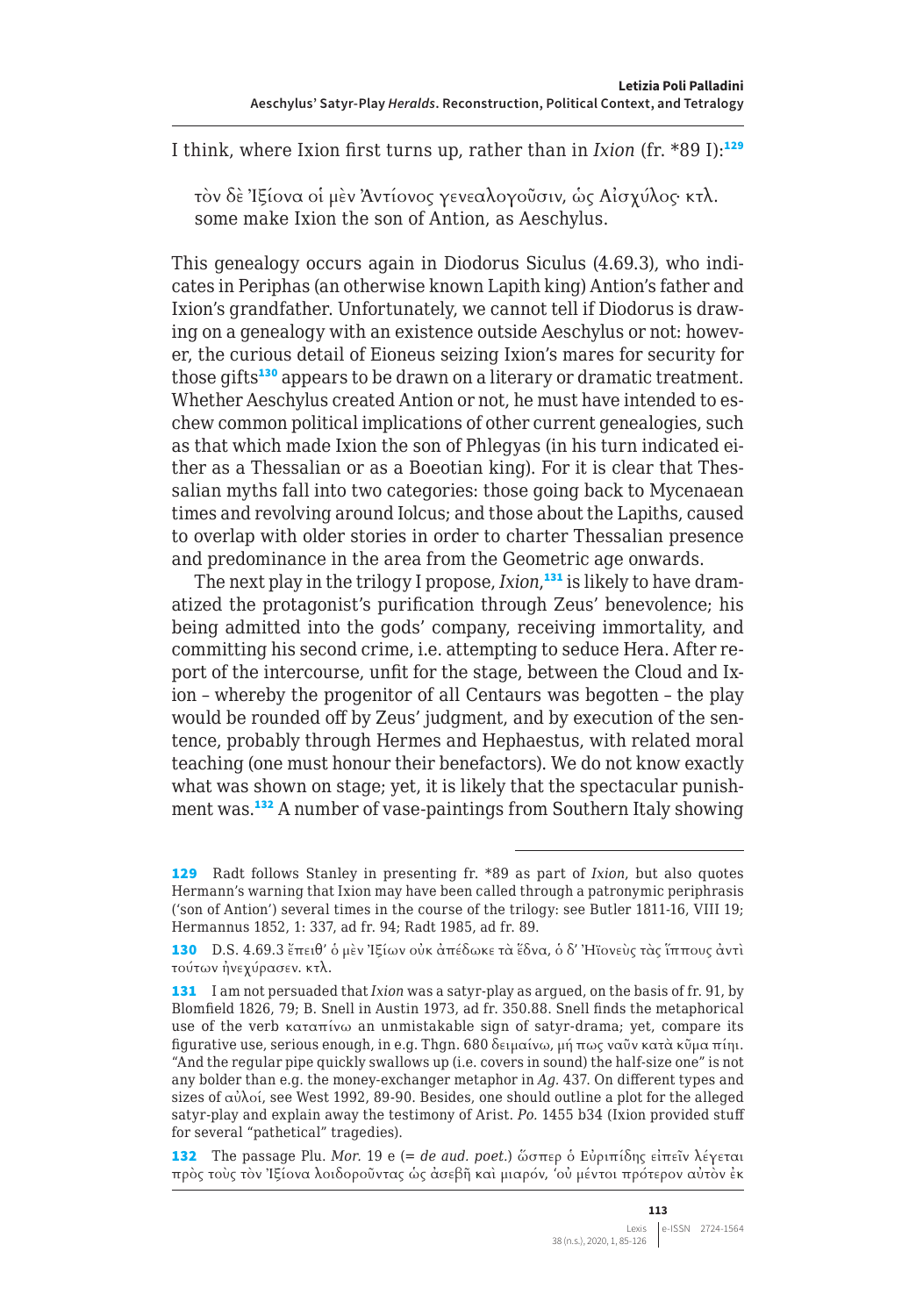I think, where Ixion first turns up, rather than in *Ixion* (fr. *89 I):[129]

τὸν δὲ Ἰξίονα οἱ μὲν Ἀντίονος γενεαλογοῦσιν, ὡς Αἰσχύλος· κτλ.
some make Ixion the son of Antion, as Aeschylus.

This genealogy occurs again in Diodorus Siculus (4.69.3), who indicates in Periphas (an otherwise known Lapith king) Antion's father and Ixion's grandfather. Unfortunately, we cannot tell if Diodorus is drawing on a genealogy with an existence outside Aeschylus or not: however, the curious detail of Eioneus seizing Ixion's mares for security for those gifts[130] appears to be drawn on a literary or dramatic treatment. Whether Aeschylus created Antion or not, he must have intended to eschew common political implications of other current genealogies, such as that which made Ixion the son of Phlegyas (in his turn indicated either as a Thessalian or as a Boeotian king). For it is clear that Thessalian myths fall into two categories: those going back to Mycenaean times and revolving around Iolcus; and those about the Lapiths, caused to overlap with older stories in order to charter Thessalian presence and predominance in the area from the Geometric age onwards.

The next play in the trilogy I propose, *Ixion*,[131] is likely to have dramatized the protagonist's purification through Zeus' benevolence; his being admitted into the gods' company, receiving immortality, and committing his second crime, i.e. attempting to seduce Hera. After report of the intercourse, unfit for the stage, between the Cloud and Ixion – whereby the progenitor of all Centaurs was begotten – the play would be rounded off by Zeus' judgment, and by execution of the sentence, probably through Hermes and Hephaestus, with related moral teaching (one must honour their benefactors). We do not know exactly what was shown on stage; yet, it is likely that the spectacular punishment was.[132] A number of vase-paintings from Southern Italy showing

---

129 Radt follows Stanley in presenting fr. *89 as part of *Ixion*, but also quotes Hermann's warning that Ixion may have been called through a patronymic periphrasis ('son of Antion') several times in the course of the trilogy: see Butler 1811-16, VIII 19; Hermannus 1852, 1: 337, ad fr. 94; Radt 1985, ad fr. 89.

130 D.S. 4.69.3 ἔπειθ' ὁ μὲν Ἰξίων οὐκ ἀπέδωκε τὰ ἕδνα, ὁ δ' Ἠϊονεὺς τὰς ἵππους ἀντὶ τούτων ἠνεχύρασεν. κτλ.

131 I am not persuaded that *Ixion* was a satyr-play as argued, on the basis of fr. 91, by Blomfield 1826, 79; B. Snell in Austin 1973, ad fr. 350.88. Snell finds the metaphorical use of the verb καταπίνω an unmistakable sign of satyr-drama; yet, compare its figurative use, serious enough, in e.g. Thgn. 680 δειμαίνω, μή πως ναῦν κατὰ κῦμα πίηι. "And the regular pipe quickly swallows up (i.e. covers in sound) the half-size one" is not any bolder than e.g. the money-exchanger metaphor in *Ag.* 437. On different types and sizes of αὐλοί, see West 1992, 89-90. Besides, one should outline a plot for the alleged satyr-play and explain away the testimony of Arist. *Po.* 1455 b34 (Ixion provided stuff for several "pathetical" tragedies).

132 The passage Plu. *Mor.* 19 e (= *de aud. poet.*) ὥσπερ ὁ Εὐριπίδης εἰπεῖν λέγεται πρὸς τοὺς τὸν Ἰξίονα λοιδοροῦντας ὡς ἀσεβῆ καὶ μιαρόν, 'οὐ μέντοι πρότερον αὐτὸν ἐκ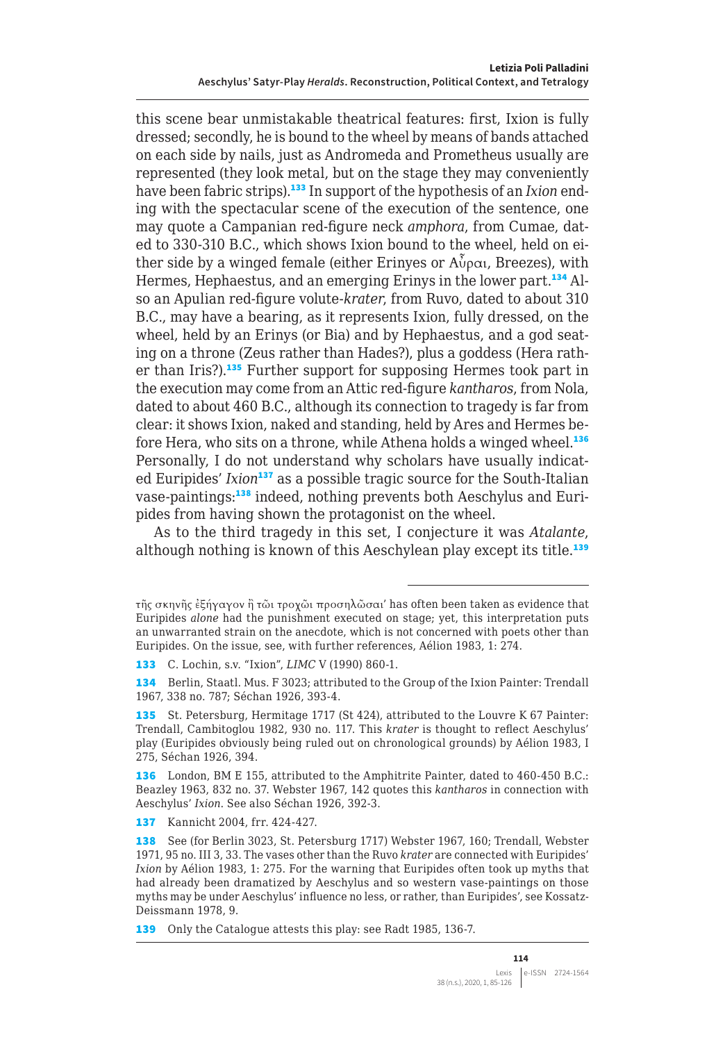this scene bear unmistakable theatrical features: first, Ixion is fully dressed; secondly, he is bound to the wheel by means of bands attached on each side by nails, just as Andromeda and Prometheus usually are represented (they look metal, but on the stage they may conveniently have been fabric strips).[133] In support of the hypothesis of an *Ixion* ending with the spectacular scene of the execution of the sentence, one may quote a Campanian red-figure neck *amphora*, from Cumae, dated to 330-310 B.C., which shows Ixion bound to the wheel, held on either side by a winged female (either Erinyes or Αὖραι, Breezes), with Hermes, Hephaestus, and an emerging Erinys in the lower part.[134] Also an Apulian red-figure volute-*krater*, from Ruvo, dated to about 310 B.C., may have a bearing, as it represents Ixion, fully dressed, on the wheel, held by an Erinys (or Bia) and by Hephaestus, and a god seating on a throne (Zeus rather than Hades?), plus a goddess (Hera rather than Iris?).[135] Further support for supposing Hermes took part in the execution may come from an Attic red-figure *kantharos*, from Nola, dated to about 460 B.C., although its connection to tragedy is far from clear: it shows Ixion, naked and standing, held by Ares and Hermes before Hera, who sits on a throne, while Athena holds a winged wheel.[136] Personally, I do not understand why scholars have usually indicated Euripides' *Ixion*[137] as a possible tragic source for the South-Italian vase-paintings:[138] indeed, nothing prevents both Aeschylus and Euripides from having shown the protagonist on the wheel.

As to the third tragedy in this set, I conjecture it was *Atalante*, although nothing is known of this Aeschylean play except its title.[139]

---

τῆς σκηνῆς ἐξήγαγον ἢ τῶι τροχῶι προσηλῶσαι' has often been taken as evidence that Euripides *alone* had the punishment executed on stage; yet, this interpretation puts an unwarranted strain on the anecdote, which is not concerned with poets other than Euripides. On the issue, see, with further references, Aélion 1983, 1: 274.

133 C. Lochin, s.v. "Ixion", *LIMC* V (1990) 860-1.

134 Berlin, Staatl. Mus. F 3023; attributed to the Group of the Ixion Painter: Trendall 1967, 338 no. 787; Séchan 1926, 393-4.

135 St. Petersburg, Hermitage 1717 (St 424), attributed to the Louvre K 67 Painter: Trendall, Cambitoglou 1982, 930 no. 117. This *krater* is thought to reflect Aeschylus' play (Euripides obviously being ruled out on chronological grounds) by Aélion 1983, I 275, Séchan 1926, 394.

136 London, BM E 155, attributed to the Amphitrite Painter, dated to 460-450 B.C.: Beazley 1963, 832 no. 37. Webster 1967, 142 quotes this *kantharos* in connection with Aeschylus' *Ixion*. See also Séchan 1926, 392-3.

137 Kannicht 2004, frr. 424-427.

138 See (for Berlin 3023, St. Petersburg 1717) Webster 1967, 160; Trendall, Webster 1971, 95 no. III 3, 33. The vases other than the Ruvo *krater* are connected with Euripides' *Ixion* by Aélion 1983, 1: 275. For the warning that Euripides often took up myths that had already been dramatized by Aeschylus and so western vase-paintings on those myths may be under Aeschylus' influence no less, or rather, than Euripides', see Kossatz-Deissmann 1978, 9.

139 Only the Catalogue attests this play: see Radt 1985, 136-7.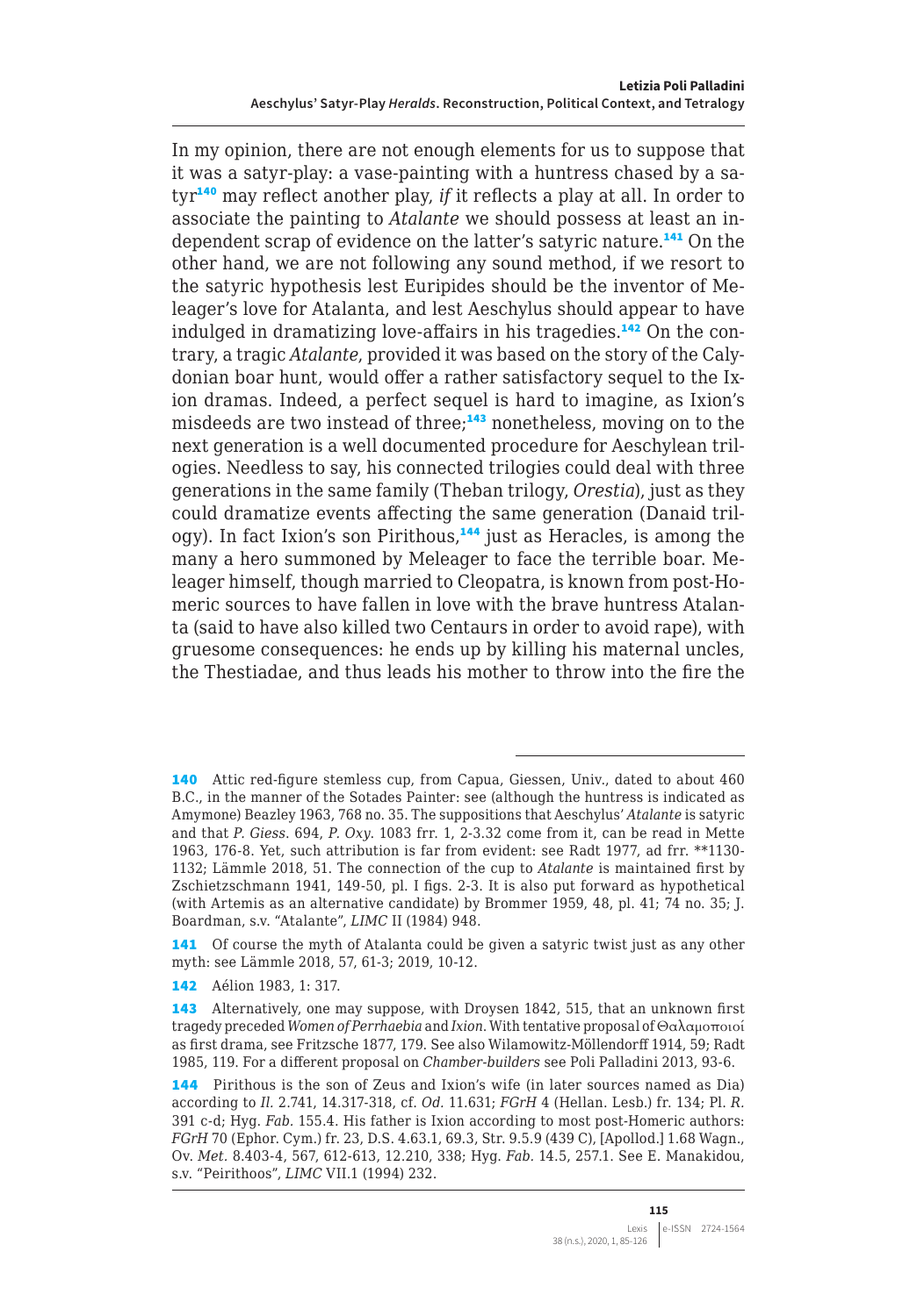In my opinion, there are not enough elements for us to suppose that it was a satyr-play: a vase-painting with a huntress chased by a satyr[140] may reflect another play, *if* it reflects a play at all. In order to associate the painting to *Atalante* we should possess at least an independent scrap of evidence on the latter's satyric nature.[141] On the other hand, we are not following any sound method, if we resort to the satyric hypothesis lest Euripides should be the inventor of Meleager's love for Atalanta, and lest Aeschylus should appear to have indulged in dramatizing love-affairs in his tragedies.[142] On the contrary, a tragic *Atalante*, provided it was based on the story of the Calydonian boar hunt, would offer a rather satisfactory sequel to the Ixion dramas. Indeed, a perfect sequel is hard to imagine, as Ixion's misdeeds are two instead of three;[143] nonetheless, moving on to the next generation is a well documented procedure for Aeschylean trilogies. Needless to say, his connected trilogies could deal with three generations in the same family (Theban trilogy, *Orestia*), just as they could dramatize events affecting the same generation (Danaid trilogy). In fact Ixion's son Pirithous,[144] just as Heracles, is among the many a hero summoned by Meleager to face the terrible boar. Meleager himself, though married to Cleopatra, is known from post-Homeric sources to have fallen in love with the brave huntress Atalanta (said to have also killed two Centaurs in order to avoid rape), with gruesome consequences: he ends up by killing his maternal uncles, the Thestiadae, and thus leads his mother to throw into the fire the

---

[140] Attic red-figure stemless cup, from Capua, Giessen, Univ., dated to about 460 B.C., in the manner of the Sotades Painter: see (although the huntress is indicated as Amymone) Beazley 1963, 768 no. 35. The suppositions that Aeschylus' *Atalante* is satyric and that *P. Giess.* 694, *P. Oxy.* 1083 frr. 1, 2-3.32 come from it, can be read in Mette 1963, 176-8. Yet, such attribution is far from evident: see Radt 1977, ad frr. **1130-1132; Lämmle 2018, 51. The connection of the cup to *Atalante* is maintained first by Zschietzschmann 1941, 149-50, pl. I figs. 2-3. It is also put forward as hypothetical (with Artemis as an alternative candidate) by Brommer 1959, 48, pl. 41; 74 no. 35; J. Boardman, s.v. "Atalante", *LIMC* II (1984) 948.

[141] Of course the myth of Atalanta could be given a satyric twist just as any other myth: see Lämmle 2018, 57, 61-3; 2019, 10-12.

[142] Aélion 1983, 1: 317.

[143] Alternatively, one may suppose, with Droysen 1842, 515, that an unknown first tragedy preceded *Women of Perrhaebia* and *Ixion*. With tentative proposal of Θαλαμοποιοί as first drama, see Fritzsche 1877, 179. See also Wilamowitz-Möllendorff 1914, 59; Radt 1985, 119. For a different proposal on *Chamber-builders* see Poli Palladini 2013, 93-6.

[144] Pirithous is the son of Zeus and Ixion's wife (in later sources named as Dia) according to *Il.* 2.741, 14.317-318, cf. *Od.* 11.631; *FGrH* 4 (Hellan. Lesb.) fr. 134; Pl. *R.* 391 c-d; Hyg. *Fab.* 155.4. His father is Ixion according to most post-Homeric authors: *FGrH* 70 (Ephor. Cym.) fr. 23, D.S. 4.63.1, 69.3, Str. 9.5.9 (439 C), [Apollod.] 1.68 Wagn., Ov. *Met.* 8.403-4, 567, 612-613, 12.210, 338; Hyg. *Fab.* 14.5, 257.1. See E. Manakidou, s.v. "Peirithoos", *LIMC* VII.1 (1994) 232.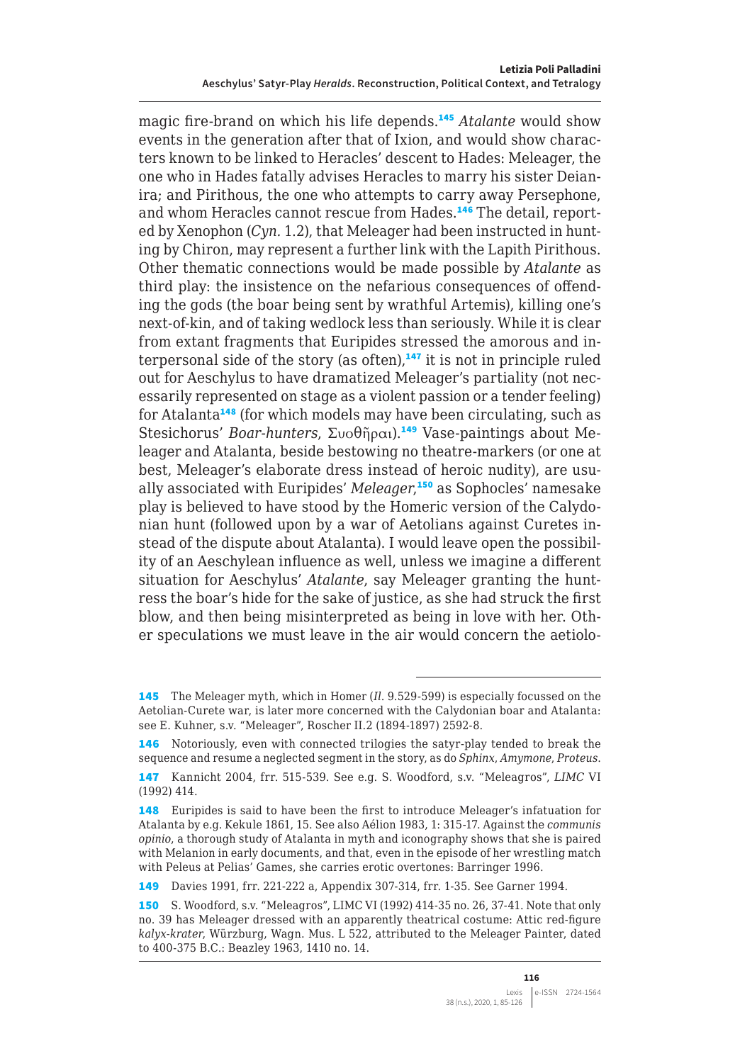magic fire-brand on which his life depends.[145] *Atalante* would show events in the generation after that of Ixion, and would show characters known to be linked to Heracles' descent to Hades: Meleager, the one who in Hades fatally advises Heracles to marry his sister Deianira; and Pirithous, the one who attempts to carry away Persephone, and whom Heracles cannot rescue from Hades.[146] The detail, reported by Xenophon (*Cyn.* 1.2), that Meleager had been instructed in hunting by Chiron, may represent a further link with the Lapith Pirithous. Other thematic connections would be made possible by *Atalante* as third play: the insistence on the nefarious consequences of offending the gods (the boar being sent by wrathful Artemis), killing one's next-of-kin, and of taking wedlock less than seriously. While it is clear from extant fragments that Euripides stressed the amorous and interpersonal side of the story (as often),[147] it is not in principle ruled out for Aeschylus to have dramatized Meleager's partiality (not necessarily represented on stage as a violent passion or a tender feeling) for Atalanta[148] (for which models may have been circulating, such as Stesichorus' *Boar-hunters*, Συοθῆραι).[149] Vase-paintings about Meleager and Atalanta, beside bestowing no theatre-markers (or one at best, Meleager's elaborate dress instead of heroic nudity), are usually associated with Euripides' *Meleager*,[150] as Sophocles' namesake play is believed to have stood by the Homeric version of the Calydonian hunt (followed upon by a war of Aetolians against Curetes instead of the dispute about Atalanta). I would leave open the possibility of an Aeschylean influence as well, unless we imagine a different situation for Aeschylus' *Atalante*, say Meleager granting the huntress the boar's hide for the sake of justice, as she had struck the first blow, and then being misinterpreted as being in love with her. Other speculations we must leave in the air would concern the aetiolo-

---

145 The Meleager myth, which in Homer (*Il.* 9.529-599) is especially focussed on the Aetolian-Curete war, is later more concerned with the Calydonian boar and Atalanta: see E. Kuhner, s.v. "Meleager", Roscher II.2 (1894-1897) 2592-8.

146 Notoriously, even with connected trilogies the satyr-play tended to break the sequence and resume a neglected segment in the story, as do *Sphinx*, *Amymone*, *Proteus*.

147 Kannicht 2004, frr. 515-539. See e.g. S. Woodford, s.v. "Meleagros", *LIMC* VI (1992) 414.

148 Euripides is said to have been the first to introduce Meleager's infatuation for Atalanta by e.g. Kekule 1861, 15. See also Aélion 1983, 1: 315-17. Against the *communis opinio*, a thorough study of Atalanta in myth and iconography shows that she is paired with Melanion in early documents, and that, even in the episode of her wrestling match with Peleus at Pelias' Games, she carries erotic overtones: Barringer 1996.

149 Davies 1991, frr. 221-222 a, Appendix 307-314, frr. 1-35. See Garner 1994.

150 S. Woodford, s.v. "Meleagros", LIMC VI (1992) 414-35 no. 26, 37-41. Note that only no. 39 has Meleager dressed with an apparently theatrical costume: Attic red-figure *kalyx-krater*, Würzburg, Wagn. Mus. L 522, attributed to the Meleager Painter, dated to 400-375 B.C.: Beazley 1963, 1410 no. 14.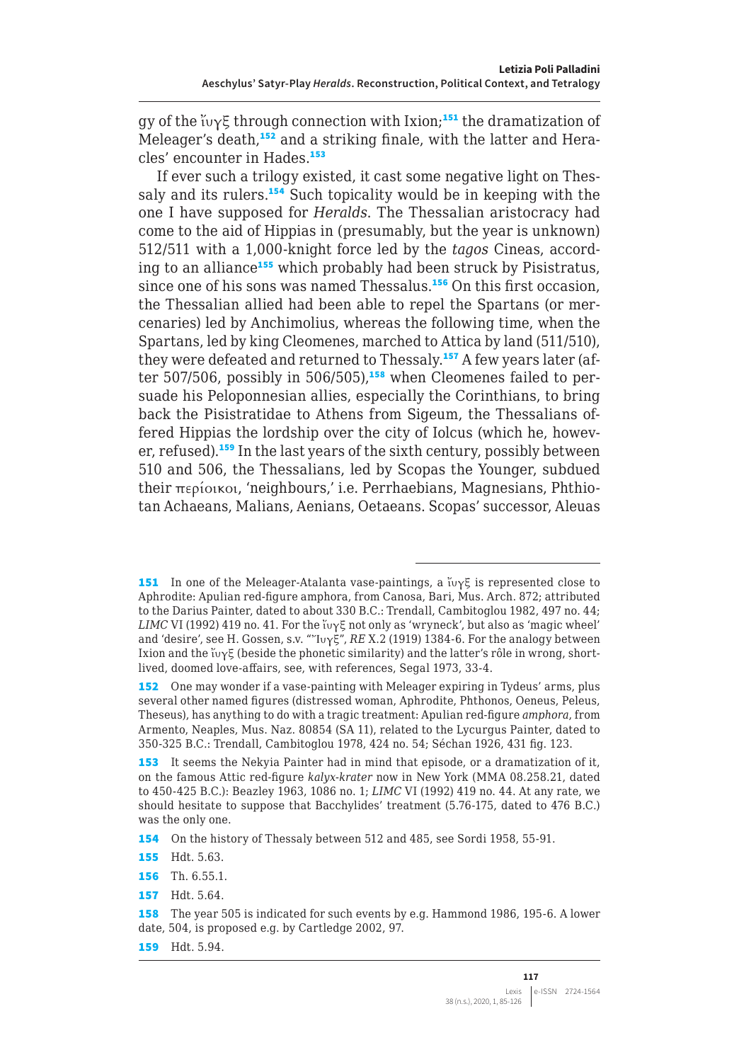gy of the ἴυγξ through connection with Ixion;[151] the dramatization of Meleager's death,[152] and a striking finale, with the latter and Heracles' encounter in Hades.[153]

If ever such a trilogy existed, it cast some negative light on Thessaly and its rulers.[154] Such topicality would be in keeping with the one I have supposed for *Heralds*. The Thessalian aristocracy had come to the aid of Hippias in (presumably, but the year is unknown) 512/511 with a 1,000-knight force led by the *tagos* Cineas, according to an alliance[155] which probably had been struck by Pisistratus, since one of his sons was named Thessalus.[156] On this first occasion, the Thessalian allied had been able to repel the Spartans (or mercenaries) led by Anchimolius, whereas the following time, when the Spartans, led by king Cleomenes, marched to Attica by land (511/510), they were defeated and returned to Thessaly.[157] A few years later (after 507/506, possibly in 506/505),[158] when Cleomenes failed to persuade his Peloponnesian allies, especially the Corinthians, to bring back the Pisistratidae to Athens from Sigeum, the Thessalians offered Hippias the lordship over the city of Iolcus (which he, however, refused).[159] In the last years of the sixth century, possibly between 510 and 506, the Thessalians, led by Scopas the Younger, subdued their περίοικοι, 'neighbours,' i.e. Perrhaebians, Magnesians, Phthiotan Achaeans, Malians, Aenians, Oetaeans. Scopas' successor, Aleuas

---

151 In one of the Meleager-Atalanta vase-paintings, a ἴυγξ is represented close to Aphrodite: Apulian red-figure amphora, from Canosa, Bari, Mus. Arch. 872; attributed to the Darius Painter, dated to about 330 B.C.: Trendall, Cambitoglou 1982, 497 no. 44; *LIMC* VI (1992) 419 no. 41. For the ἴυγξ not only as 'wryneck', but also as 'magic wheel' and 'desire', see H. Gossen, s.v. "Ἴυγξ", *RE* X.2 (1919) 1384-6. For the analogy between Ixion and the ἴυγξ (beside the phonetic similarity) and the latter's rôle in wrong, short-lived, doomed love-affairs, see, with references, Segal 1973, 33-4.

152 One may wonder if a vase-painting with Meleager expiring in Tydeus' arms, plus several other named figures (distressed woman, Aphrodite, Phthonos, Oeneus, Peleus, Theseus), has anything to do with a tragic treatment: Apulian red-figure *amphora*, from Armento, Neaples, Mus. Naz. 80854 (SA 11), related to the Lycurgus Painter, dated to 350-325 B.C.: Trendall, Cambitoglou 1978, 424 no. 54; Séchan 1926, 431 fig. 123.

153 It seems the Nekyia Painter had in mind that episode, or a dramatization of it, on the famous Attic red-figure *kalyx-krater* now in New York (MMA 08.258.21, dated to 450-425 B.C.): Beazley 1963, 1086 no. 1; *LIMC* VI (1992) 419 no. 44. At any rate, we should hesitate to suppose that Bacchylides' treatment (5.76-175, dated to 476 B.C.) was the only one.

154 On the history of Thessaly between 512 and 485, see Sordi 1958, 55-91.

155 Hdt. 5.63.

156 Th. 6.55.1.

157 Hdt. 5.64.

158 The year 505 is indicated for such events by e.g. Hammond 1986, 195-6. A lower date, 504, is proposed e.g. by Cartledge 2002, 97.

159 Hdt. 5.94.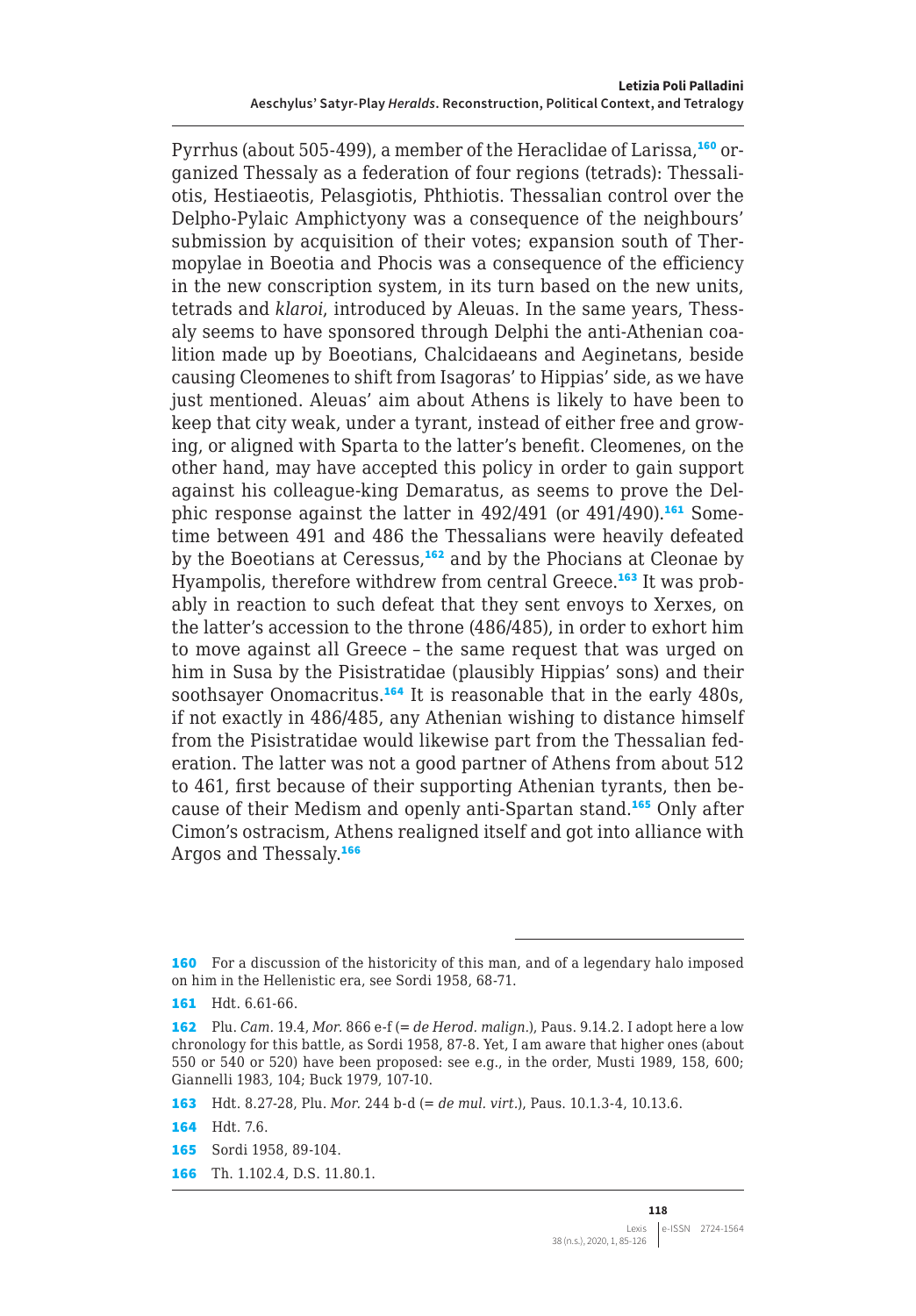Pyrrhus (about 505-499), a member of the Heraclidae of Larissa,[160] organized Thessaly as a federation of four regions (tetrads): Thessaliotis, Hestiaeotis, Pelasgiotis, Phthiotis. Thessalian control over the Delpho-Pylaic Amphictyony was a consequence of the neighbours' submission by acquisition of their votes; expansion south of Thermopylae in Boeotia and Phocis was a consequence of the efficiency in the new conscription system, in its turn based on the new units, tetrads and *klaroi*, introduced by Aleuas. In the same years, Thessaly seems to have sponsored through Delphi the anti-Athenian coalition made up by Boeotians, Chalcidaeans and Aeginetans, beside causing Cleomenes to shift from Isagoras' to Hippias' side, as we have just mentioned. Aleuas' aim about Athens is likely to have been to keep that city weak, under a tyrant, instead of either free and growing, or aligned with Sparta to the latter's benefit. Cleomenes, on the other hand, may have accepted this policy in order to gain support against his colleague-king Demaratus, as seems to prove the Delphic response against the latter in 492/491 (or 491/490).[161] Sometime between 491 and 486 the Thessalians were heavily defeated by the Boeotians at Ceressus,[162] and by the Phocians at Cleonae by Hyampolis, therefore withdrew from central Greece.[163] It was probably in reaction to such defeat that they sent envoys to Xerxes, on the latter's accession to the throne (486/485), in order to exhort him to move against all Greece – the same request that was urged on him in Susa by the Pisistratidae (plausibly Hippias' sons) and their soothsayer Onomacritus.[164] It is reasonable that in the early 480s, if not exactly in 486/485, any Athenian wishing to distance himself from the Pisistratidae would likewise part from the Thessalian federation. The latter was not a good partner of Athens from about 512 to 461, first because of their supporting Athenian tyrants, then because of their Medism and openly anti-Spartan stand.[165] Only after Cimon's ostracism, Athens realigned itself and got into alliance with Argos and Thessaly.[166]

---

160 For a discussion of the historicity of this man, and of a legendary halo imposed on him in the Hellenistic era, see Sordi 1958, 68-71.

161 Hdt. 6.61-66.

162 Plu. *Cam.* 19.4, *Mor.* 866 e-f (= *de Herod. malign.*), Paus. 9.14.2. I adopt here a low chronology for this battle, as Sordi 1958, 87-8. Yet, I am aware that higher ones (about 550 or 540 or 520) have been proposed: see e.g., in the order, Musti 1989, 158, 600; Giannelli 1983, 104; Buck 1979, 107-10.

163 Hdt. 8.27-28, Plu. *Mor.* 244 b-d (= *de mul. virt.*), Paus. 10.1.3-4, 10.13.6.

164 Hdt. 7.6.

165 Sordi 1958, 89-104.

166 Th. 1.102.4, D.S. 11.80.1.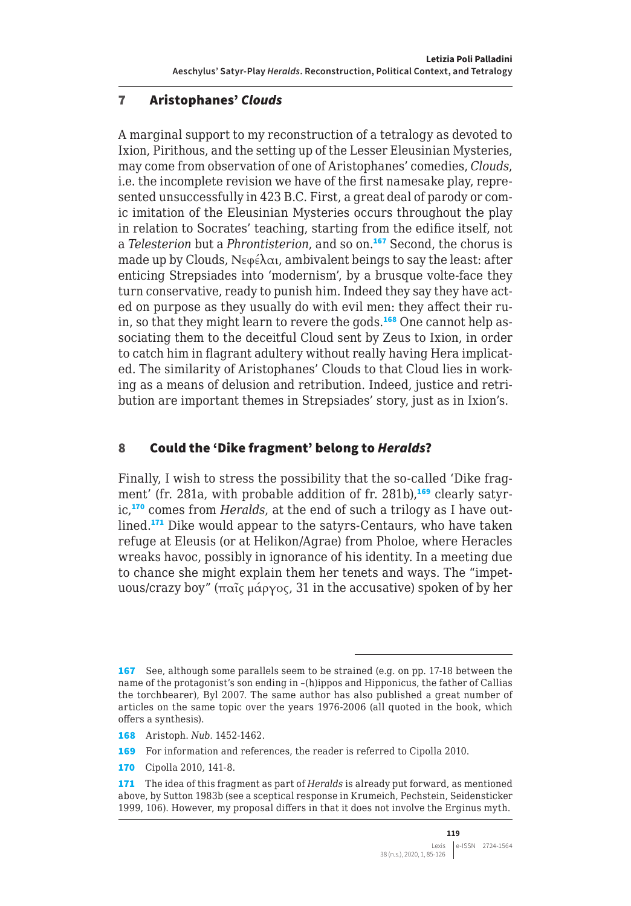## 7 Aristophanes' *Clouds*

A marginal support to my reconstruction of a tetralogy as devoted to Ixion, Pirithous, and the setting up of the Lesser Eleusinian Mysteries, may come from observation of one of Aristophanes' comedies, *Clouds*, i.e. the incomplete revision we have of the first namesake play, represented unsuccessfully in 423 B.C. First, a great deal of parody or comic imitation of the Eleusinian Mysteries occurs throughout the play in relation to Socrates' teaching, starting from the edifice itself, not a *Telesterion* but a *Phrontisterion*, and so on.[167] Second, the chorus is made up by Clouds, Νεφέλαι, ambivalent beings to say the least: after enticing Strepsiades into 'modernism', by a brusque volte-face they turn conservative, ready to punish him. Indeed they say they have acted on purpose as they usually do with evil men: they affect their ruin, so that they might learn to revere the gods.[168] One cannot help associating them to the deceitful Cloud sent by Zeus to Ixion, in order to catch him in flagrant adultery without really having Hera implicated. The similarity of Aristophanes' Clouds to that Cloud lies in working as a means of delusion and retribution. Indeed, justice and retribution are important themes in Strepsiades' story, just as in Ixion's.

## 8 Could the 'Dike fragment' belong to *Heralds*?

Finally, I wish to stress the possibility that the so-called 'Dike fragment' (fr. 281a, with probable addition of fr. 281b),[169] clearly satyric,[170] comes from *Heralds*, at the end of such a trilogy as I have outlined.[171] Dike would appear to the satyrs-Centaurs, who have taken refuge at Eleusis (or at Helikon/Agrae) from Pholoe, where Heracles wreaks havoc, possibly in ignorance of his identity. In a meeting due to chance she might explain them her tenets and ways. The "impetuous/crazy boy" (παῖς μάργος, 31 in the accusative) spoken of by her

---

167 See, although some parallels seem to be strained (e.g. on pp. 17-18 between the name of the protagonist's son ending in –(h)ippos and Hipponicus, the father of Callias the torchbearer), Byl 2007. The same author has also published a great number of articles on the same topic over the years 1976-2006 (all quoted in the book, which offers a synthesis).

168 Aristoph. *Nub.* 1452-1462.

169 For information and references, the reader is referred to Cipolla 2010.

170 Cipolla 2010, 141-8.

171 The idea of this fragment as part of *Heralds* is already put forward, as mentioned above, by Sutton 1983b (see a sceptical response in Krumeich, Pechstein, Seidensticker 1999, 106). However, my proposal differs in that it does not involve the Erginus myth.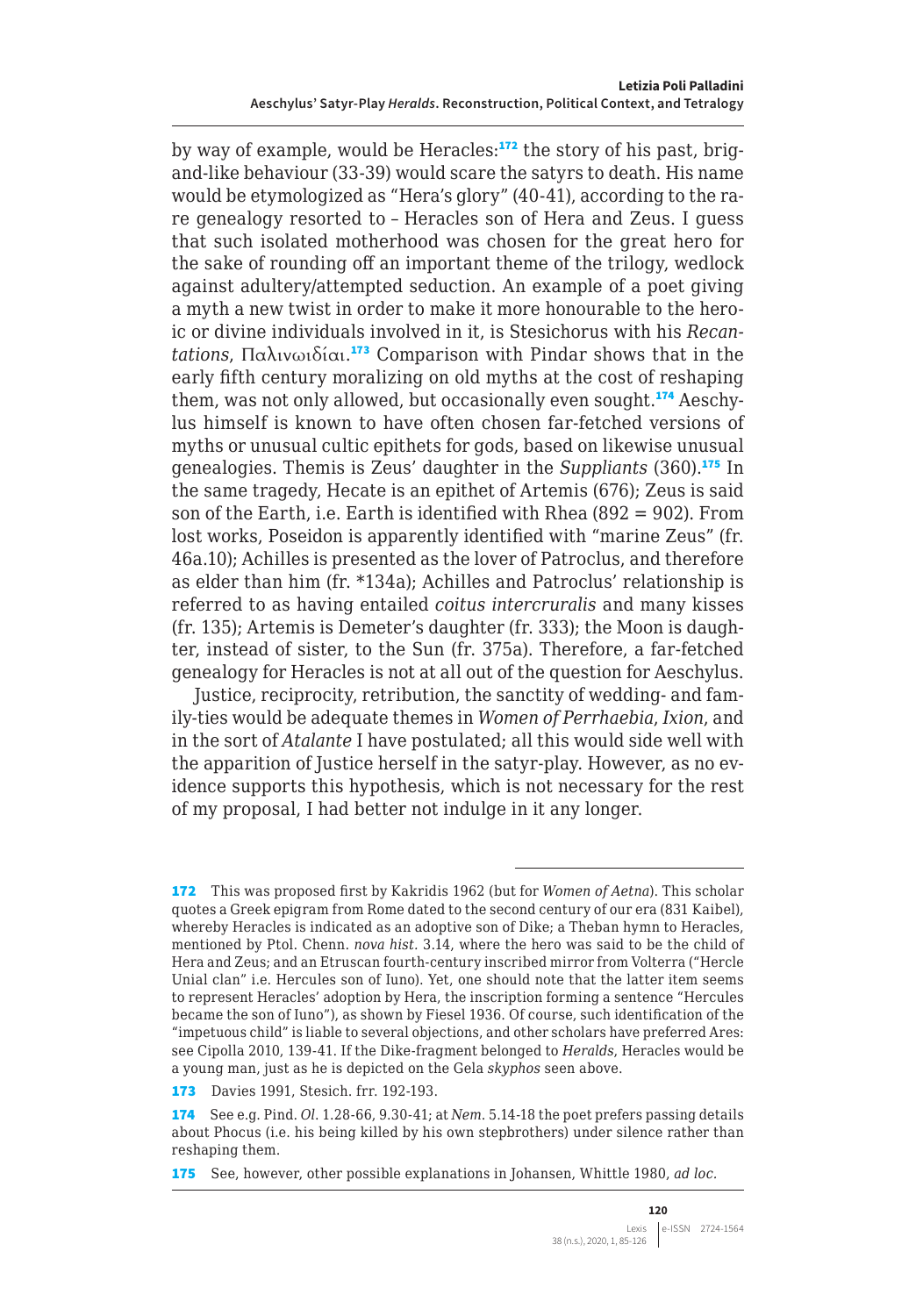by way of example, would be Heracles:[172] the story of his past, brigand-like behaviour (33-39) would scare the satyrs to death. His name would be etymologized as "Hera's glory" (40-41), according to the rare genealogy resorted to – Heracles son of Hera and Zeus. I guess that such isolated motherhood was chosen for the great hero for the sake of rounding off an important theme of the trilogy, wedlock against adultery/attempted seduction. An example of a poet giving a myth a new twist in order to make it more honourable to the heroic or divine individuals involved in it, is Stesichorus with his *Recantations*, Παλινωιδίαι.[173] Comparison with Pindar shows that in the early fifth century moralizing on old myths at the cost of reshaping them, was not only allowed, but occasionally even sought.[174] Aeschylus himself is known to have often chosen far-fetched versions of myths or unusual cultic epithets for gods, based on likewise unusual genealogies. Themis is Zeus' daughter in the *Suppliants* (360).[175] In the same tragedy, Hecate is an epithet of Artemis (676); Zeus is said son of the Earth, i.e. Earth is identified with Rhea (892 = 902). From lost works, Poseidon is apparently identified with "marine Zeus" (fr. 46a.10); Achilles is presented as the lover of Patroclus, and therefore as elder than him (fr. *134a); Achilles and Patroclus' relationship is referred to as having entailed *coitus intercruralis* and many kisses (fr. 135); Artemis is Demeter's daughter (fr. 333); the Moon is daughter, instead of sister, to the Sun (fr. 375a). Therefore, a far-fetched genealogy for Heracles is not at all out of the question for Aeschylus.

Justice, reciprocity, retribution, the sanctity of wedding- and family-ties would be adequate themes in *Women of Perrhaebia*, *Ixion*, and in the sort of *Atalante* I have postulated; all this would side well with the apparition of Justice herself in the satyr-play. However, as no evidence supports this hypothesis, which is not necessary for the rest of my proposal, I had better not indulge in it any longer.

---

172 This was proposed first by Kakridis 1962 (but for *Women of Aetna*). This scholar quotes a Greek epigram from Rome dated to the second century of our era (831 Kaibel), whereby Heracles is indicated as an adoptive son of Dike; a Theban hymn to Heracles, mentioned by Ptol. Chenn. *nova hist.* 3.14, where the hero was said to be the child of Hera and Zeus; and an Etruscan fourth-century inscribed mirror from Volterra ("Hercle Unial clan" i.e. Hercules son of Iuno). Yet, one should note that the latter item seems to represent Heracles' adoption by Hera, the inscription forming a sentence "Hercules became the son of Iuno"), as shown by Fiesel 1936. Of course, such identification of the "impetuous child" is liable to several objections, and other scholars have preferred Ares: see Cipolla 2010, 139-41. If the Dike-fragment belonged to *Heralds*, Heracles would be a young man, just as he is depicted on the Gela *skyphos* seen above.

173 Davies 1991, Stesich. frr. 192-193.

174 See e.g. Pind. *Ol.* 1.28-66, 9.30-41; at *Nem.* 5.14-18 the poet prefers passing details about Phocus (i.e. his being killed by his own stepbrothers) under silence rather than reshaping them.

175 See, however, other possible explanations in Johansen, Whittle 1980, *ad loc.*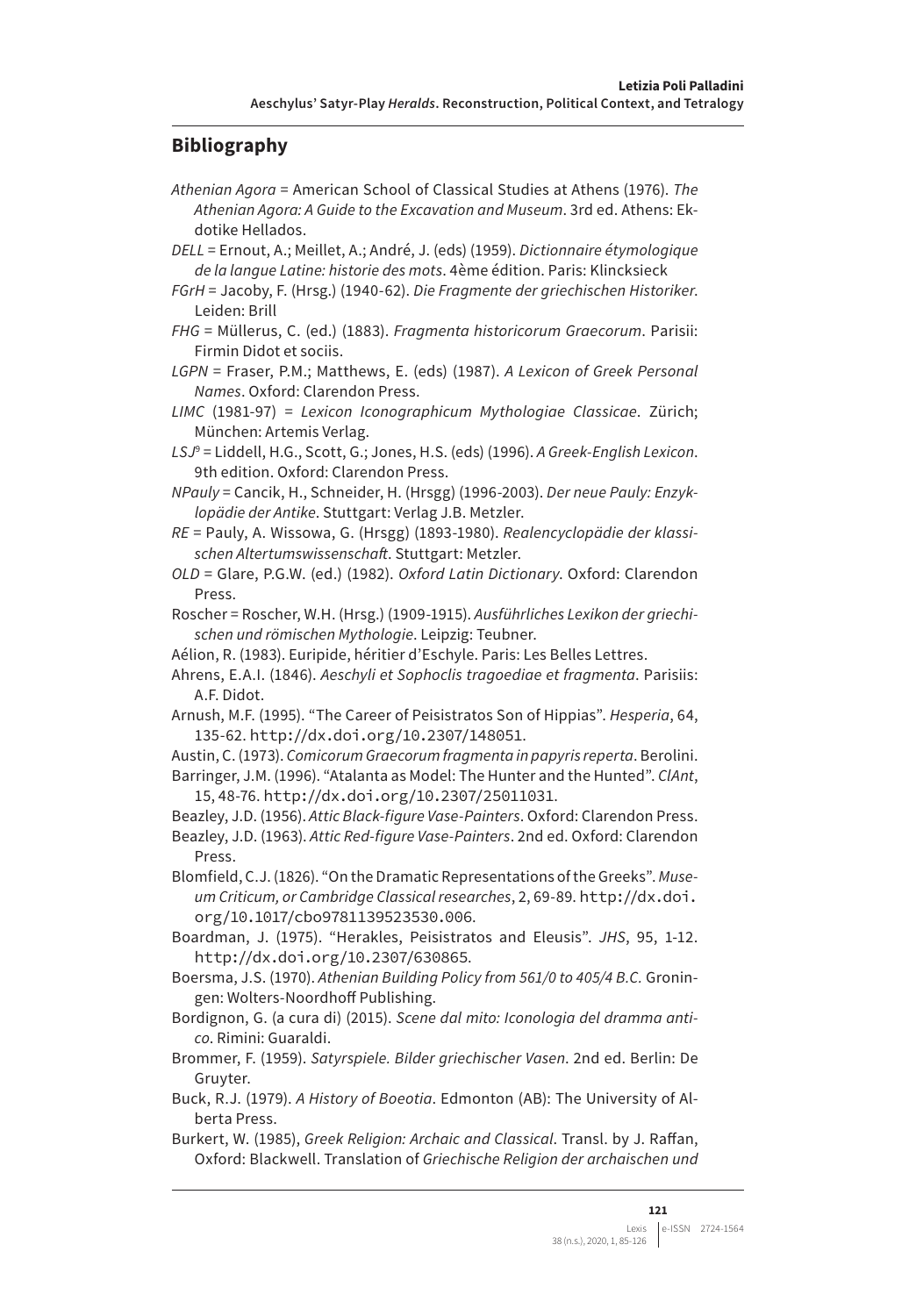## Bibliography

*Athenian Agora* = American School of Classical Studies at Athens (1976). *The Athenian Agora: A Guide to the Excavation and Museum*. 3rd ed. Athens: Ekdotike Hellados.

*DELL* = Ernout, A.; Meillet, A.; André, J. (eds) (1959). *Dictionnaire étymologique de la langue Latine: historie des mots*. 4ème édition. Paris: Klincksieck

*FGrH* = Jacoby, F. (Hrsg.) (1940-62). *Die Fragmente der griechischen Historiker*. Leiden: Brill

*FHG* = Müllerus, C. (ed.) (1883). *Fragmenta historicorum Graecorum*. Parisii: Firmin Didot et sociis.

*LGPN* = Fraser, P.M.; Matthews, E. (eds) (1987). *A Lexicon of Greek Personal Names*. Oxford: Clarendon Press.

*LIMC* (1981-97) = *Lexicon Iconographicum Mythologiae Classicae*. Zürich; München: Artemis Verlag.

*LSJ*[9] = Liddell, H.G., Scott, G.; Jones, H.S. (eds) (1996). *A Greek-English Lexicon*. 9th edition. Oxford: Clarendon Press.

*NPauly* = Cancik, H., Schneider, H. (Hrsgg) (1996-2003). *Der neue Pauly: Enzyklopädie der Antike*. Stuttgart: Verlag J.B. Metzler.

*RE* = Pauly, A. Wissowa, G. (Hrsgg) (1893-1980). *Realencyclopädie der klassischen Altertumswissenschaft*. Stuttgart: Metzler.

*OLD* = Glare, P.G.W. (ed.) (1982). *Oxford Latin Dictionary*. Oxford: Clarendon Press.

Roscher = Roscher, W.H. (Hrsg.) (1909-1915). *Ausführliches Lexikon der griechischen und römischen Mythologie*. Leipzig: Teubner.

Aélion, R. (1983). Euripide, héritier d'Eschyle. Paris: Les Belles Lettres.

Ahrens, E.A.I. (1846). *Aeschyli et Sophoclis tragoediae et fragmenta*. Parisiis: A.F. Didot.

Arnush, M.F. (1995). "The Career of Peisistratos Son of Hippias". *Hesperia*, 64, 135-62. http://dx.doi.org/10.2307/148051.

Austin, C. (1973). *Comicorum Graecorum fragmenta in papyris reperta*. Berolini.

Barringer, J.M. (1996). "Atalanta as Model: The Hunter and the Hunted". *ClAnt*, 15, 48-76. http://dx.doi.org/10.2307/25011031.

Beazley, J.D. (1956). *Attic Black-figure Vase-Painters*. Oxford: Clarendon Press.

Beazley, J.D. (1963). *Attic Red-figure Vase-Painters*. 2nd ed. Oxford: Clarendon Press.

Blomfield, C.J. (1826). "On the Dramatic Representations of the Greeks". *Museum Criticum, or Cambridge Classical researches*, 2, 69-89. http://dx.doi.org/10.1017/cbo9781139523530.006.

Boardman, J. (1975). "Herakles, Peisistratos and Eleusis". *JHS*, 95, 1-12. http://dx.doi.org/10.2307/630865.

Boersma, J.S. (1970). *Athenian Building Policy from 561/0 to 405/4 B.C.* Groningen: Wolters-Noordhoff Publishing.

Bordignon, G. (a cura di) (2015). *Scene dal mito: Iconologia del dramma antico*. Rimini: Guaraldi.

Brommer, F. (1959). *Satyrspiele. Bilder griechischer Vasen*. 2nd ed. Berlin: De Gruyter.

Buck, R.J. (1979). *A History of Boeotia*. Edmonton (AB): The University of Alberta Press.

Burkert, W. (1985), *Greek Religion: Archaic and Classical*. Transl. by J. Raffan, Oxford: Blackwell. Translation of *Griechische Religion der archaischen und*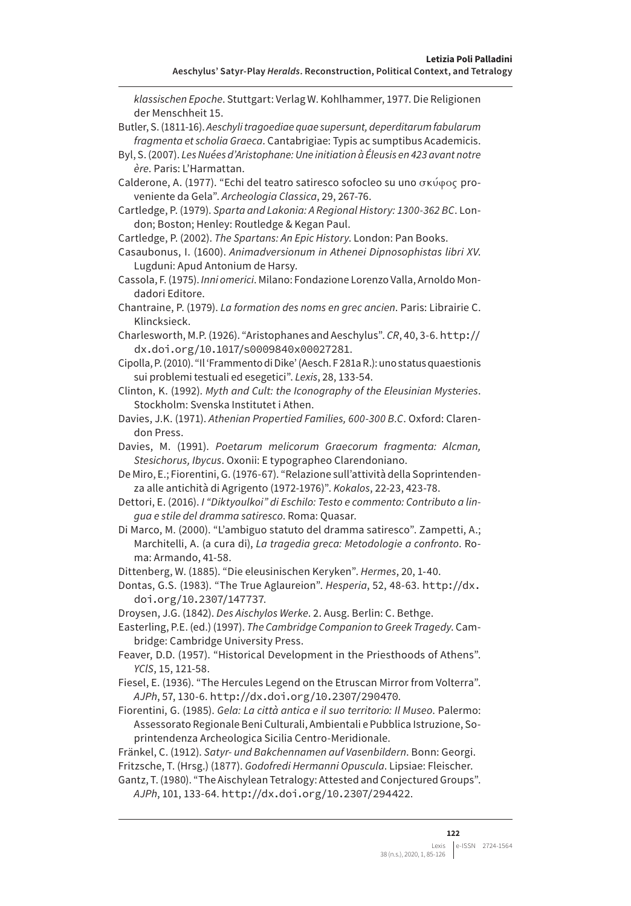*klassischen Epoche*. Stuttgart: Verlag W. Kohlhammer, 1977. Die Religionen der Menschheit 15.

Butler, S. (1811-16). *Aeschyli tragoediae quae supersunt, deperditarum fabularum fragmenta et scholia Graeca*. Cantabrigiae: Typis ac sumptibus Academicis.

Byl, S. (2007). *Les Nuées d'Aristophane: Une initiation à Éleusis en 423 avant notre ère*. Paris: L'Harmattan.

Calderone, A. (1977). "Echi del teatro satiresco sofocleo su uno σκύφος proveniente da Gela". *Archeologia Classica*, 29, 267-76.

Cartledge, P. (1979). *Sparta and Lakonia: A Regional History: 1300-362 BC*. London; Boston; Henley: Routledge & Kegan Paul.

Cartledge, P. (2002). *The Spartans: An Epic History*. London: Pan Books.

Casaubonus, I. (1600). *Animadversionum in Athenei Dipnosophistas libri XV*. Lugduni: Apud Antonium de Harsy.

Cassola, F. (1975). *Inni omerici*. Milano: Fondazione Lorenzo Valla, Arnoldo Mondadori Editore.

Chantraine, P. (1979). *La formation des noms en grec ancien*. Paris: Librairie C. Klincksieck.

Charlesworth, M.P. (1926). "Aristophanes and Aeschylus". *CR*, 40, 3-6. http://dx.doi.org/10.1017/s0009840x00027281.

Cipolla, P. (2010). "Il 'Frammento di Dike' (Aesch. F 281a R.): uno status quaestionis sui problemi testuali ed esegetici". *Lexis*, 28, 133-54.

Clinton, K. (1992). *Myth and Cult: the Iconography of the Eleusinian Mysteries*. Stockholm: Svenska Institutet i Athen.

Davies, J.K. (1971). *Athenian Propertied Families, 600-300 B.C*. Oxford: Clarendon Press.

Davies, M. (1991). *Poetarum melicorum Graecorum fragmenta: Alcman, Stesichorus, Ibycus*. Oxonii: E typographeo Clarendoniano.

De Miro, E.; Fiorentini, G. (1976-67). "Relazione sull'attività della Soprintendenza alle antichità di Agrigento (1972-1976)". *Kokalos*, 22-23, 423-78.

Dettori, E. (2016). *I "Diktyoulkoi" di Eschilo: Testo e commento: Contributo a lingua e stile del dramma satiresco*. Roma: Quasar.

Di Marco, M. (2000). "L'ambiguo statuto del dramma satiresco". Zampetti, A.; Marchitelli, A. (a cura di), *La tragedia greca: Metodologie a confronto*. Roma: Armando, 41-58.

Dittenberg, W. (1885). "Die eleusinischen Keryken". *Hermes*, 20, 1-40.

Dontas, G.S. (1983). "The True Aglaureion". *Hesperia*, 52, 48-63. http://dx.doi.org/10.2307/147737.

Droysen, J.G. (1842). *Des Aischylos Werke*. 2. Ausg. Berlin: C. Bethge.

Easterling, P.E. (ed.) (1997). *The Cambridge Companion to Greek Tragedy*. Cambridge: Cambridge University Press.

Feaver, D.D. (1957). "Historical Development in the Priesthoods of Athens". *YClS*, 15, 121-58.

Fiesel, E. (1936). "The Hercules Legend on the Etruscan Mirror from Volterra". *AJPh*, 57, 130-6. http://dx.doi.org/10.2307/290470.

Fiorentini, G. (1985). *Gela: La città antica e il suo territorio: Il Museo*. Palermo: Assessorato Regionale Beni Culturali, Ambientali e Pubblica Istruzione, Soprintendenza Archeologica Sicilia Centro-Meridionale.

Fränkel, C. (1912). *Satyr- und Bakchennamen auf Vasenbildern*. Bonn: Georgi.

Fritzsche, T. (Hrsg.) (1877). *Godofredi Hermanni Opuscula*. Lipsiae: Fleischer.

Gantz, T. (1980). "The Aischylean Tetralogy: Attested and Conjectured Groups". *AJPh*, 101, 133-64. http://dx.doi.org/10.2307/294422.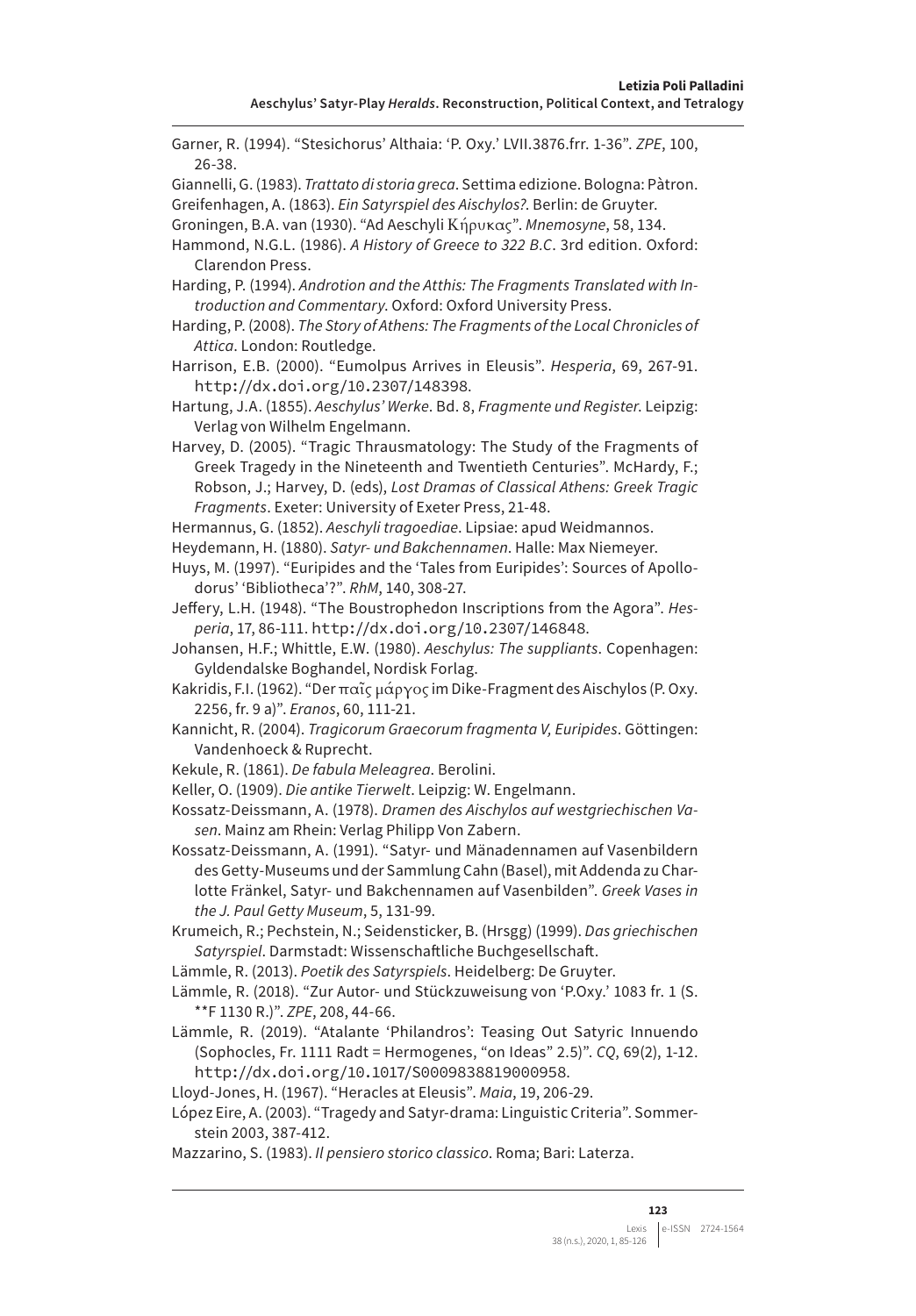Garner, R. (1994). "Stesichorus' Althaia: 'P. Oxy.' LVII.3876.frr. 1-36". *ZPE*, 100, 26-38.

Giannelli, G. (1983). *Trattato di storia greca*. Settima edizione. Bologna: Pàtron.

Greifenhagen, A. (1863). *Ein Satyrspiel des Aischylos?*. Berlin: de Gruyter.

Groningen, B.A. van (1930). "Ad Aeschyli Κήρυκας". *Mnemosyne*, 58, 134.

Hammond, N.G.L. (1986). *A History of Greece to 322 B.C*. 3rd edition. Oxford: Clarendon Press.

Harding, P. (1994). *Androtion and the Atthis: The Fragments Translated with Introduction and Commentary*. Oxford: Oxford University Press.

Harding, P. (2008). *The Story of Athens: The Fragments of the Local Chronicles of Attica*. London: Routledge.

Harrison, E.B. (2000). "Eumolpus Arrives in Eleusis". *Hesperia*, 69, 267-91. http://dx.doi.org/10.2307/148398.

Hartung, J.A. (1855). *Aeschylus' Werke*. Bd. 8, *Fragmente und Register*. Leipzig: Verlag von Wilhelm Engelmann.

Harvey, D. (2005). "Tragic Thrausmatology: The Study of the Fragments of Greek Tragedy in the Nineteenth and Twentieth Centuries". McHardy, F.; Robson, J.; Harvey, D. (eds), *Lost Dramas of Classical Athens: Greek Tragic Fragments*. Exeter: University of Exeter Press, 21-48.

Hermannus, G. (1852). *Aeschyli tragoediae*. Lipsiae: apud Weidmannos.

Heydemann, H. (1880). *Satyr- und Bakchennamen*. Halle: Max Niemeyer.

Huys, M. (1997). "Euripides and the 'Tales from Euripides': Sources of Apollodorus' 'Bibliotheca'?". *RhM*, 140, 308-27.

Jeffery, L.H. (1948). "The Boustrophedon Inscriptions from the Agora". *Hesperia*, 17, 86-111. http://dx.doi.org/10.2307/146848.

Johansen, H.F.; Whittle, E.W. (1980). *Aeschylus: The suppliants*. Copenhagen: Gyldendalske Boghandel, Nordisk Forlag.

Kakridis, F.I. (1962). "Der παῖς μάργος im Dike-Fragment des Aischylos (P. Oxy. 2256, fr. 9 a)". *Eranos*, 60, 111-21.

Kannicht, R. (2004). *Tragicorum Graecorum fragmenta V, Euripides*. Göttingen: Vandenhoeck & Ruprecht.

Kekule, R. (1861). *De fabula Meleagrea*. Berolini.

Keller, O. (1909). *Die antike Tierwelt*. Leipzig: W. Engelmann.

Kossatz-Deissmann, A. (1978). *Dramen des Aischylos auf westgriechischen Vasen*. Mainz am Rhein: Verlag Philipp Von Zabern.

Kossatz-Deissmann, A. (1991). "Satyr- und Mänadennamen auf Vasenbildern des Getty-Museums und der Sammlung Cahn (Basel), mit Addenda zu Charlotte Fränkel, Satyr- und Bakchennamen auf Vasenbilden". *Greek Vases in the J. Paul Getty Museum*, 5, 131-99.

Krumeich, R.; Pechstein, N.; Seidensticker, B. (Hrsgg) (1999). *Das griechischen Satyrspiel*. Darmstadt: Wissenschaftliche Buchgesellschaft.

Lämmle, R. (2013). *Poetik des Satyrspiels*. Heidelberg: De Gruyter.

Lämmle, R. (2018). "Zur Autor- und Stückzuweisung von 'P.Oxy.' 1083 fr. 1 (S. **F 1130 R.)". *ZPE*, 208, 44-66.

Lämmle, R. (2019). "Atalante 'Philandros': Teasing Out Satyric Innuendo (Sophocles, Fr. 1111 Radt = Hermogenes, "on Ideas" 2.5)". *CQ*, 69(2), 1-12. http://dx.doi.org/10.1017/S0009838819000958.

Lloyd-Jones, H. (1967). "Heracles at Eleusis". *Maia*, 19, 206-29.

López Eire, A. (2003). "Tragedy and Satyr-drama: Linguistic Criteria". Sommerstein 2003, 387-412.

Mazzarino, S. (1983). *Il pensiero storico classico*. Roma; Bari: Laterza.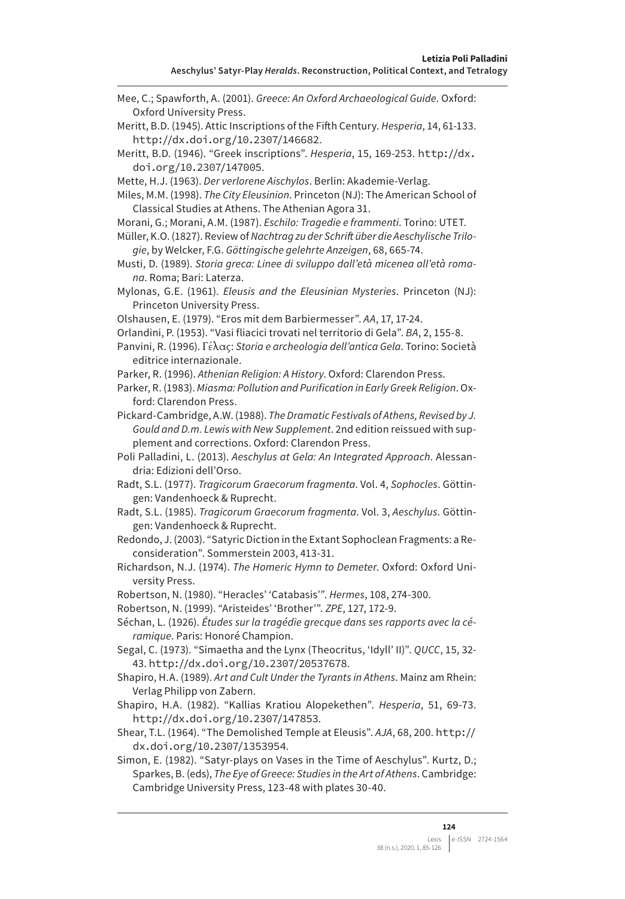Mee, C.; Spawforth, A. (2001). *Greece: An Oxford Archaeological Guide*. Oxford: Oxford University Press.

Meritt, B.D. (1945). Attic Inscriptions of the Fifth Century. *Hesperia*, 14, 61-133. http://dx.doi.org/10.2307/146682.

Meritt, B.D. (1946). "Greek inscriptions". *Hesperia*, 15, 169-253. http://dx.doi.org/10.2307/147005.

Mette, H.J. (1963). *Der verlorene Aischylos*. Berlin: Akademie-Verlag.

Miles, M.M. (1998). *The City Eleusinion*. Princeton (NJ): The American School of Classical Studies at Athens. The Athenian Agora 31.

Morani, G.; Morani, A.M. (1987). *Eschilo: Tragedie e frammenti*. Torino: UTET.

Müller, K.O. (1827). Review of *Nachtrag zu der Schrift über die Aeschylische Trilogie*, by Welcker, F.G. *Göttingische gelehrte Anzeigen*, 68, 665-74.

Musti, D. (1989). *Storia greca: Linee di sviluppo dall'età micenea all'età romana*. Roma; Bari: Laterza.

Mylonas, G.E. (1961). *Eleusis and the Eleusinian Mysteries*. Princeton (NJ): Princeton University Press.

Olshausen, E. (1979). "Eros mit dem Barbiermesser". *AA*, 17, 17-24.

Orlandini, P. (1953). "Vasi fliacici trovati nel territorio di Gela". *BA*, 2, 155-8.

Panvini, R. (1996). Γέλας: *Storia e archeologia dell'antica Gela*. Torino: Società editrice internazionale.

Parker, R. (1996). *Athenian Religion: A History*. Oxford: Clarendon Press.

Parker, R. (1983). *Miasma: Pollution and Purification in Early Greek Religion*. Oxford: Clarendon Press.

Pickard-Cambridge, A.W. (1988). *The Dramatic Festivals of Athens, Revised by J. Gould and D.m. Lewis with New Supplement*. 2nd edition reissued with supplement and corrections. Oxford: Clarendon Press.

Poli Palladini, L. (2013). *Aeschylus at Gela: An Integrated Approach*. Alessandria: Edizioni dell'Orso.

Radt, S.L. (1977). *Tragicorum Graecorum fragmenta*. Vol. 4, *Sophocles*. Göttingen: Vandenhoeck & Ruprecht.

Radt, S.L. (1985). *Tragicorum Graecorum fragmenta*. Vol. 3, *Aeschylus*. Göttingen: Vandenhoeck & Ruprecht.

Redondo, J. (2003). "Satyric Diction in the Extant Sophoclean Fragments: a Reconsideration". Sommerstein 2003, 413-31.

Richardson, N.J. (1974). *The Homeric Hymn to Demeter*. Oxford: Oxford University Press.

Robertson, N. (1980). "Heracles' 'Catabasis'". *Hermes*, 108, 274-300.

Robertson, N. (1999). "Aristeides' 'Brother'". *ZPE*, 127, 172-9.

Séchan, L. (1926). *Études sur la tragédie grecque dans ses rapports avec la céramique*. Paris: Honoré Champion.

Segal, C. (1973). "Simaetha and the Lynx (Theocritus, 'Idyll' II)". *QUCC*, 15, 32-43. http://dx.doi.org/10.2307/20537678.

Shapiro, H.A. (1989). *Art and Cult Under the Tyrants in Athens*. Mainz am Rhein: Verlag Philipp von Zabern.

Shapiro, H.A. (1982). "Kallias Kratiou Alopekethen". *Hesperia*, 51, 69-73. http://dx.doi.org/10.2307/147853.

Shear, T.L. (1964). "The Demolished Temple at Eleusis". *AJA*, 68, 200. http://dx.doi.org/10.2307/1353954.

Simon, E. (1982). "Satyr-plays on Vases in the Time of Aeschylus". Kurtz, D.; Sparkes, B. (eds), *The Eye of Greece: Studies in the Art of Athens*. Cambridge: Cambridge University Press, 123-48 with plates 30-40.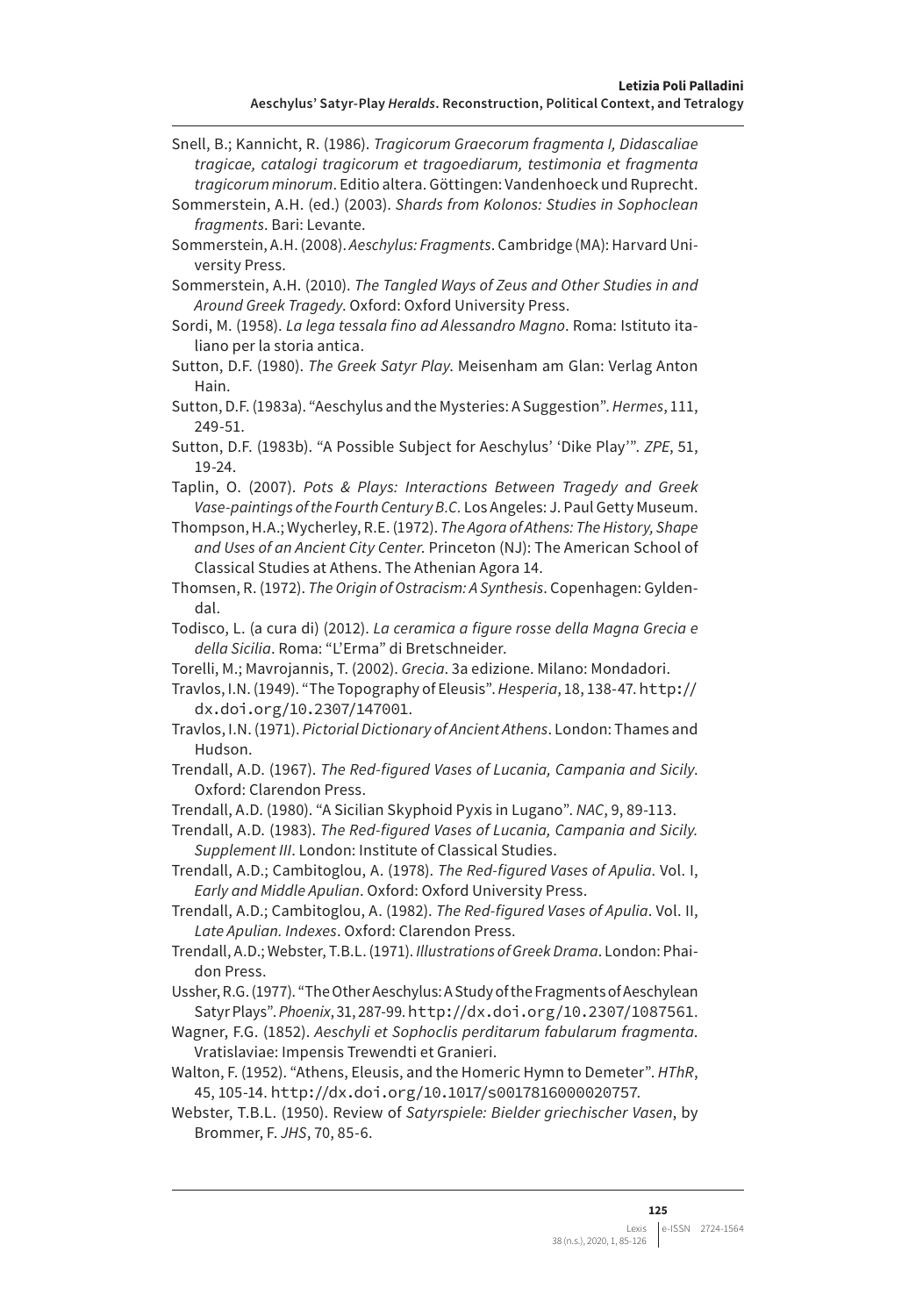Snell, B.; Kannicht, R. (1986). *Tragicorum Graecorum fragmenta I, Didascaliae tragicae, catalogi tragicorum et tragoediarum, testimonia et fragmenta tragicorum minorum*. Editio altera. Göttingen: Vandenhoeck und Ruprecht.

Sommerstein, A.H. (ed.) (2003). *Shards from Kolonos: Studies in Sophoclean fragments*. Bari: Levante.

Sommerstein, A.H. (2008). *Aeschylus: Fragments*. Cambridge (MA): Harvard University Press.

Sommerstein, A.H. (2010). *The Tangled Ways of Zeus and Other Studies in and Around Greek Tragedy*. Oxford: Oxford University Press.

Sordi, M. (1958). *La lega tessala fino ad Alessandro Magno*. Roma: Istituto italiano per la storia antica.

Sutton, D.F. (1980). *The Greek Satyr Play*. Meisenham am Glan: Verlag Anton Hain.

Sutton, D.F. (1983a). "Aeschylus and the Mysteries: A Suggestion". *Hermes*, 111, 249-51.

Sutton, D.F. (1983b). "A Possible Subject for Aeschylus' 'Dike Play'". *ZPE*, 51, 19-24.

Taplin, O. (2007). *Pots & Plays: Interactions Between Tragedy and Greek Vase-paintings of the Fourth Century B.C.* Los Angeles: J. Paul Getty Museum.

Thompson, H.A.; Wycherley, R.E. (1972). *The Agora of Athens: The History, Shape and Uses of an Ancient City Center.* Princeton (NJ): The American School of Classical Studies at Athens. The Athenian Agora 14.

Thomsen, R. (1972). *The Origin of Ostracism: A Synthesis*. Copenhagen: Gyldendal.

Todisco, L. (a cura di) (2012). *La ceramica a figure rosse della Magna Grecia e della Sicilia*. Roma: "L'Erma" di Bretschneider.

Torelli, M.; Mavrojannis, T. (2002). *Grecia*. 3a edizione. Milano: Mondadori.

Travlos, I.N. (1949). "The Topography of Eleusis". *Hesperia*, 18, 138-47. http://dx.doi.org/10.2307/147001.

Travlos, I.N. (1971). *Pictorial Dictionary of Ancient Athens*. London: Thames and Hudson.

Trendall, A.D. (1967). *The Red-figured Vases of Lucania, Campania and Sicily*. Oxford: Clarendon Press.

Trendall, A.D. (1980). "A Sicilian Skyphoid Pyxis in Lugano". *NAC*, 9, 89-113.

Trendall, A.D. (1983). *The Red-figured Vases of Lucania, Campania and Sicily. Supplement III*. London: Institute of Classical Studies.

Trendall, A.D.; Cambitoglou, A. (1978). *The Red-figured Vases of Apulia*. Vol. I, *Early and Middle Apulian*. Oxford: Oxford University Press.

Trendall, A.D.; Cambitoglou, A. (1982). *The Red-figured Vases of Apulia*. Vol. II, *Late Apulian. Indexes*. Oxford: Clarendon Press.

Trendall, A.D.; Webster, T.B.L. (1971). *Illustrations of Greek Drama*. London: Phaidon Press.

Ussher, R.G. (1977). "The Other Aeschylus: A Study of the Fragments of Aeschylean Satyr Plays". *Phoenix*, 31, 287-99. http://dx.doi.org/10.2307/1087561.

Wagner, F.G. (1852). *Aeschyli et Sophoclis perditarum fabularum fragmenta*. Vratislaviae: Impensis Trewendti et Granieri.

Walton, F. (1952). "Athens, Eleusis, and the Homeric Hymn to Demeter". *HThR*, 45, 105-14. http://dx.doi.org/10.1017/s0017816000020757.

Webster, T.B.L. (1950). Review of *Satyrspiele: Bielder griechischer Vasen*, by Brommer, F. *JHS*, 70, 85-6.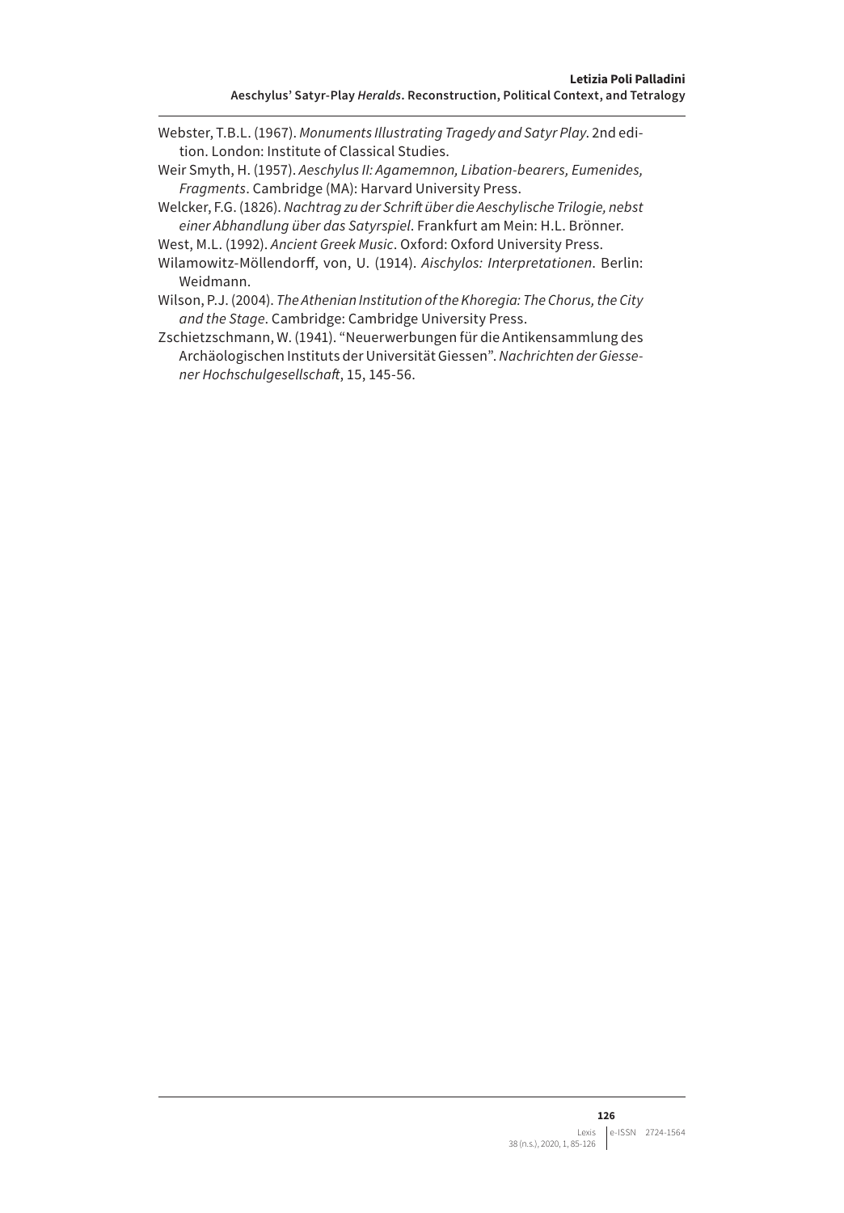Webster, T.B.L. (1967). *Monuments Illustrating Tragedy and Satyr Play*. 2nd edition. London: Institute of Classical Studies.

Weir Smyth, H. (1957). *Aeschylus II: Agamemnon, Libation-bearers, Eumenides, Fragments*. Cambridge (MA): Harvard University Press.

Welcker, F.G. (1826). *Nachtrag zu der Schrift über die Aeschylische Trilogie, nebst einer Abhandlung über das Satyrspiel*. Frankfurt am Mein: H.L. Brönner.

West, M.L. (1992). *Ancient Greek Music*. Oxford: Oxford University Press.

Wilamowitz-Möllendorff, von, U. (1914). *Aischylos: Interpretationen*. Berlin: Weidmann.

Wilson, P.J. (2004). *The Athenian Institution of the Khoregia: The Chorus, the City and the Stage*. Cambridge: Cambridge University Press.

Zschietzschmann, W. (1941). "Neuerwerbungen für die Antikensammlung des Archäologischen Instituts der Universität Giessen". *Nachrichten der Giessener Hochschulgesellschaft*, 15, 145-56.